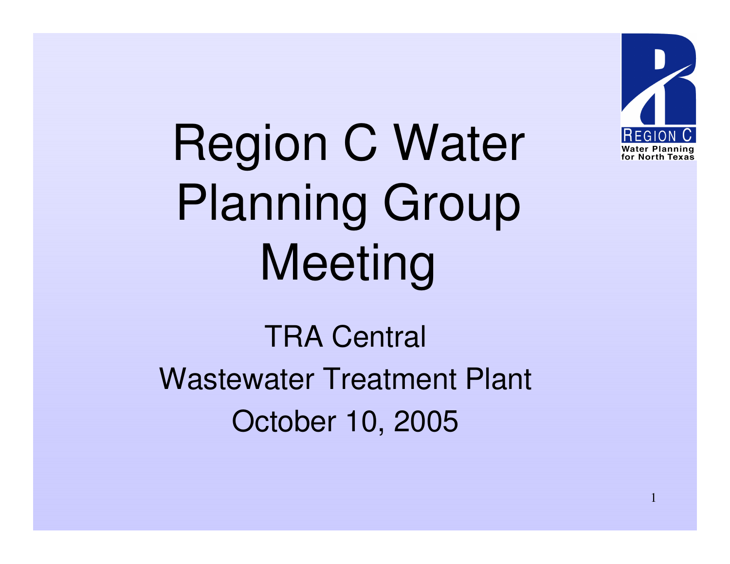# Region C Water Planning Group Meeting

REGION C
Water Planning for North Texas

TRA Central
Wastewater Treatment Plant
October 10, 2005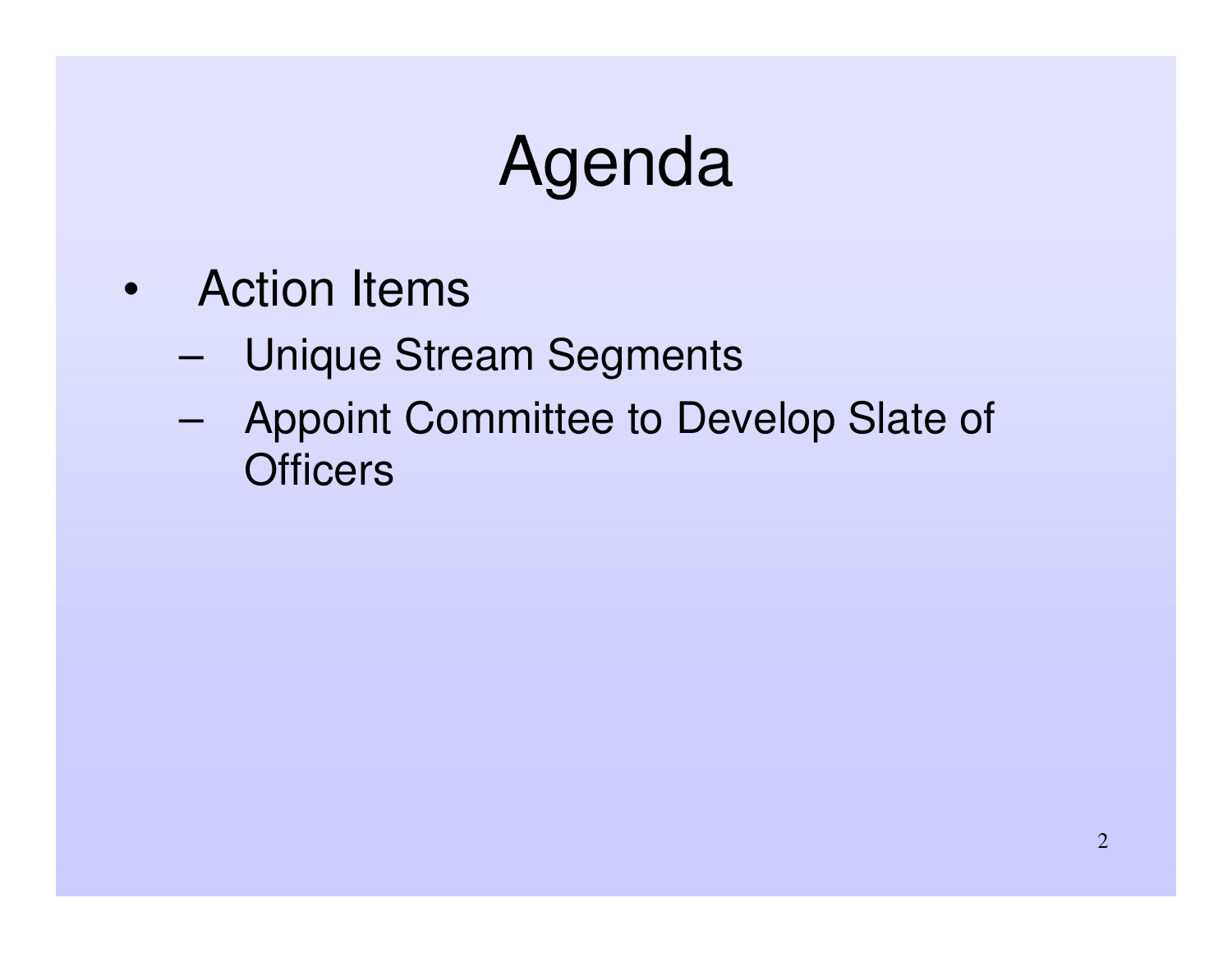# Agenda

- Action Items
  - Unique Stream Segments
  - Appoint Committee to Develop Slate of Officers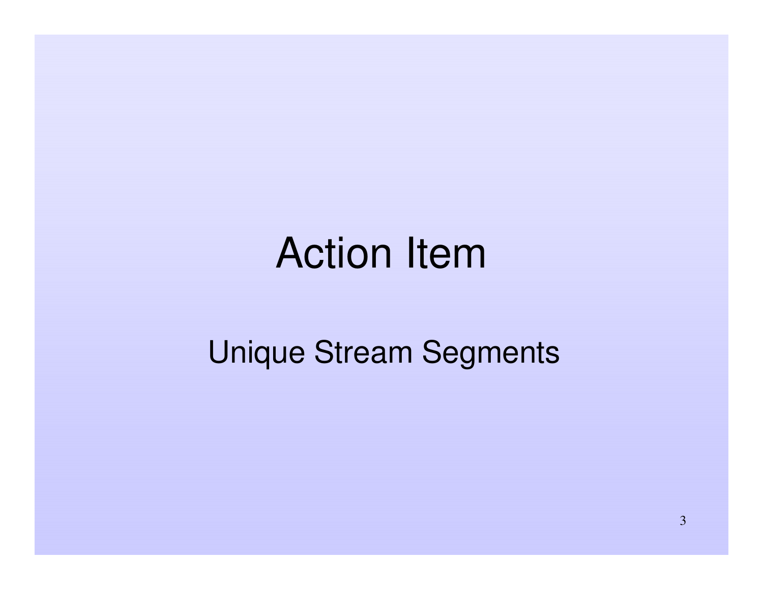# Action Item

Unique Stream Segments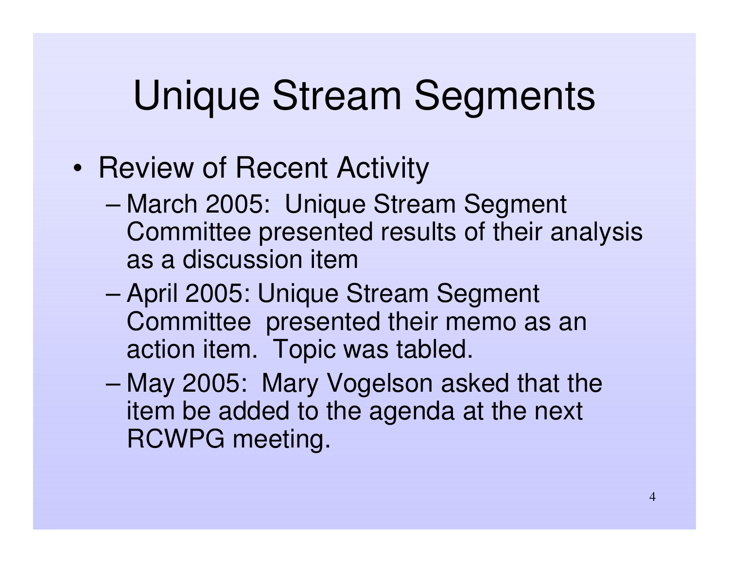# Unique Stream Segments

- Review of Recent Activity
  - March 2005: Unique Stream Segment Committee presented results of their analysis as a discussion item
  - April 2005: Unique Stream Segment Committee presented their memo as an action item. Topic was tabled.
  - May 2005: Mary Vogelson asked that the item be added to the agenda at the next RCWPG meeting.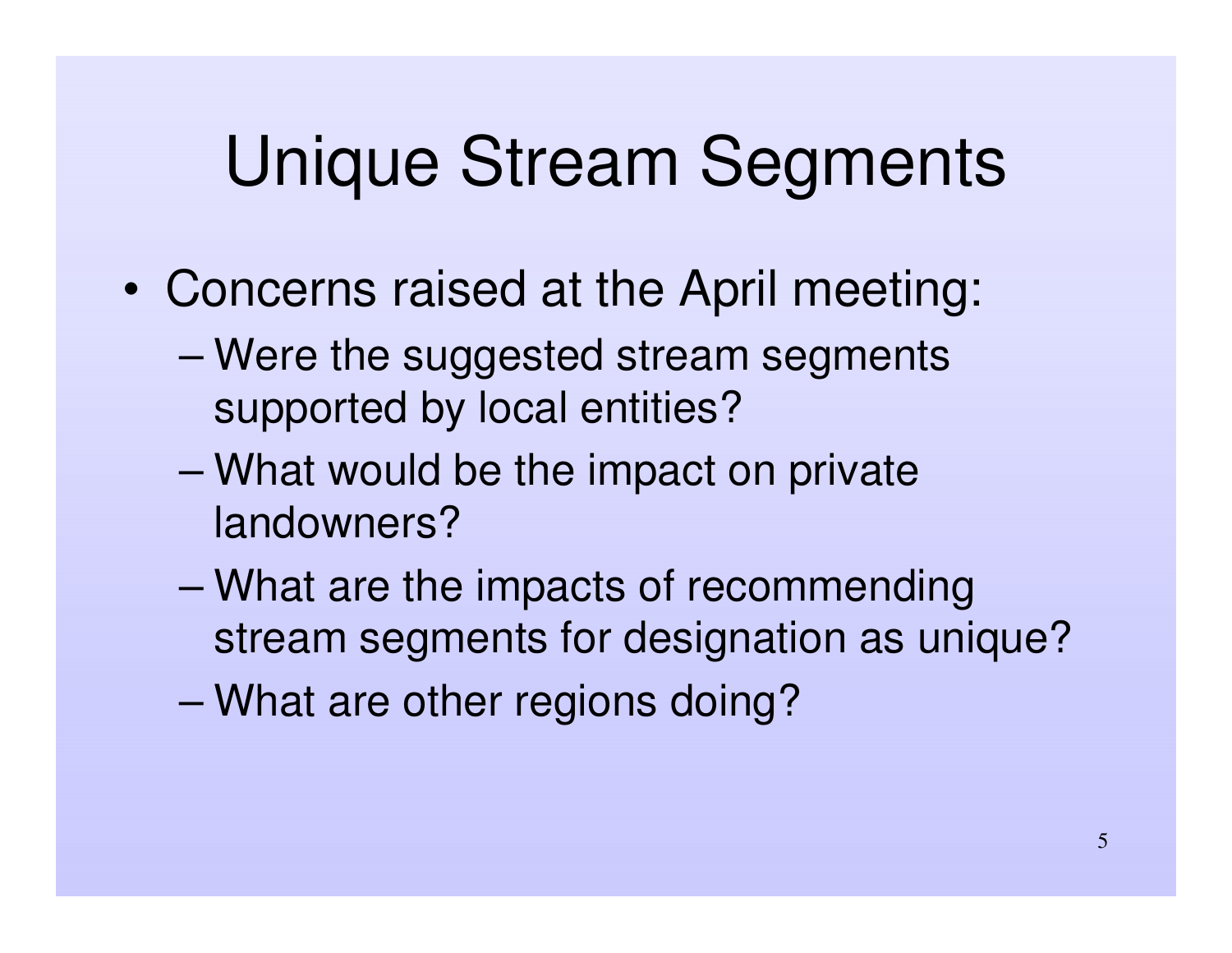# Unique Stream Segments

- Concerns raised at the April meeting:
  - Were the suggested stream segments supported by local entities?
  - What would be the impact on private landowners?
  - What are the impacts of recommending stream segments for designation as unique?
  - What are other regions doing?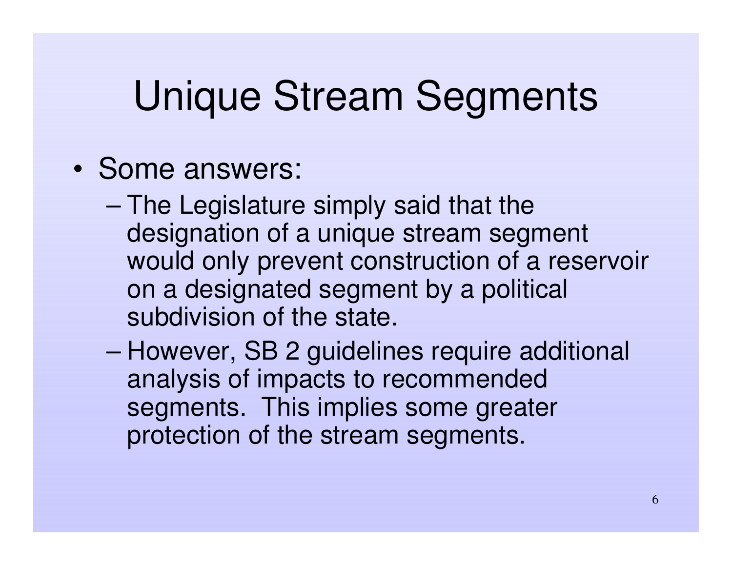# Unique Stream Segments

- Some answers:
  - The Legislature simply said that the designation of a unique stream segment would only prevent construction of a reservoir on a designated segment by a political subdivision of the state.
  - However, SB 2 guidelines require additional analysis of impacts to recommended segments. This implies some greater protection of the stream segments.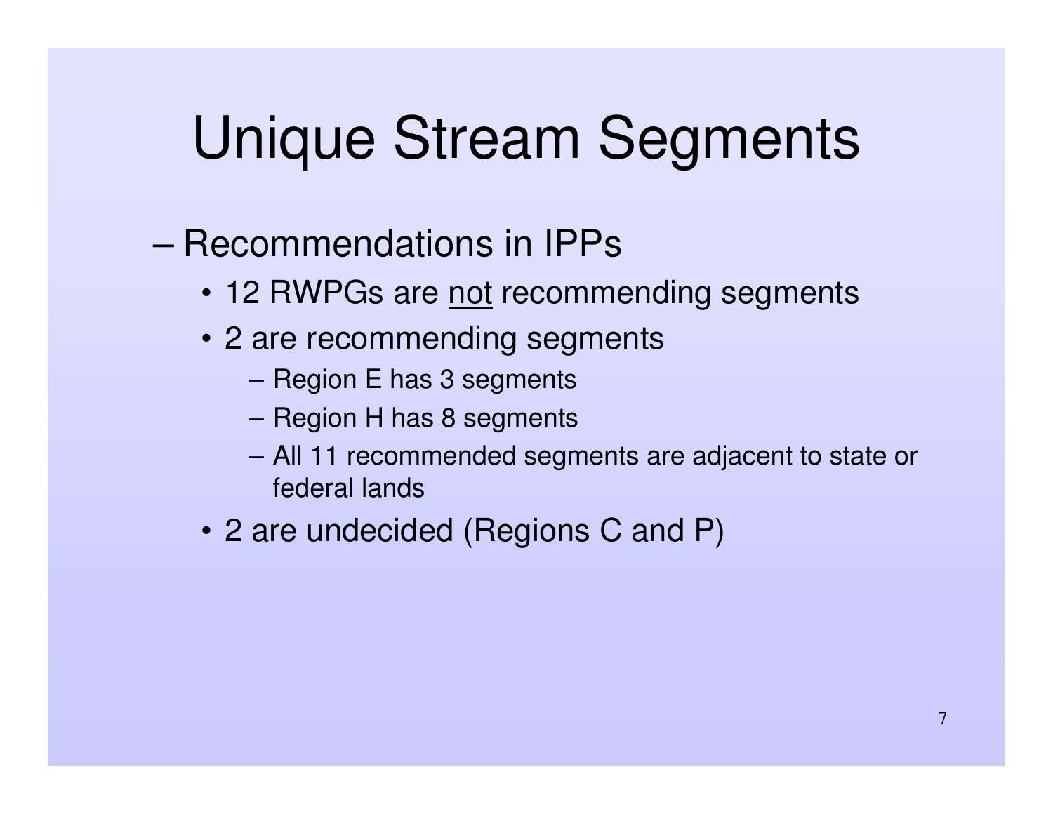# Unique Stream Segments

- Recommendations in IPPs
  - 12 RWPGs are <u>not</u> recommending segments
  - 2 are recommending segments
    - Region E has 3 segments
    - Region H has 8 segments
    - All 11 recommended segments are adjacent to state or federal lands
  - 2 are undecided (Regions C and P)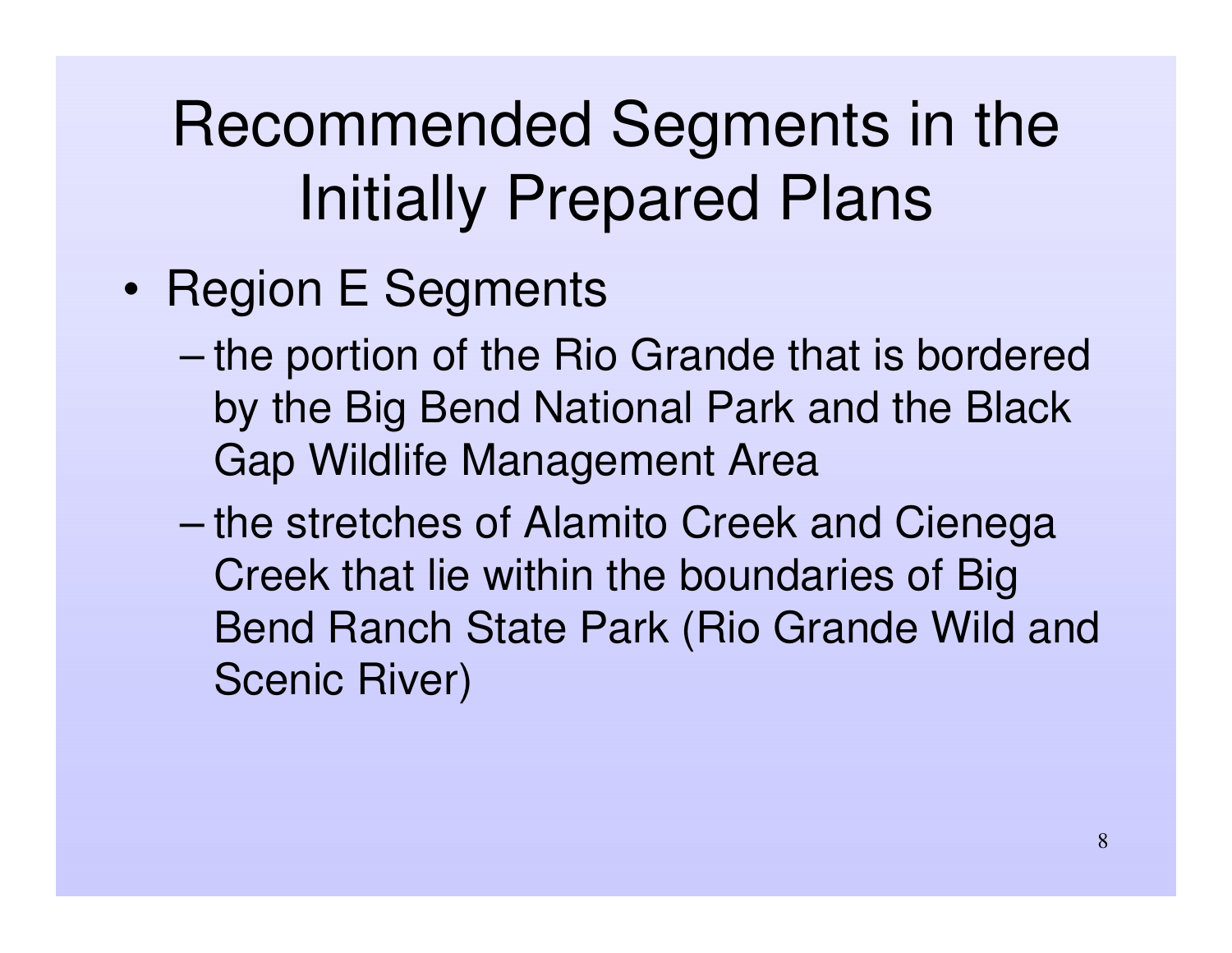# Recommended Segments in the Initially Prepared Plans

- Region E Segments
  - the portion of the Rio Grande that is bordered by the Big Bend National Park and the Black Gap Wildlife Management Area
  - the stretches of Alamito Creek and Cienega Creek that lie within the boundaries of Big Bend Ranch State Park (Rio Grande Wild and Scenic River)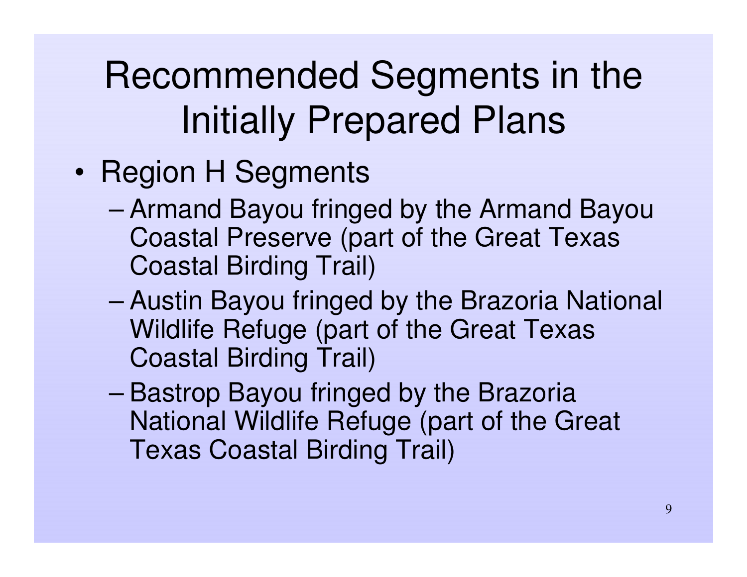# Recommended Segments in the Initially Prepared Plans

- Region H Segments
  - Armand Bayou fringed by the Armand Bayou Coastal Preserve (part of the Great Texas Coastal Birding Trail)
  - Austin Bayou fringed by the Brazoria National Wildlife Refuge (part of the Great Texas Coastal Birding Trail)
  - Bastrop Bayou fringed by the Brazoria National Wildlife Refuge (part of the Great Texas Coastal Birding Trail)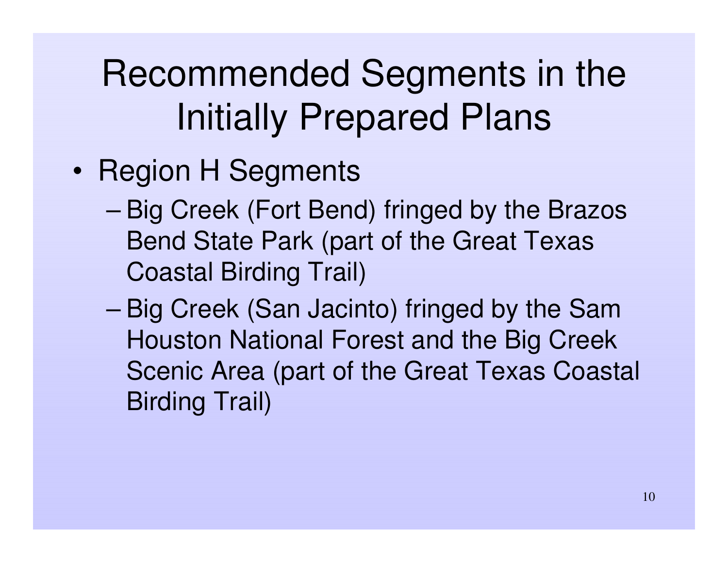# Recommended Segments in the Initially Prepared Plans

- Region H Segments
  - Big Creek (Fort Bend) fringed by the Brazos Bend State Park (part of the Great Texas Coastal Birding Trail)
  - Big Creek (San Jacinto) fringed by the Sam Houston National Forest and the Big Creek Scenic Area (part of the Great Texas Coastal Birding Trail)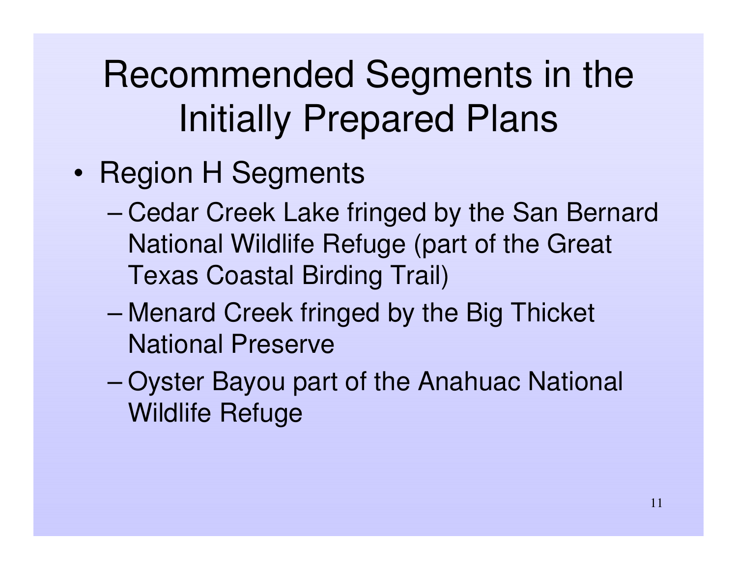# Recommended Segments in the Initially Prepared Plans

- Region H Segments
  - Cedar Creek Lake fringed by the San Bernard National Wildlife Refuge (part of the Great Texas Coastal Birding Trail)
  - Menard Creek fringed by the Big Thicket National Preserve
  - Oyster Bayou part of the Anahuac National Wildlife Refuge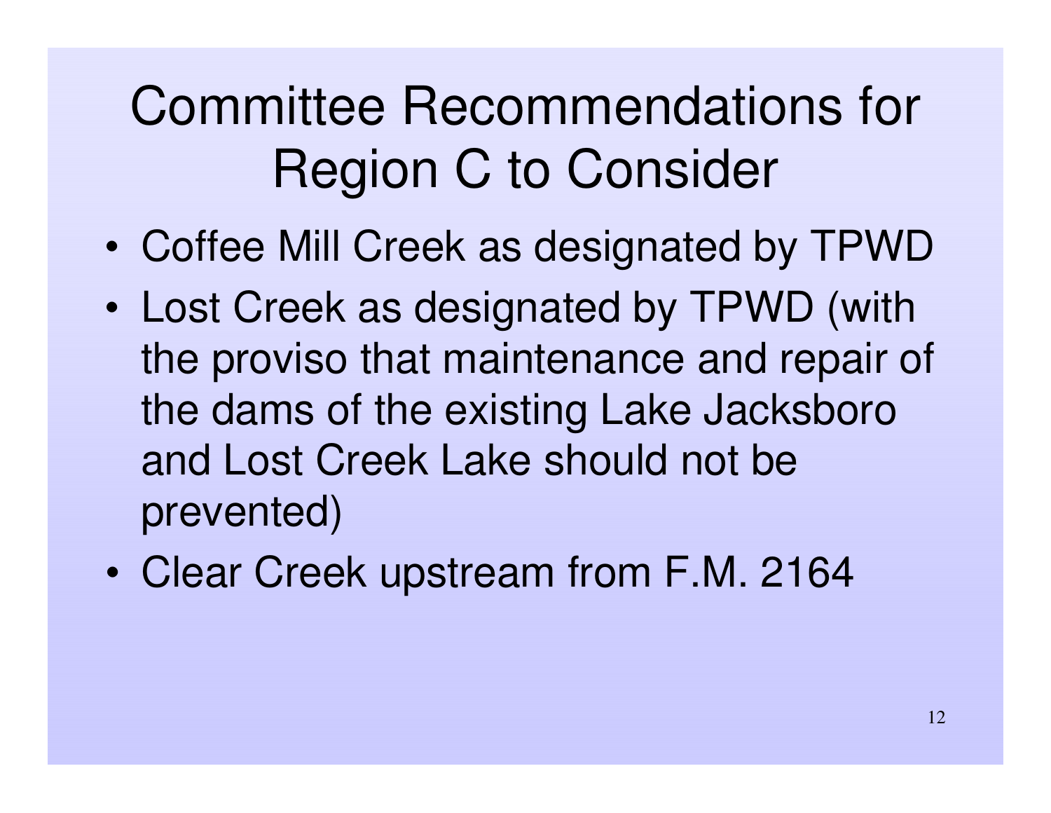# Committee Recommendations for Region C to Consider

- Coffee Mill Creek as designated by TPWD
- Lost Creek as designated by TPWD (with the proviso that maintenance and repair of the dams of the existing Lake Jacksboro and Lost Creek Lake should not be prevented)
- Clear Creek upstream from F.M. 2164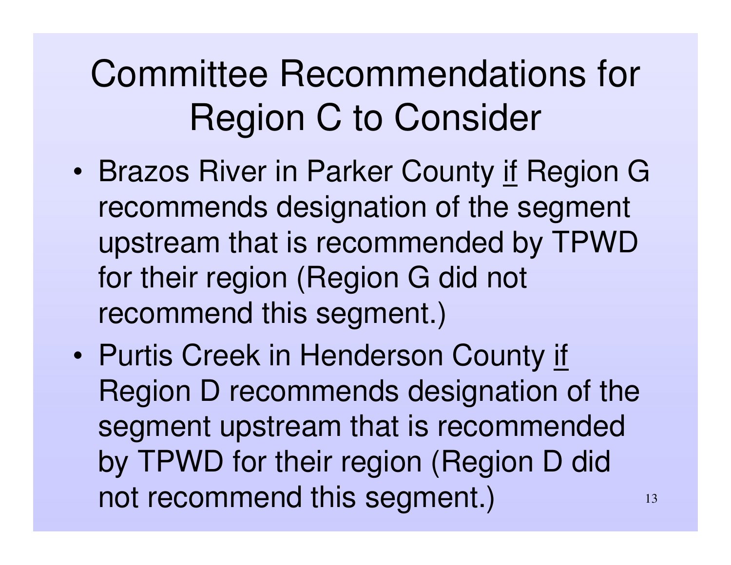# Committee Recommendations for Region C to Consider

- Brazos River in Parker County <u>if</u> Region G recommends designation of the segment upstream that is recommended by TPWD for their region (Region G did not recommend this segment.)
- Purtis Creek in Henderson County <u>if</u> Region D recommends designation of the segment upstream that is recommended by TPWD for their region (Region D did not recommend this segment.)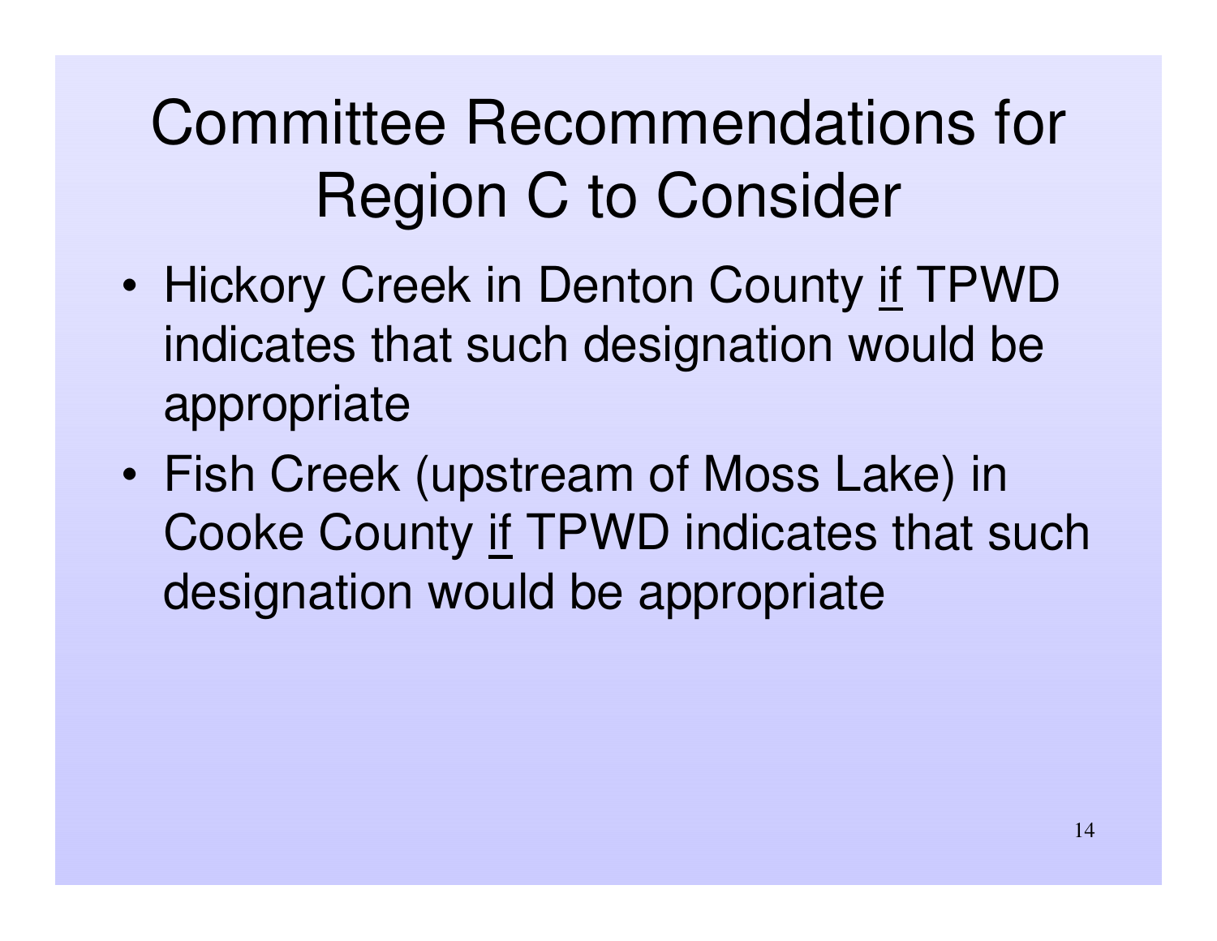# Committee Recommendations for Region C to Consider

- Hickory Creek in Denton County <u>if</u> TPWD indicates that such designation would be appropriate
- Fish Creek (upstream of Moss Lake) in Cooke County <u>if</u> TPWD indicates that such designation would be appropriate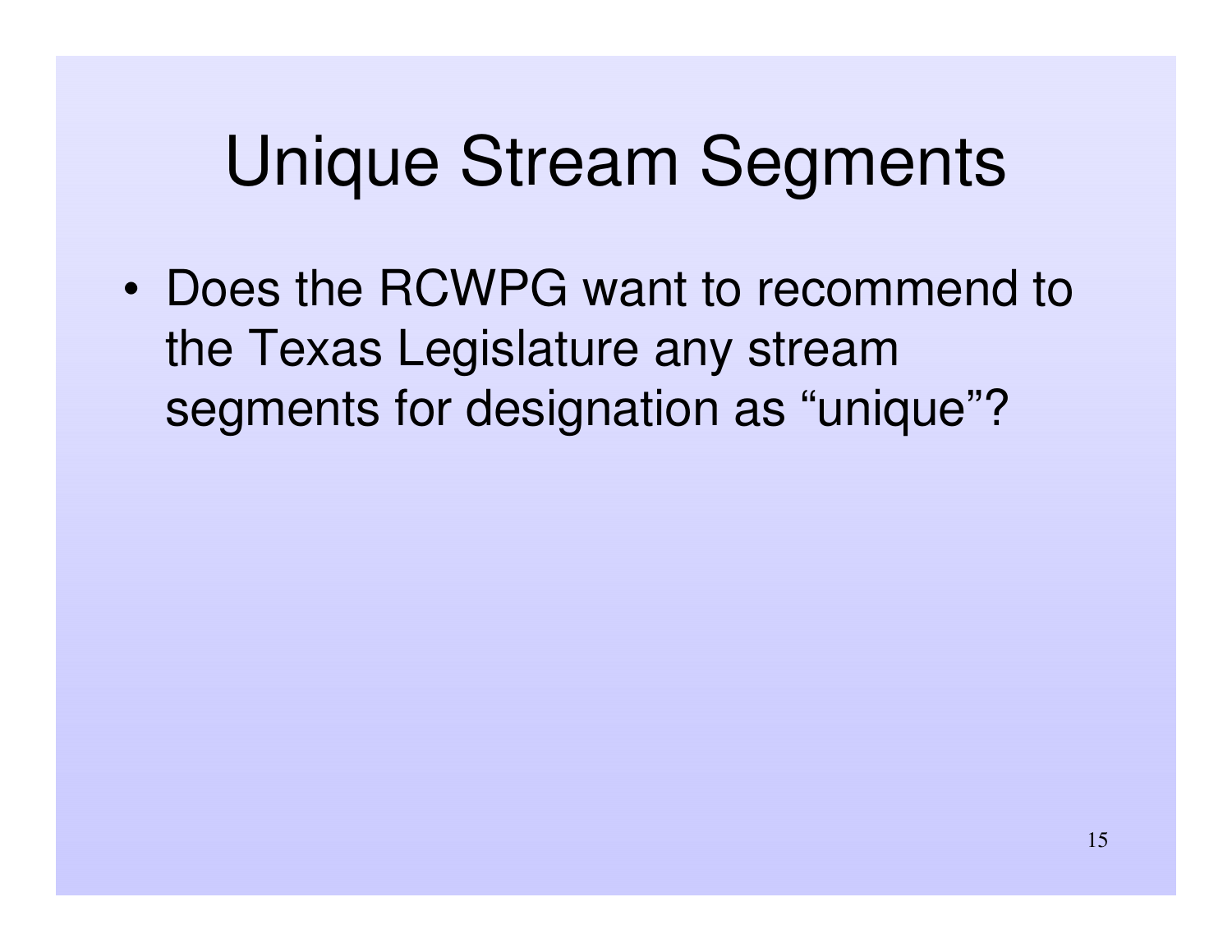# Unique Stream Segments

- Does the RCWPG want to recommend to the Texas Legislature any stream segments for designation as “unique”?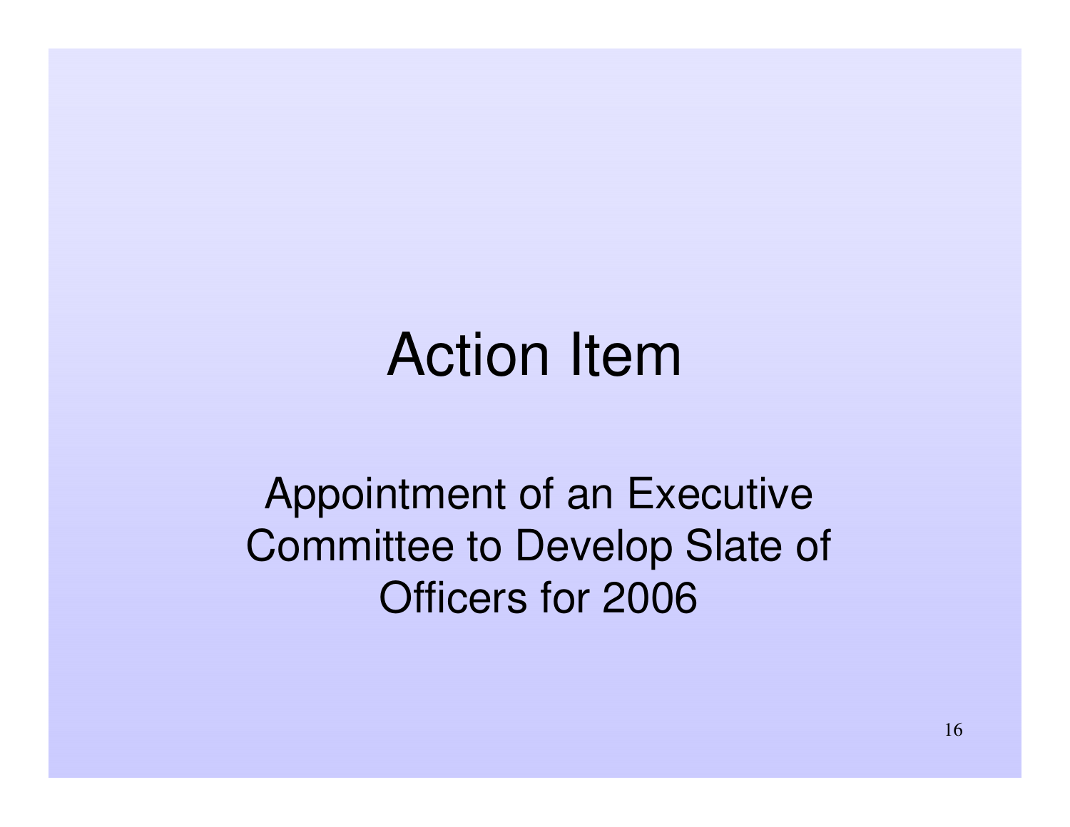# Action Item

Appointment of an Executive Committee to Develop Slate of Officers for 2006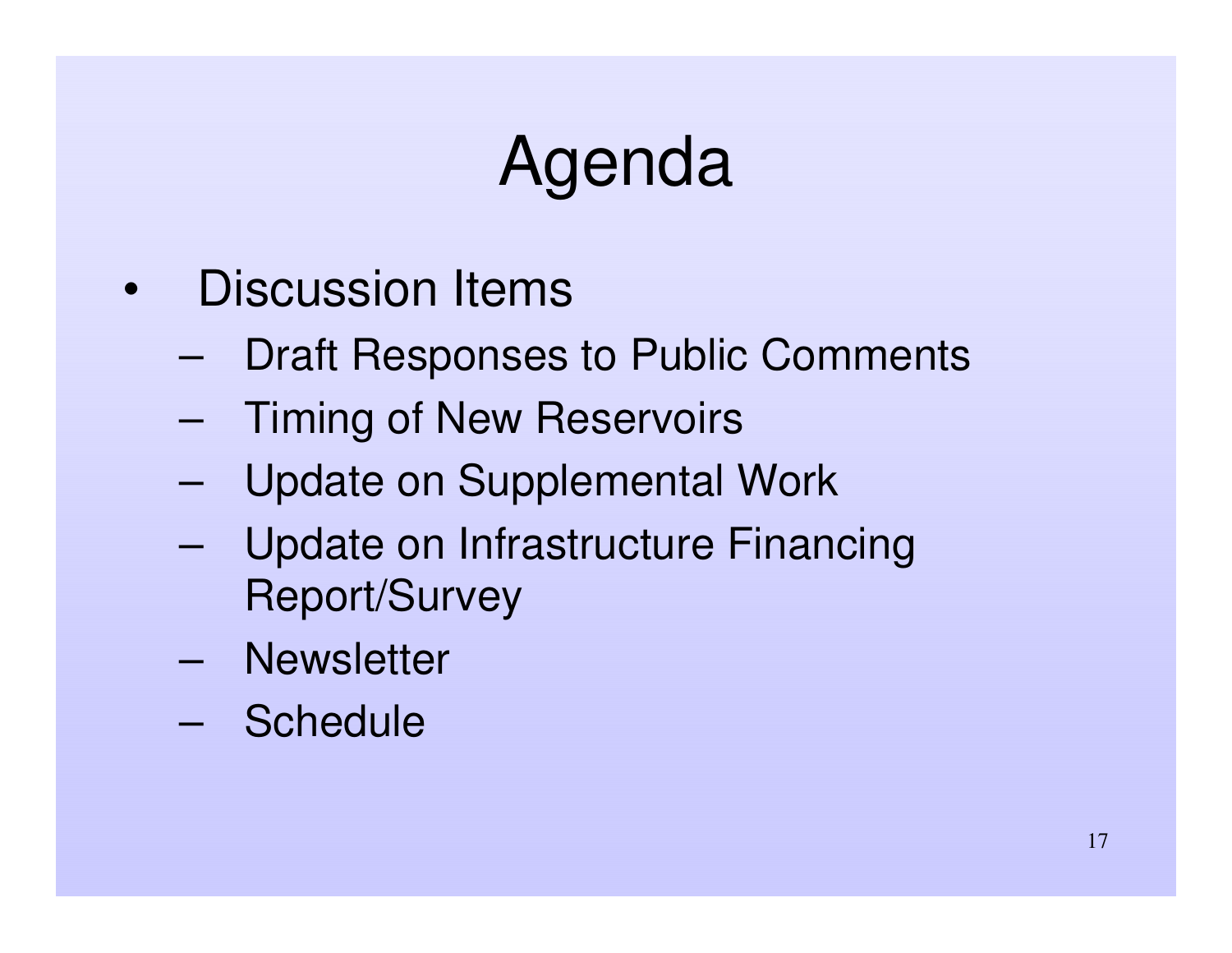# Agenda

- Discussion Items
  - Draft Responses to Public Comments
  - Timing of New Reservoirs
  - Update on Supplemental Work
  - Update on Infrastructure Financing Report/Survey
  - Newsletter
  - Schedule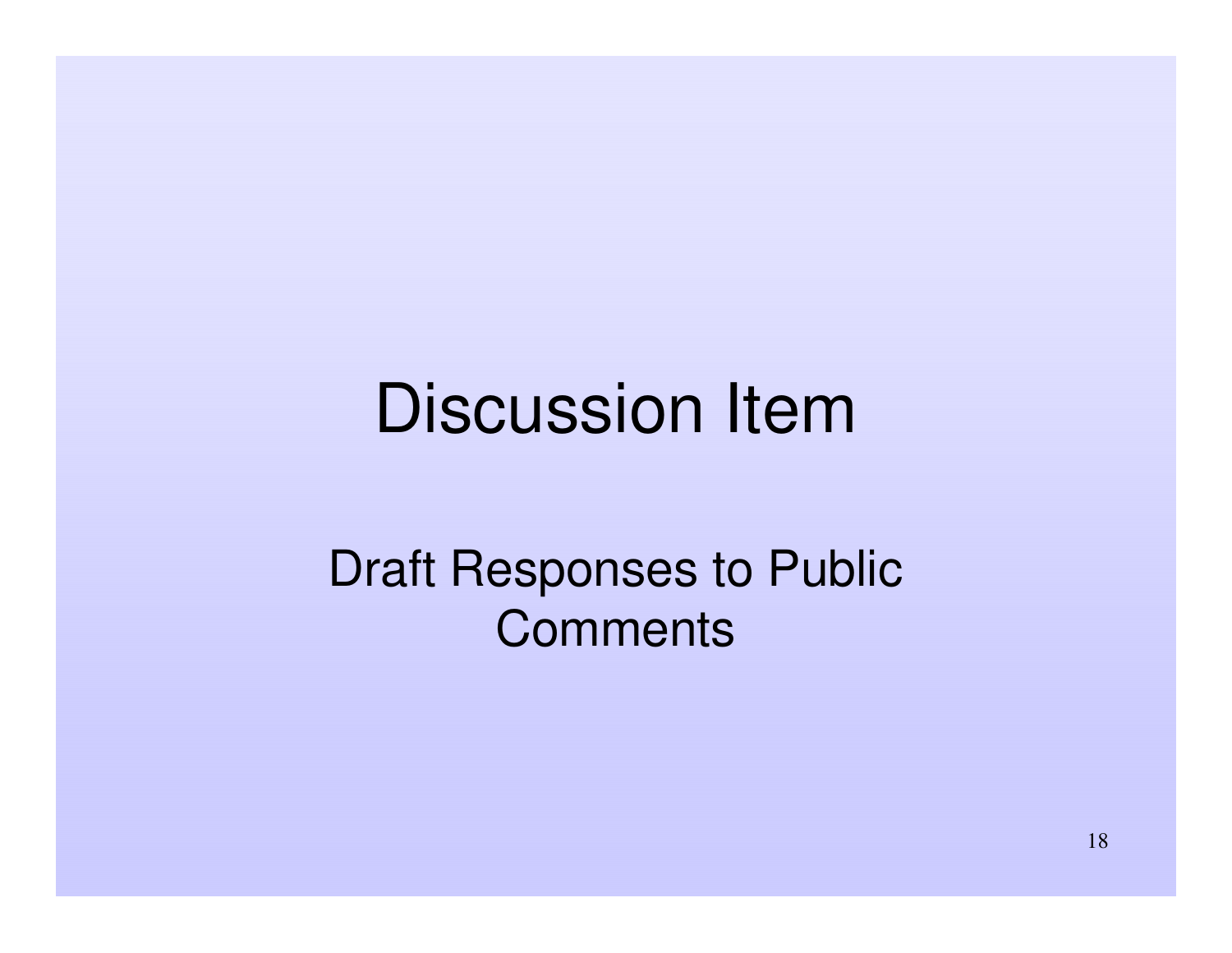# Discussion Item

Draft Responses to Public Comments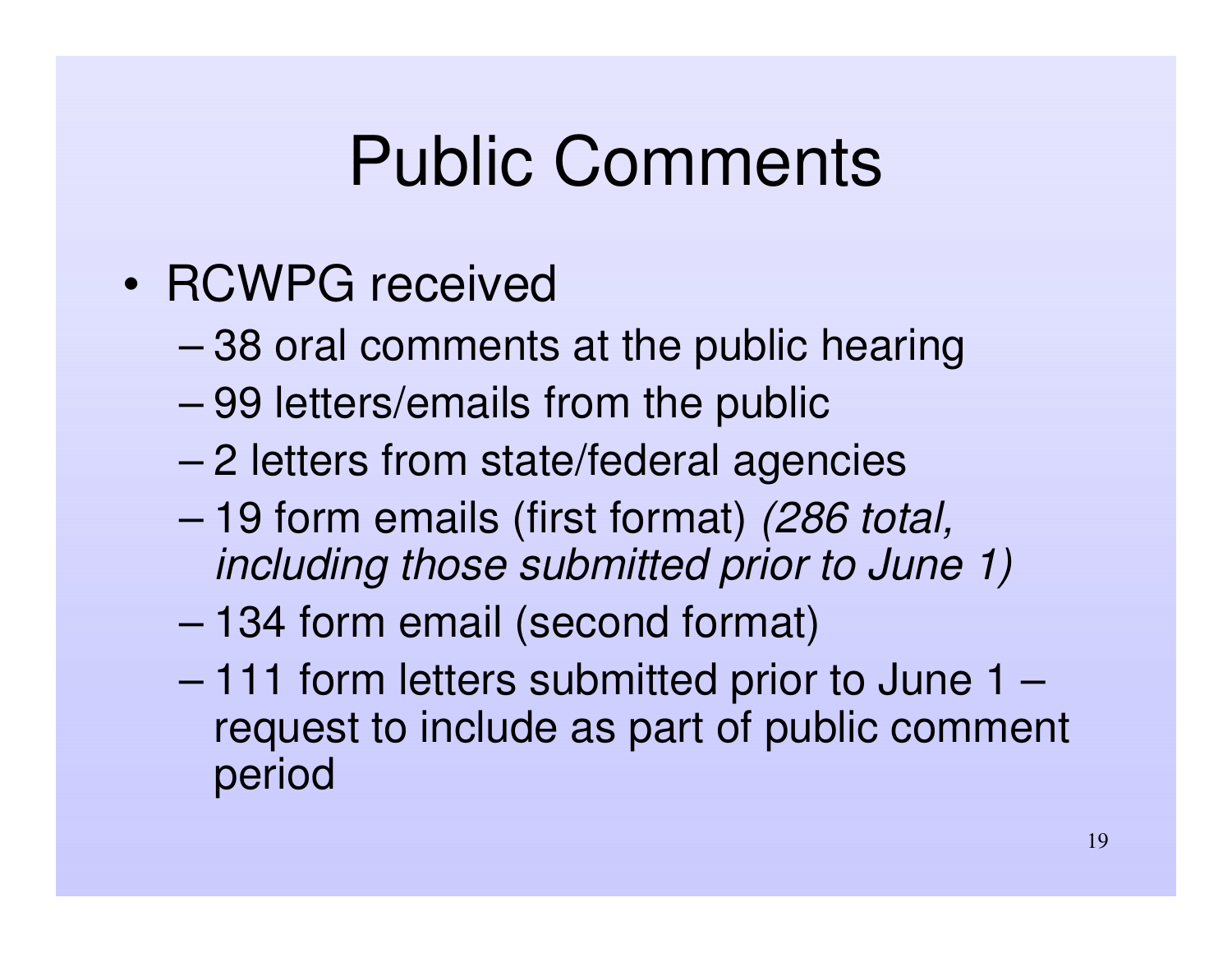# Public Comments

- RCWPG received
  - 38 oral comments at the public hearing
  - 99 letters/emails from the public
  - 2 letters from state/federal agencies
  - 19 form emails (first format) *(286 total, including those submitted prior to June 1)*
  - 134 form email (second format)
  - 111 form letters submitted prior to June 1 – request to include as part of public comment period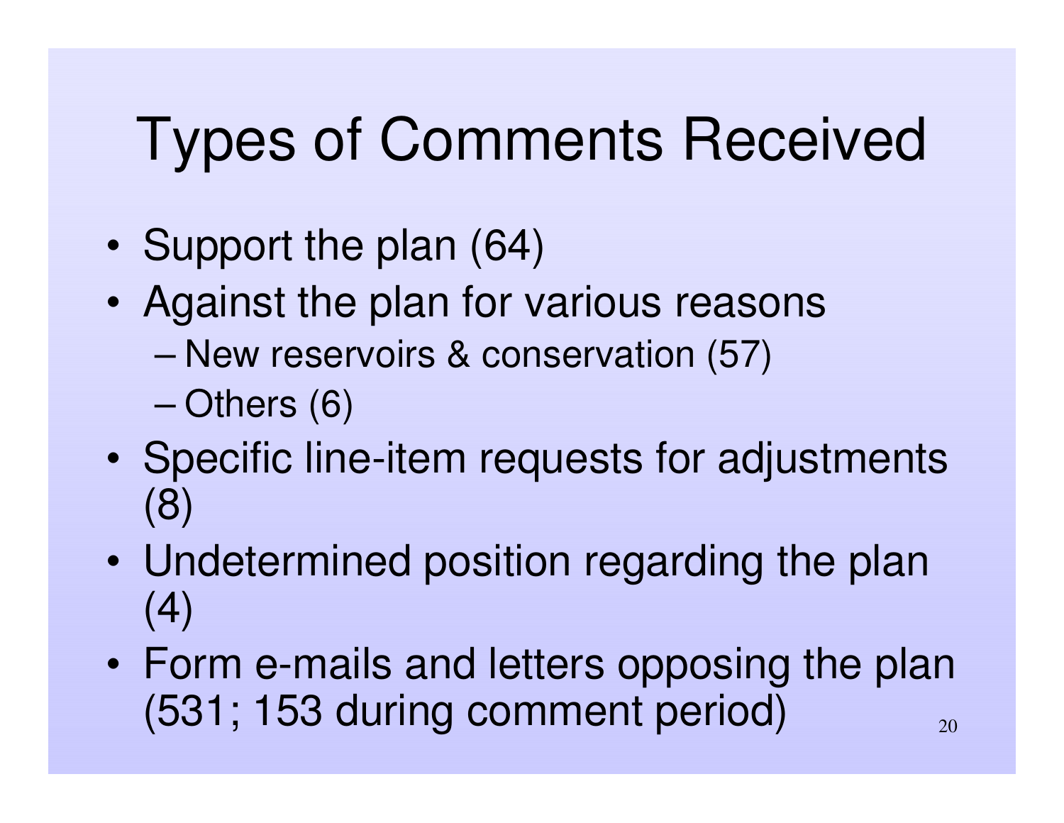# Types of Comments Received

- Support the plan (64)
- Against the plan for various reasons
  - New reservoirs & conservation (57)
  - Others (6)
- Specific line-item requests for adjustments (8)
- Undetermined position regarding the plan (4)
- Form e-mails and letters opposing the plan (531; 153 during comment period)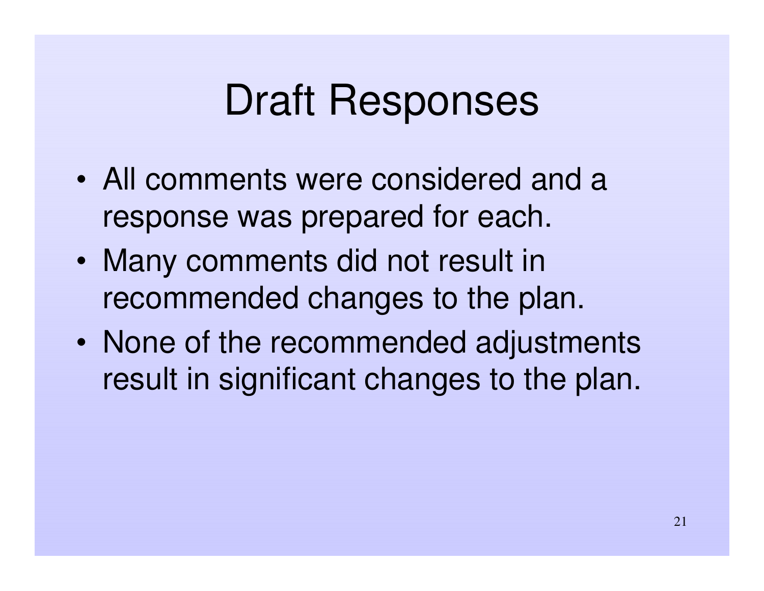# Draft Responses

- All comments were considered and a response was prepared for each.
- Many comments did not result in recommended changes to the plan.
- None of the recommended adjustments result in significant changes to the plan.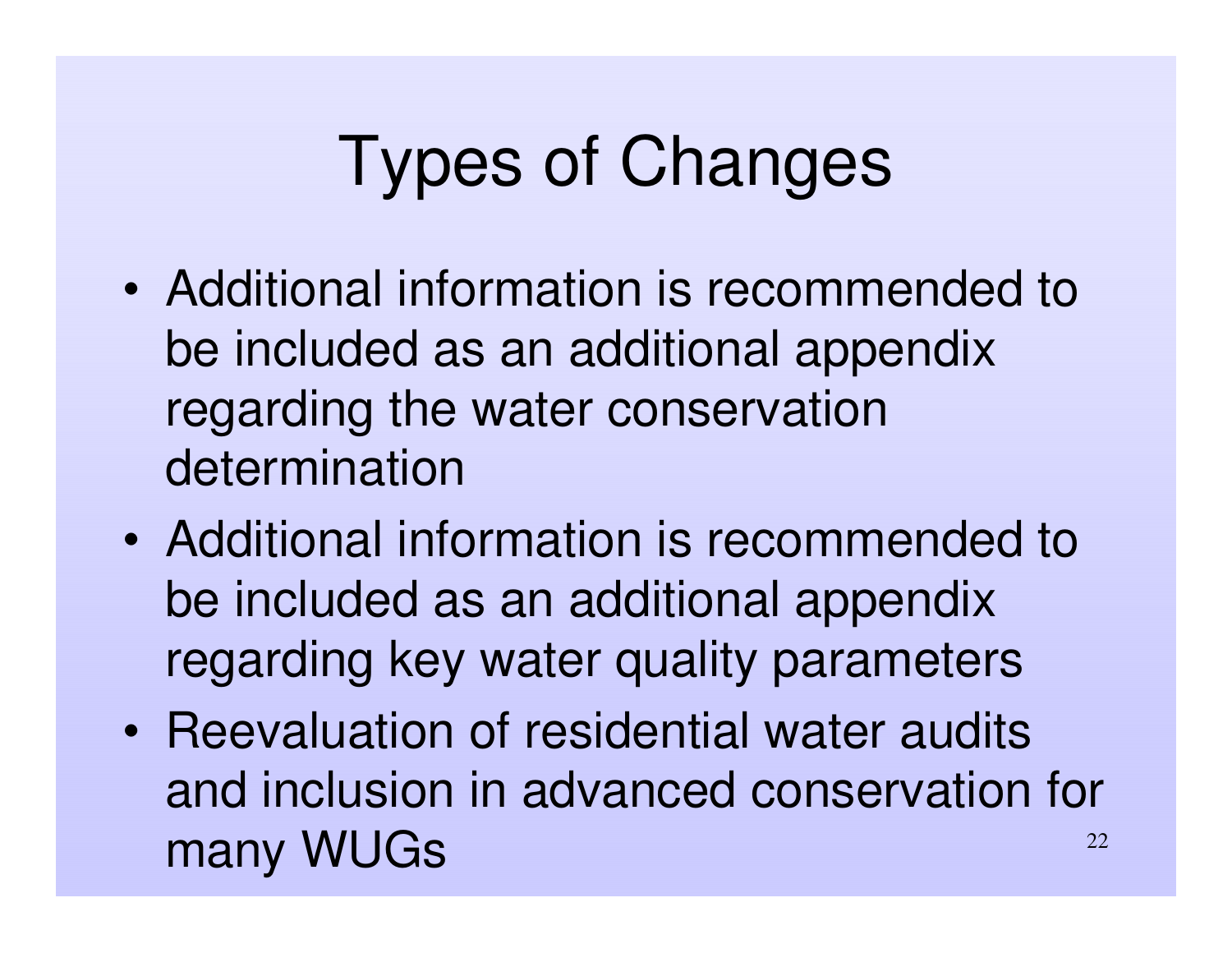# Types of Changes

- Additional information is recommended to be included as an additional appendix regarding the water conservation determination
- Additional information is recommended to be included as an additional appendix regarding key water quality parameters
- Reevaluation of residential water audits and inclusion in advanced conservation for many WUGs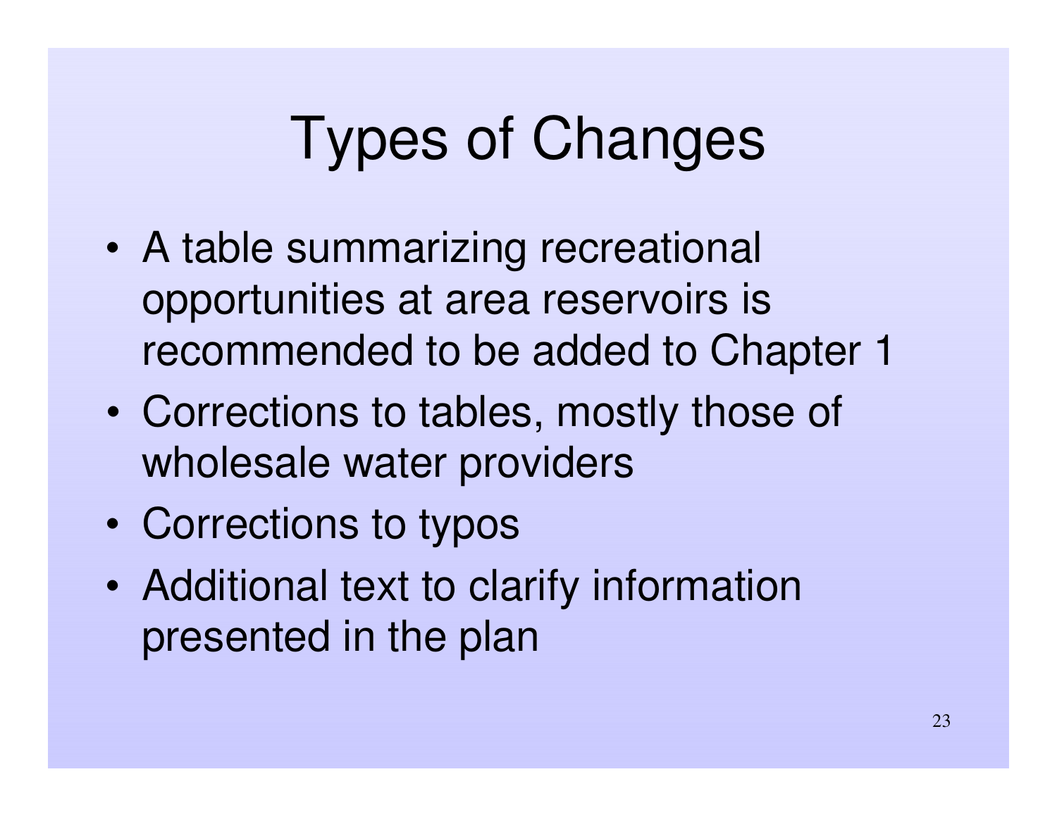# Types of Changes

- A table summarizing recreational opportunities at area reservoirs is recommended to be added to Chapter 1
- Corrections to tables, mostly those of wholesale water providers
- Corrections to typos
- Additional text to clarify information presented in the plan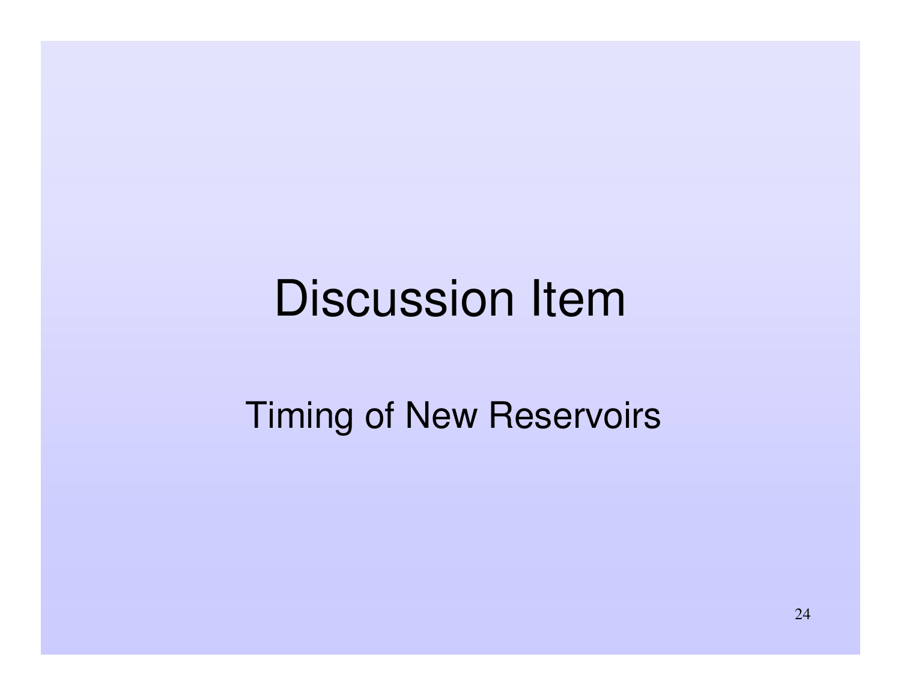# Discussion Item

Timing of New Reservoirs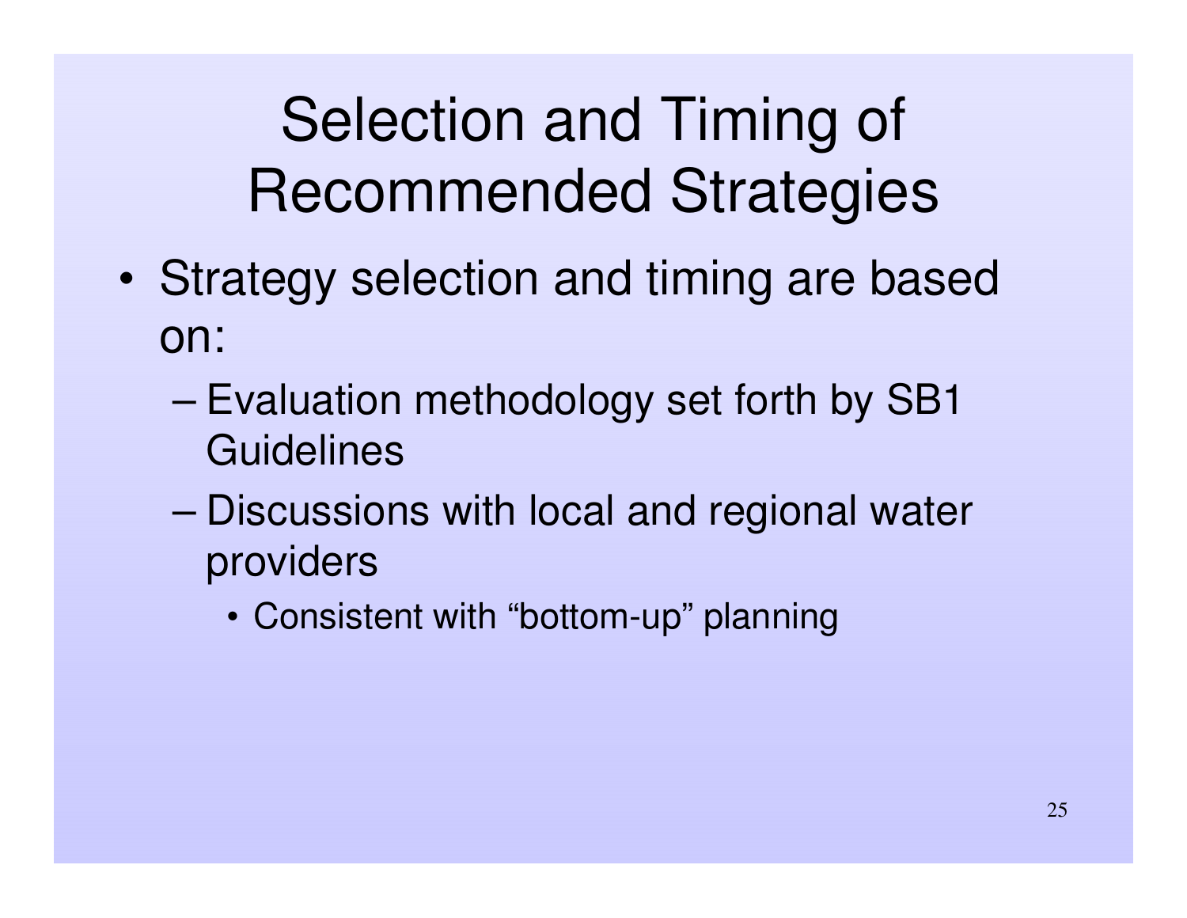# Selection and Timing of Recommended Strategies

- Strategy selection and timing are based on:
  - Evaluation methodology set forth by SB1 Guidelines
  - Discussions with local and regional water providers
    - Consistent with “bottom-up” planning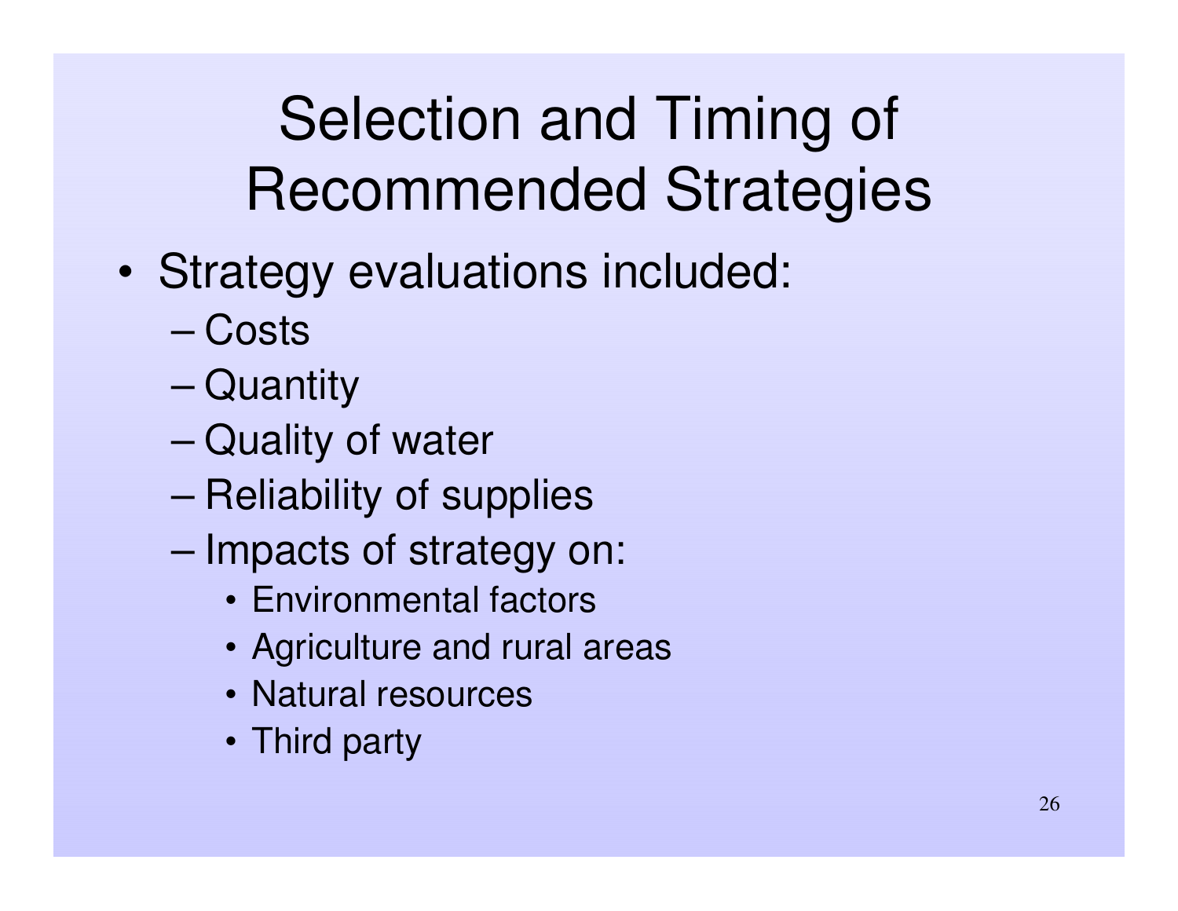# Selection and Timing of Recommended Strategies

- Strategy evaluations included:
  - Costs
  - Quantity
  - Quality of water
  - Reliability of supplies
  - Impacts of strategy on:
    - Environmental factors
    - Agriculture and rural areas
    - Natural resources
    - Third party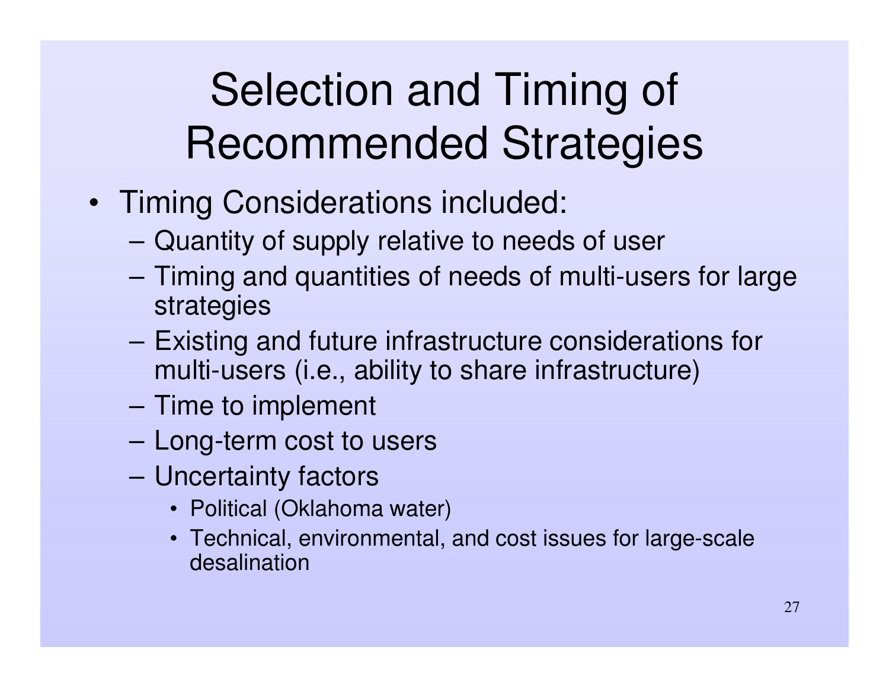# Selection and Timing of Recommended Strategies

- Timing Considerations included:
  - Quantity of supply relative to needs of user
  - Timing and quantities of needs of multi-users for large strategies
  - Existing and future infrastructure considerations for multi-users (i.e., ability to share infrastructure)
  - Time to implement
  - Long-term cost to users
  - Uncertainty factors
    - Political (Oklahoma water)
    - Technical, environmental, and cost issues for large-scale desalination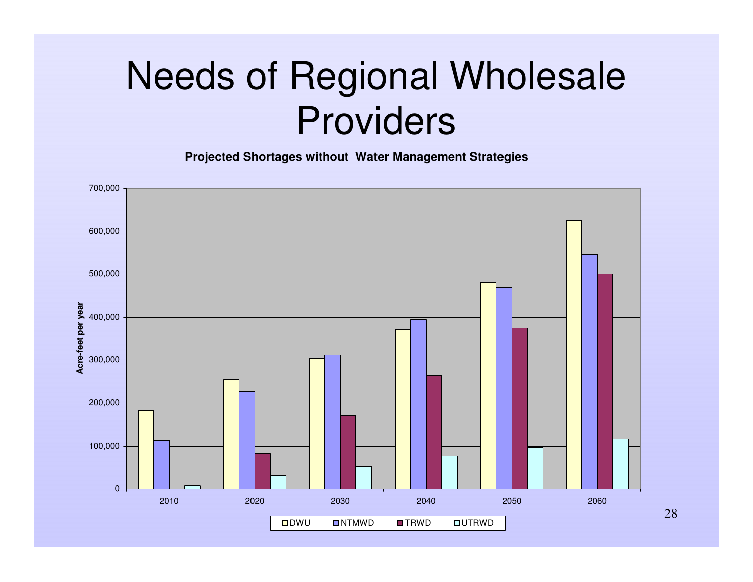# Needs of Regional Wholesale Providers

**Projected Shortages without Water Management Strategies**

Acre-feet per year

700,000
600,000
500,000
400,000
300,000
200,000
100,000
0

2010 2020 2030 2040 2050 2060

DWU NTMWD TRWD UTRWD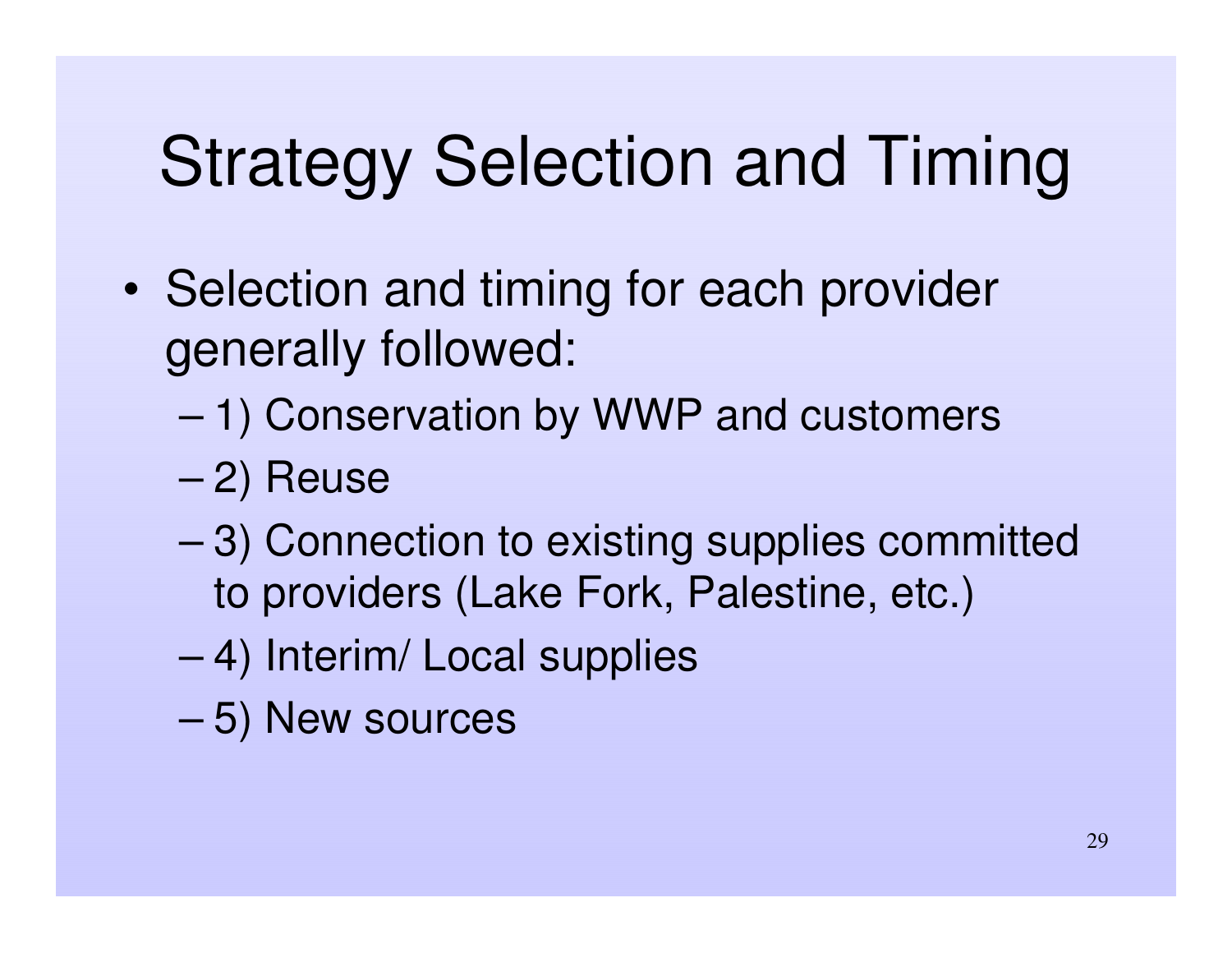# Strategy Selection and Timing

- Selection and timing for each provider generally followed:
  - 1) Conservation by WWP and customers
  - 2) Reuse
  - 3) Connection to existing supplies committed to providers (Lake Fork, Palestine, etc.)
  - 4) Interim/ Local supplies
  - 5) New sources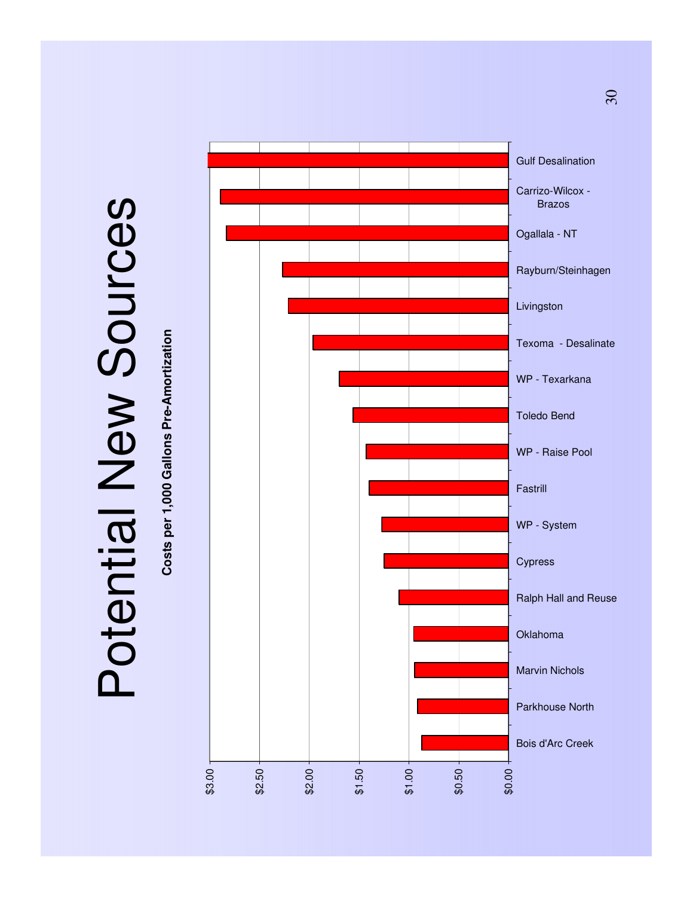# Potential New Sources

**Costs per 1,000 Gallons Pre-Amortization**

| Source | Approximate Cost per 1,000 Gallons |
|---|---|
| Gulf Desalination | $3.02 |
| Carrizo-Wilcox - Brazos | $2.89 |
| Ogallala - NT | $2.83 |
| Rayburn/Steinhagen | $2.27 |
| Livingston | $2.21 |
| Texoma - Desalinate | $1.97 |
| WP - Texarkana | $1.70 |
| Toledo Bend | $1.56 |
| WP - Raise Pool | $1.43 |
| Fastrill | $1.40 |
| WP - System | $1.27 |
| Cypress | $1.25 |
| Ralph Hall and Reuse | $1.10 |
| Oklahoma | $0.95 |
| Marvin Nichols | $0.94 |
| Parkhouse North | $0.91 |
| Bois d'Arc Creek | $0.87 |

*Values are approximate readings from a bar chart; axis ranges from $0.00 to $3.00.*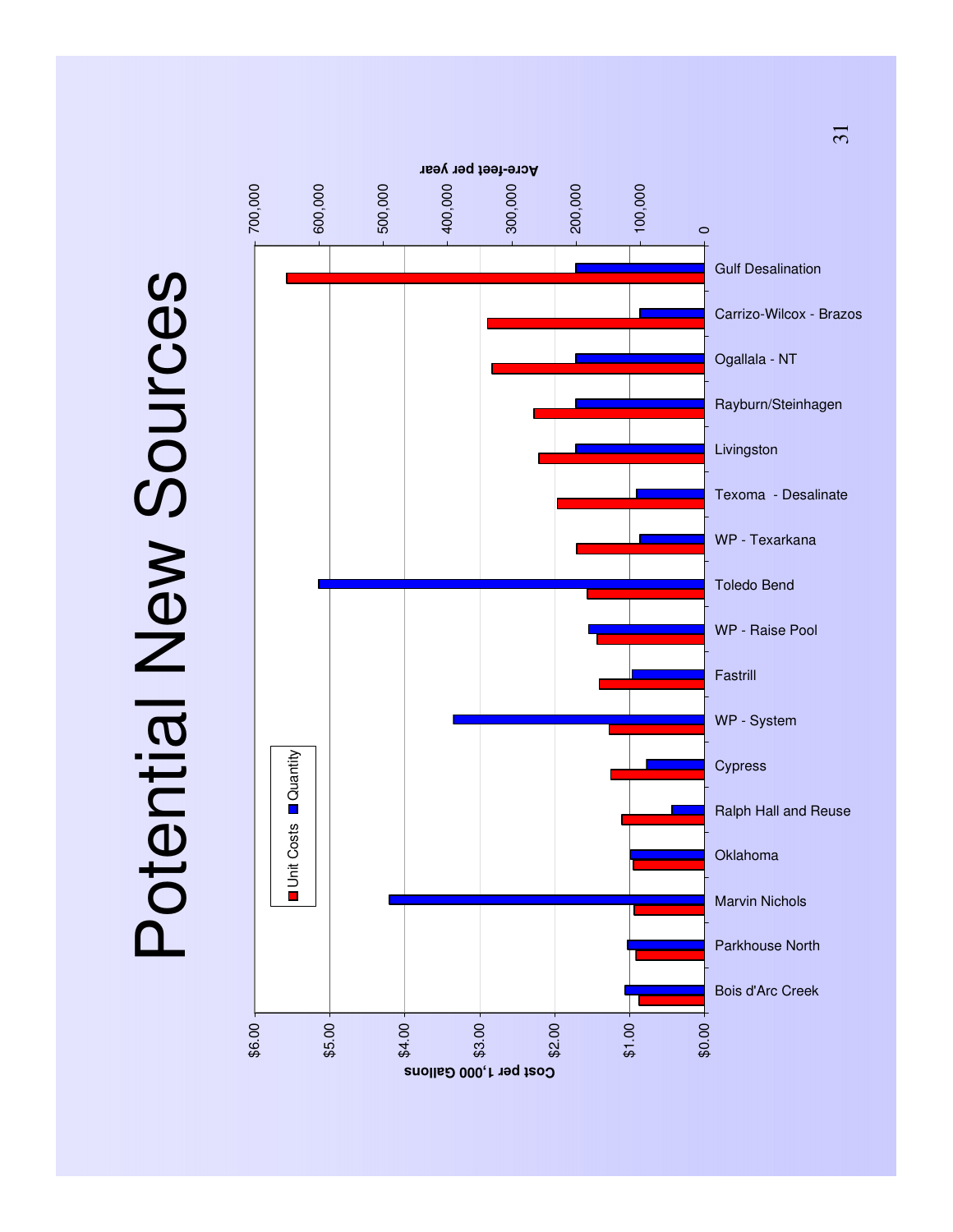# Potential New Sources

Unit Costs ■ Quantity ■

Cost per 1,000 Gallons: $0.00, $1.00, $2.00, $3.00, $4.00, $5.00, $6.00

Acre-feet per year: 0, 100,000, 200,000, 300,000, 400,000, 500,000, 600,000, 700,000

- Gulf Desalination
- Carrizo-Wilcox - Brazos
- Ogallala - NT
- Rayburn/Steinhagen
- Livingston
- Texoma - Desalinate
- WP - Texarkana
- Toledo Bend
- WP - Raise Pool
- Fastrill
- WP - System
- Cypress
- Ralph Hall and Reuse
- Oklahoma
- Marvin Nichols
- Parkhouse North
- Bois d'Arc Creek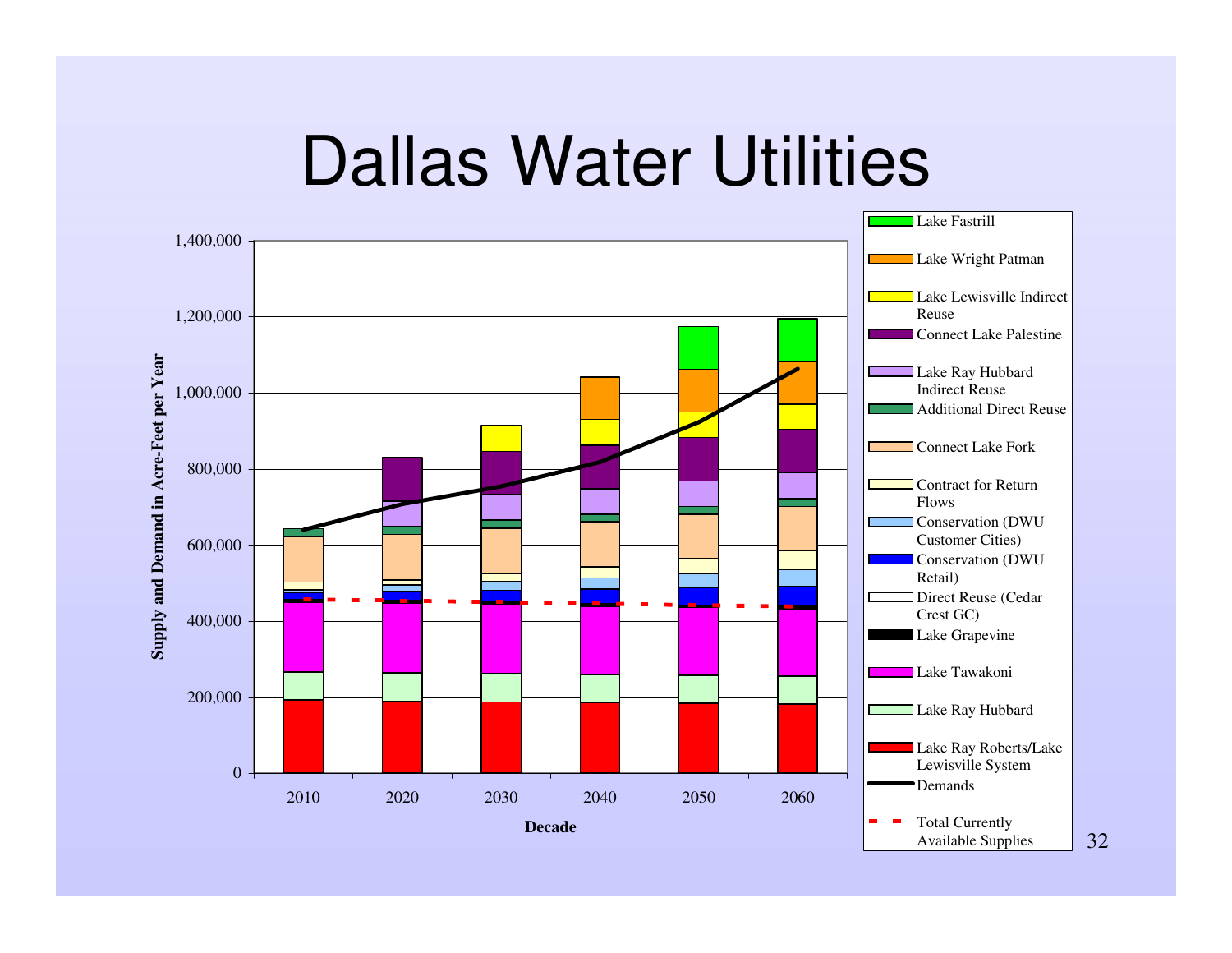# Dallas Water Utilities

Supply and Demand in Acre-Feet per Year

1,400,000
1,200,000
1,000,000
800,000
600,000
400,000
200,000
0

2010 2020 2030 2040 2050 2060

Decade

- Lake Fastrill
- Lake Wright Patman
- Lake Lewisville Indirect Reuse
- Connect Lake Palestine
- Lake Ray Hubbard Indirect Reuse
- Additional Direct Reuse
- Connect Lake Fork
- Contract for Return Flows
- Conservation (DWU Customer Cities)
- Conservation (DWU Retail)
- Direct Reuse (Cedar Crest GC)
- Lake Grapevine
- Lake Tawakoni
- Lake Ray Hubbard
- Lake Ray Roberts/Lake Lewisville System
- Demands
- Total Currently Available Supplies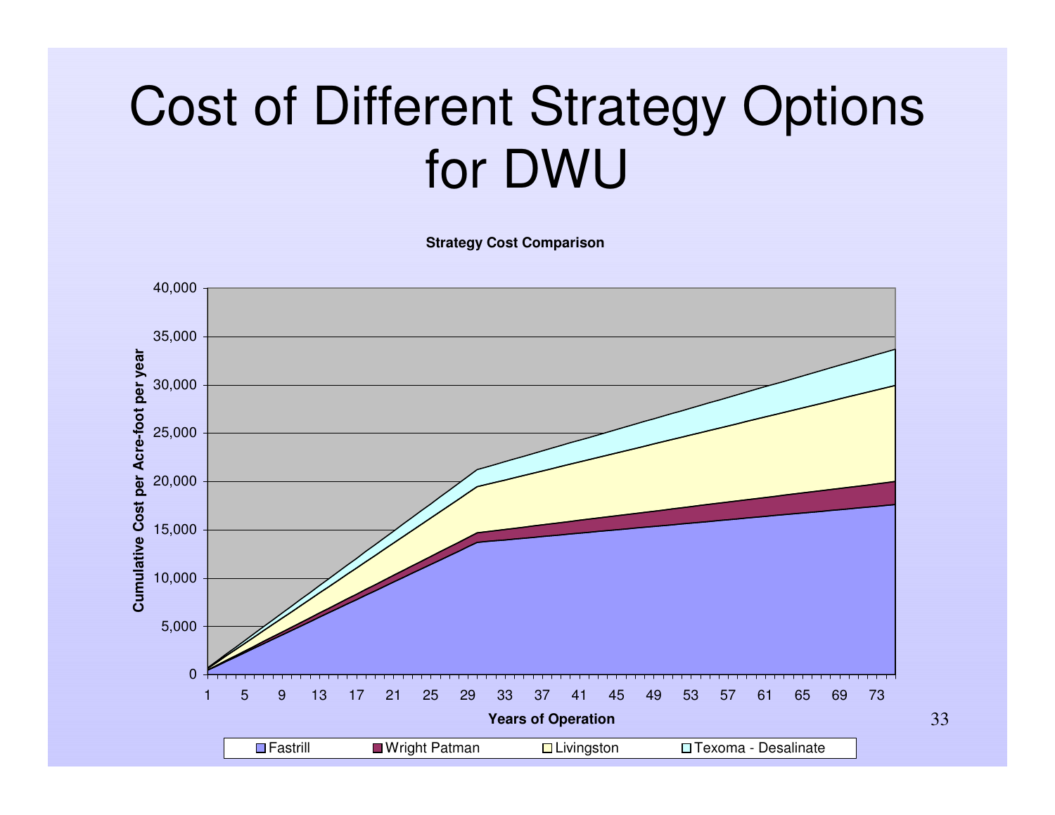# Cost of Different Strategy Options for DWU

**Strategy Cost Comparison**

Cumulative Cost per Acre-foot per year

40,000
35,000
30,000
25,000
20,000
15,000
10,000
5,000
0

1 5 9 13 17 21 25 29 33 37 41 45 49 53 57 61 65 69 73

**Years of Operation**

Fastrill | Wright Patman | Livingston | Texoma - Desalinate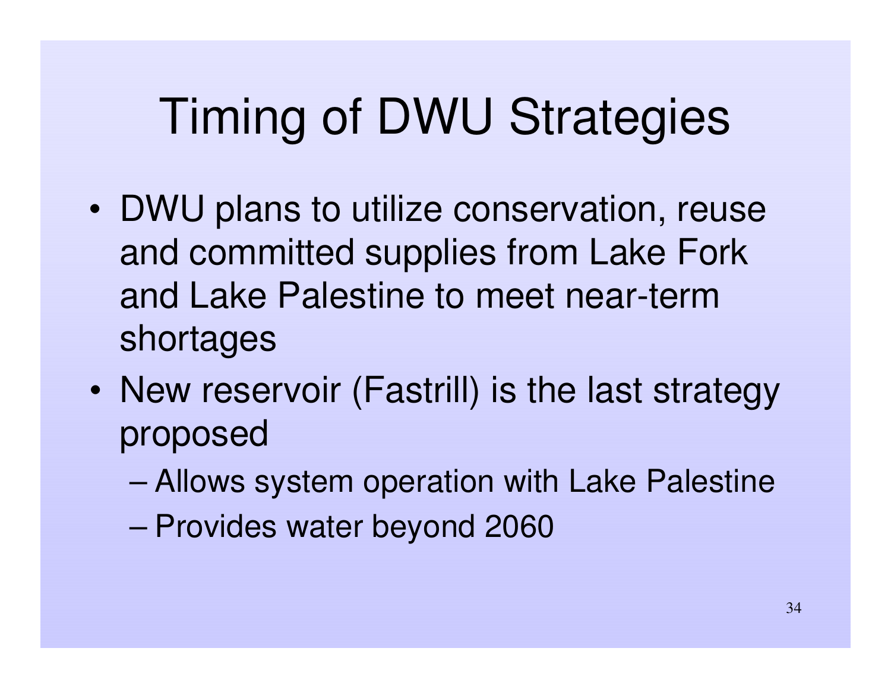# Timing of DWU Strategies

- DWU plans to utilize conservation, reuse and committed supplies from Lake Fork and Lake Palestine to meet near-term shortages
- New reservoir (Fastrill) is the last strategy proposed
  - Allows system operation with Lake Palestine
  - Provides water beyond 2060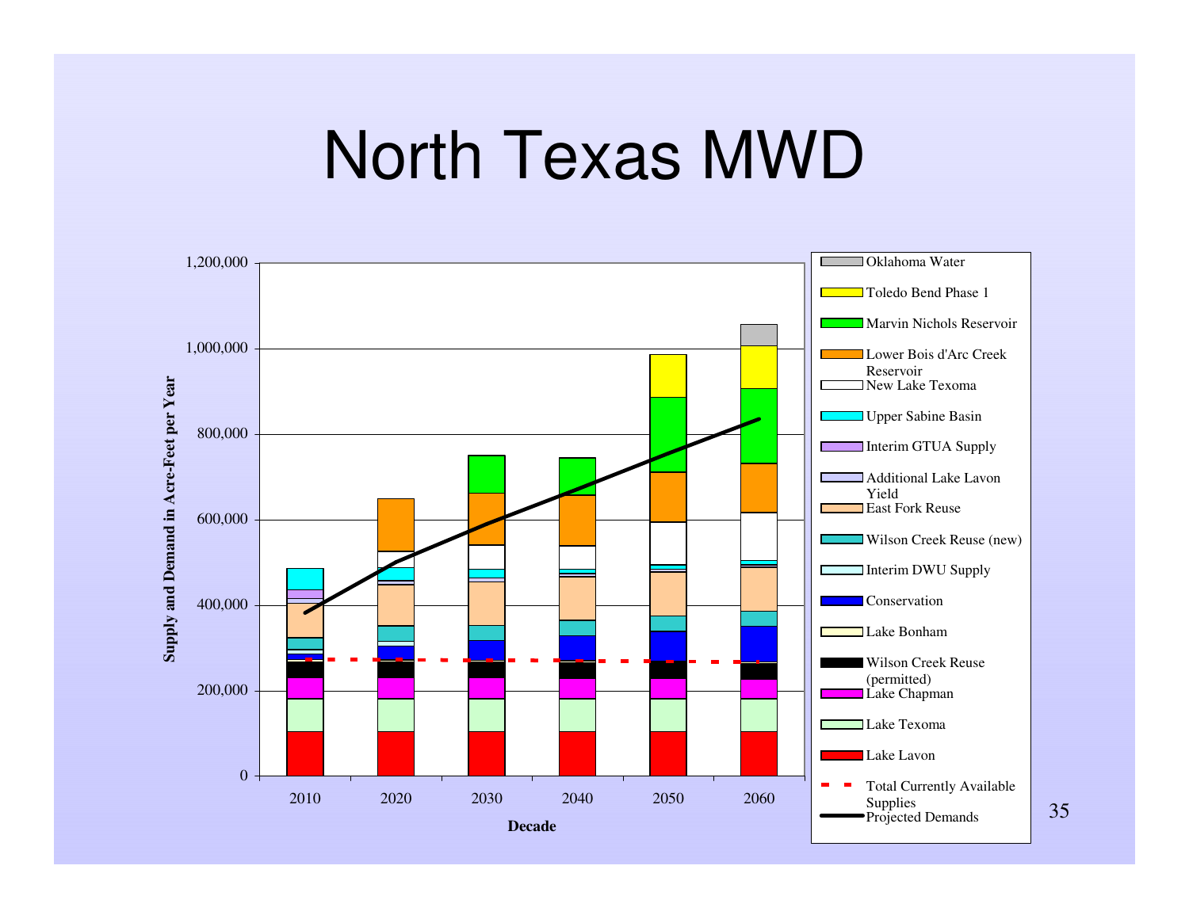# North Texas MWD

Supply and Demand in Acre-Feet per Year (y-axis: 0 to 1,200,000); Decade (x-axis: 2010, 2020, 2030, 2040, 2050, 2060)

Legend:

- Oklahoma Water
- Toledo Bend Phase 1
- Marvin Nichols Reservoir
- Lower Bois d'Arc Creek Reservoir
- New Lake Texoma
- Upper Sabine Basin
- Interim GTUA Supply
- Additional Lake Lavon Yield
- East Fork Reuse
- Wilson Creek Reuse (new)
- Interim DWU Supply
- Conservation
- Lake Bonham
- Wilson Creek Reuse (permitted)
- Lake Chapman
- Lake Texoma
- Lake Lavon
- Total Currently Available Supplies
- Projected Demands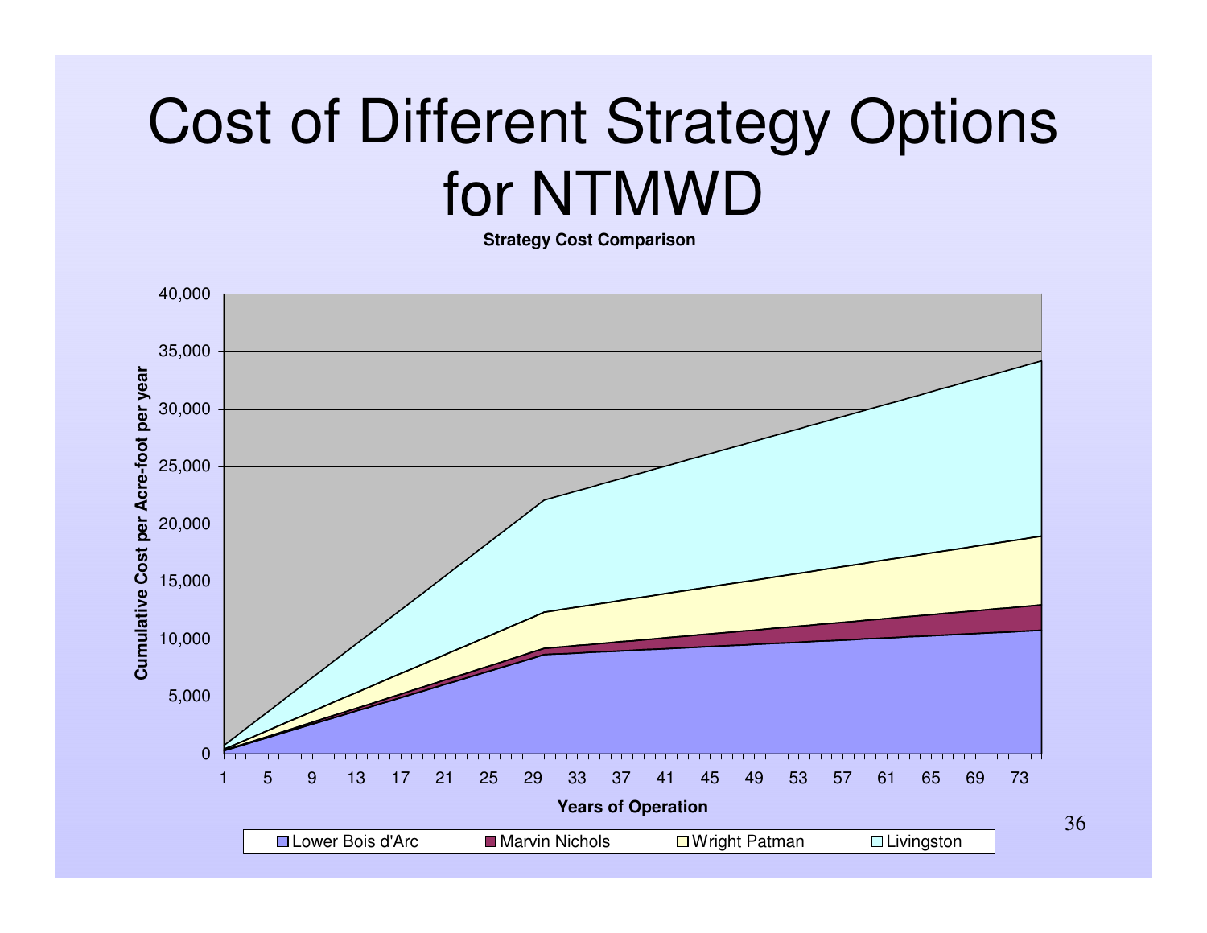# Cost of Different Strategy Options for NTMWD

**Strategy Cost Comparison**

Cumulative Cost per Acre-foot per year

40,000
35,000
30,000
25,000
20,000
15,000
10,000
5,000
0

1 5 9 13 17 21 25 29 33 37 41 45 49 53 57 61 65 69 73

**Years of Operation**

Lower Bois d'Arc | Marvin Nichols | Wright Patman | Livingston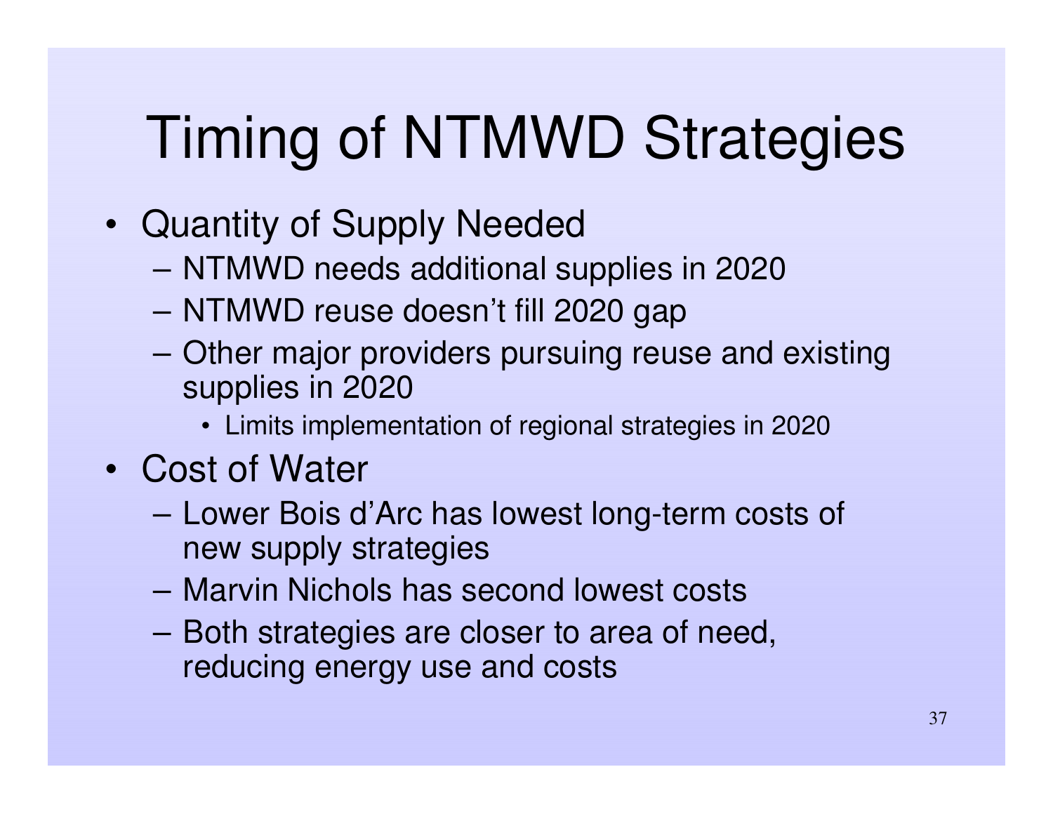# Timing of NTMWD Strategies

- Quantity of Supply Needed
  - NTMWD needs additional supplies in 2020
  - NTMWD reuse doesn't fill 2020 gap
  - Other major providers pursuing reuse and existing supplies in 2020
    - Limits implementation of regional strategies in 2020
- Cost of Water
  - Lower Bois d'Arc has lowest long-term costs of new supply strategies
  - Marvin Nichols has second lowest costs
  - Both strategies are closer to area of need, reducing energy use and costs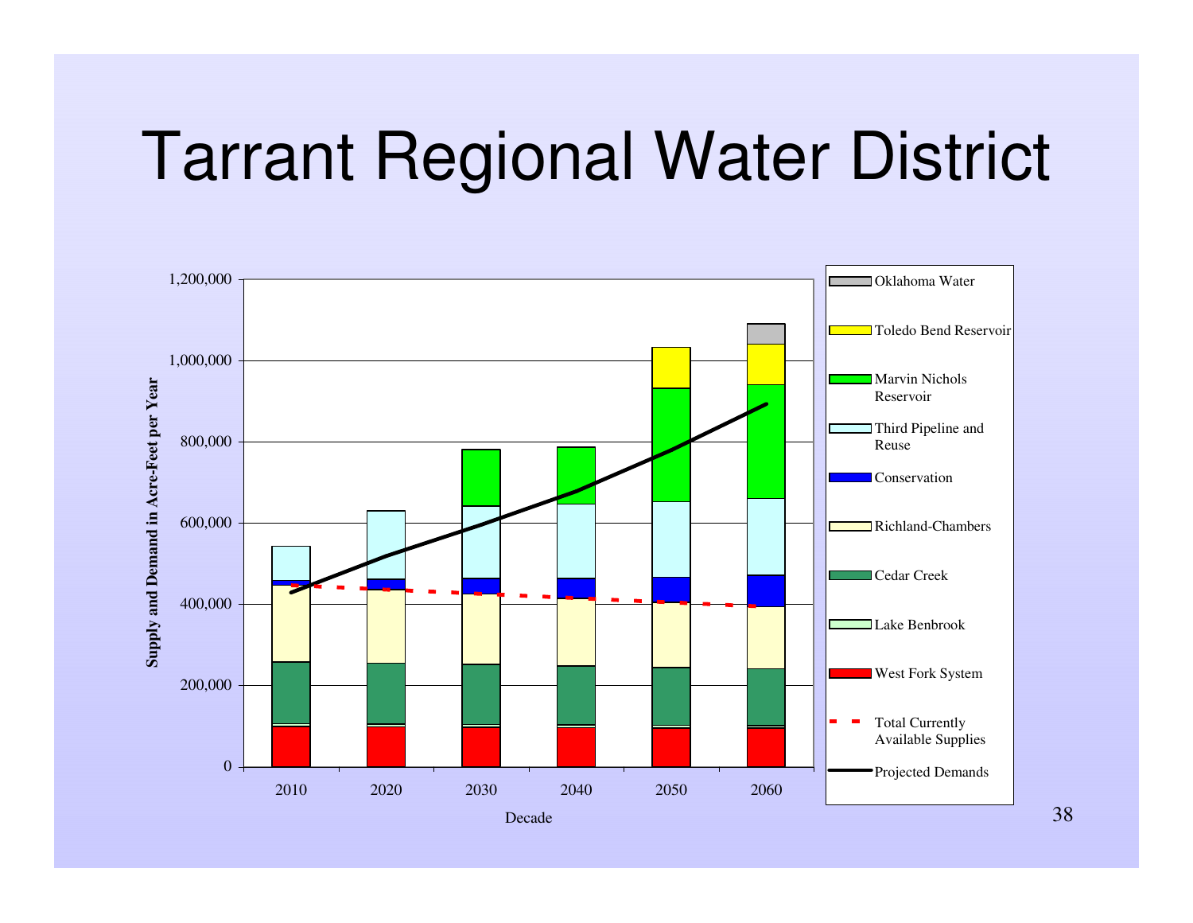# Tarrant Regional Water District

Supply and Demand in Acre-Feet per Year

1,200,000
1,000,000
800,000
600,000
400,000
200,000
0

2010 2020 2030 2040 2050 2060

Decade

- Oklahoma Water
- Toledo Bend Reservoir
- Marvin Nichols Reservoir
- Third Pipeline and Reuse
- Conservation
- Richland-Chambers
- Cedar Creek
- Lake Benbrook
- West Fork System
- Total Currently Available Supplies
- Projected Demands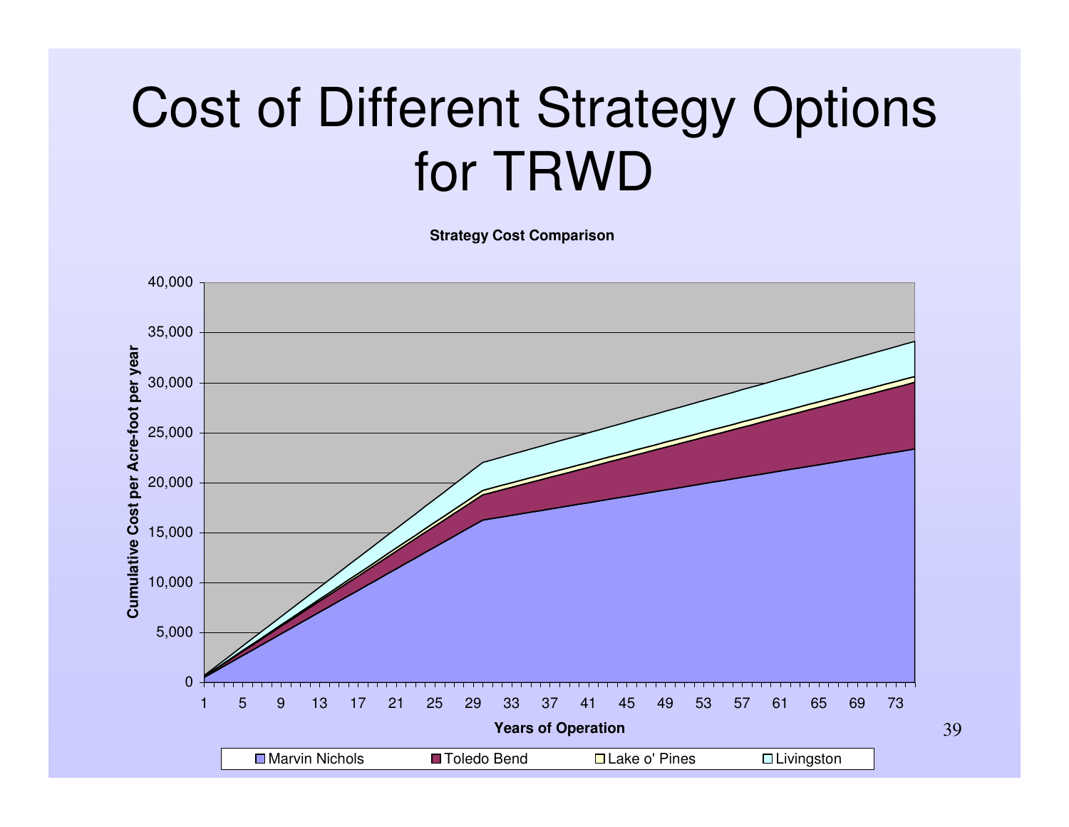# Cost of Different Strategy Options for TRWD

**Strategy Cost Comparison**

Cumulative Cost per Acre-foot per year

0, 5,000, 10,000, 15,000, 20,000, 25,000, 30,000, 35,000, 40,000

1, 5, 9, 13, 17, 21, 25, 29, 33, 37, 41, 45, 49, 53, 57, 61, 65, 69, 73

**Years of Operation**

Marvin Nichols | Toledo Bend | Lake o' Pines | Livingston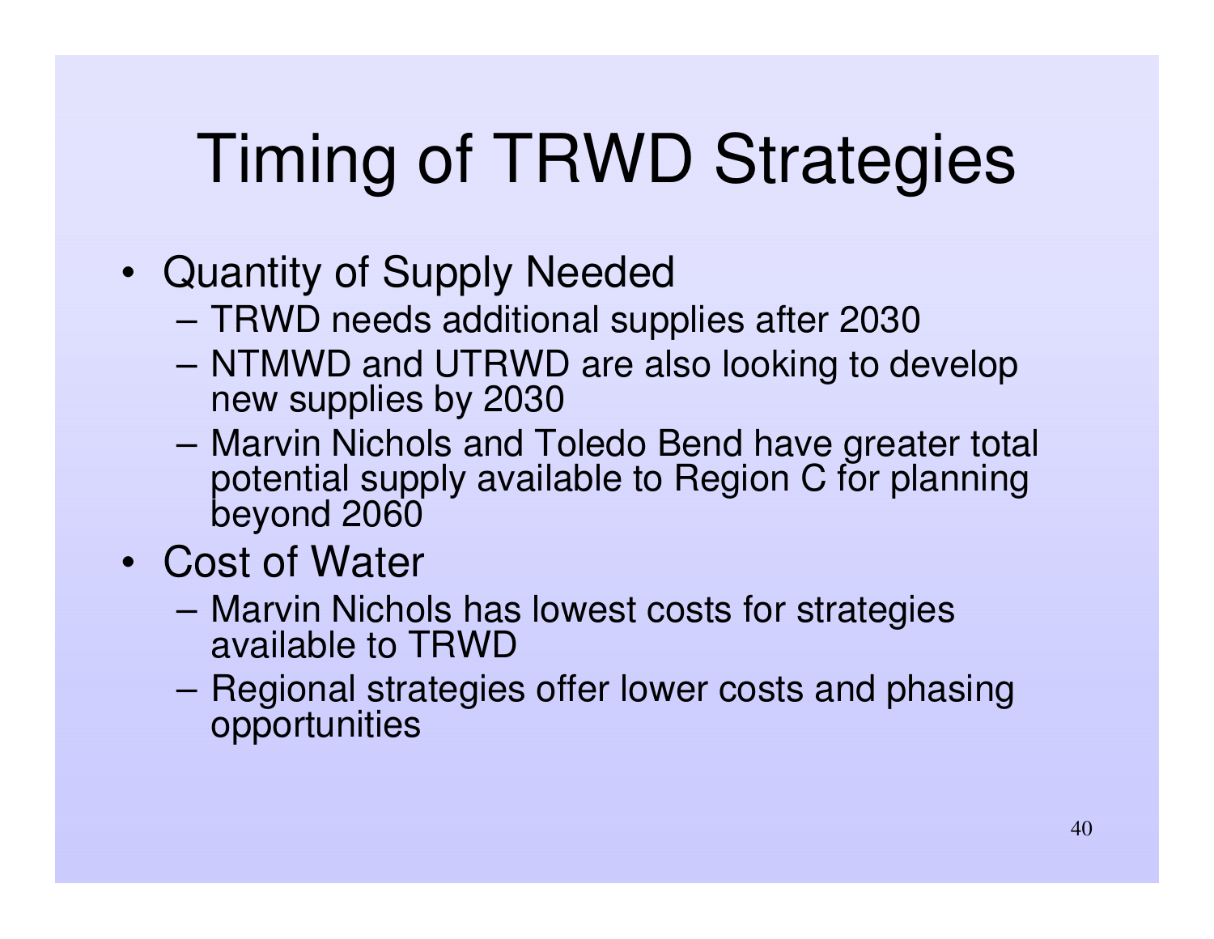# Timing of TRWD Strategies

- Quantity of Supply Needed
  - TRWD needs additional supplies after 2030
  - NTMWD and UTRWD are also looking to develop new supplies by 2030
  - Marvin Nichols and Toledo Bend have greater total potential supply available to Region C for planning beyond 2060
- Cost of Water
  - Marvin Nichols has lowest costs for strategies available to TRWD
  - Regional strategies offer lower costs and phasing opportunities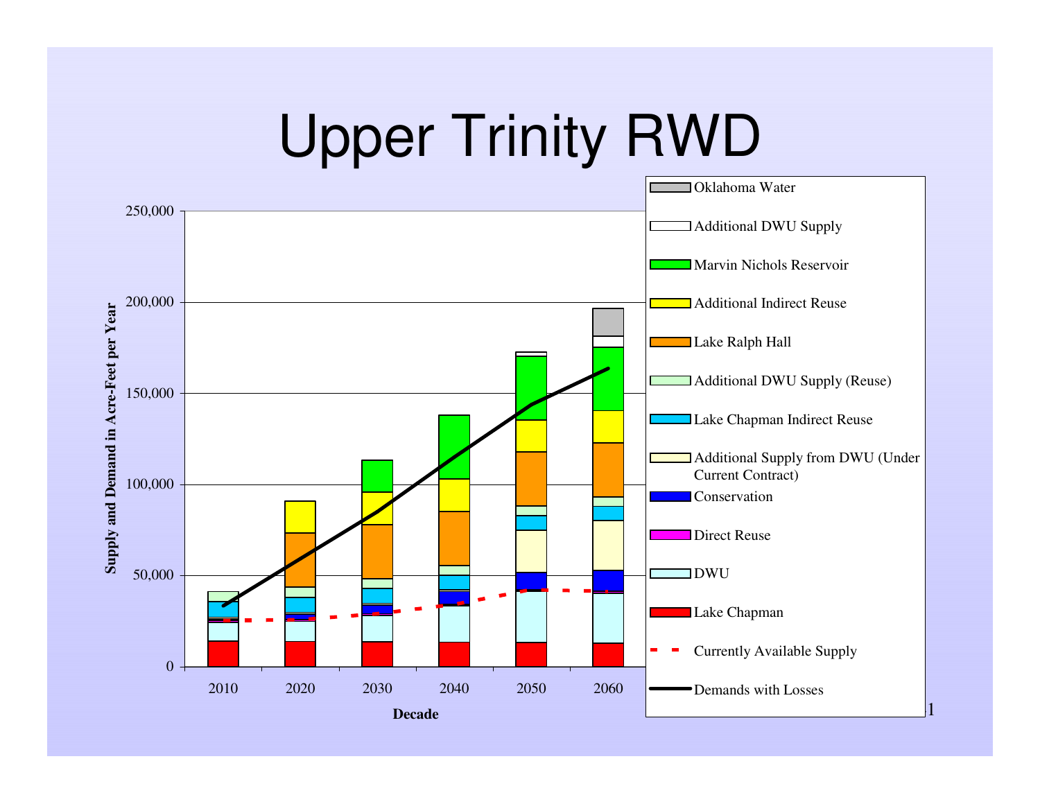# Upper Trinity RWD

Supply and Demand in Acre-Feet per Year

250,000
200,000
150,000
100,000
50,000
0

2010 2020 2030 2040 2050 2060

Decade

- Oklahoma Water
- Additional DWU Supply
- Marvin Nichols Reservoir
- Additional Indirect Reuse
- Lake Ralph Hall
- Additional DWU Supply (Reuse)
- Lake Chapman Indirect Reuse
- Additional Supply from DWU (Under Current Contract)
- Conservation
- Direct Reuse
- DWU
- Lake Chapman
- Currently Available Supply
- Demands with Losses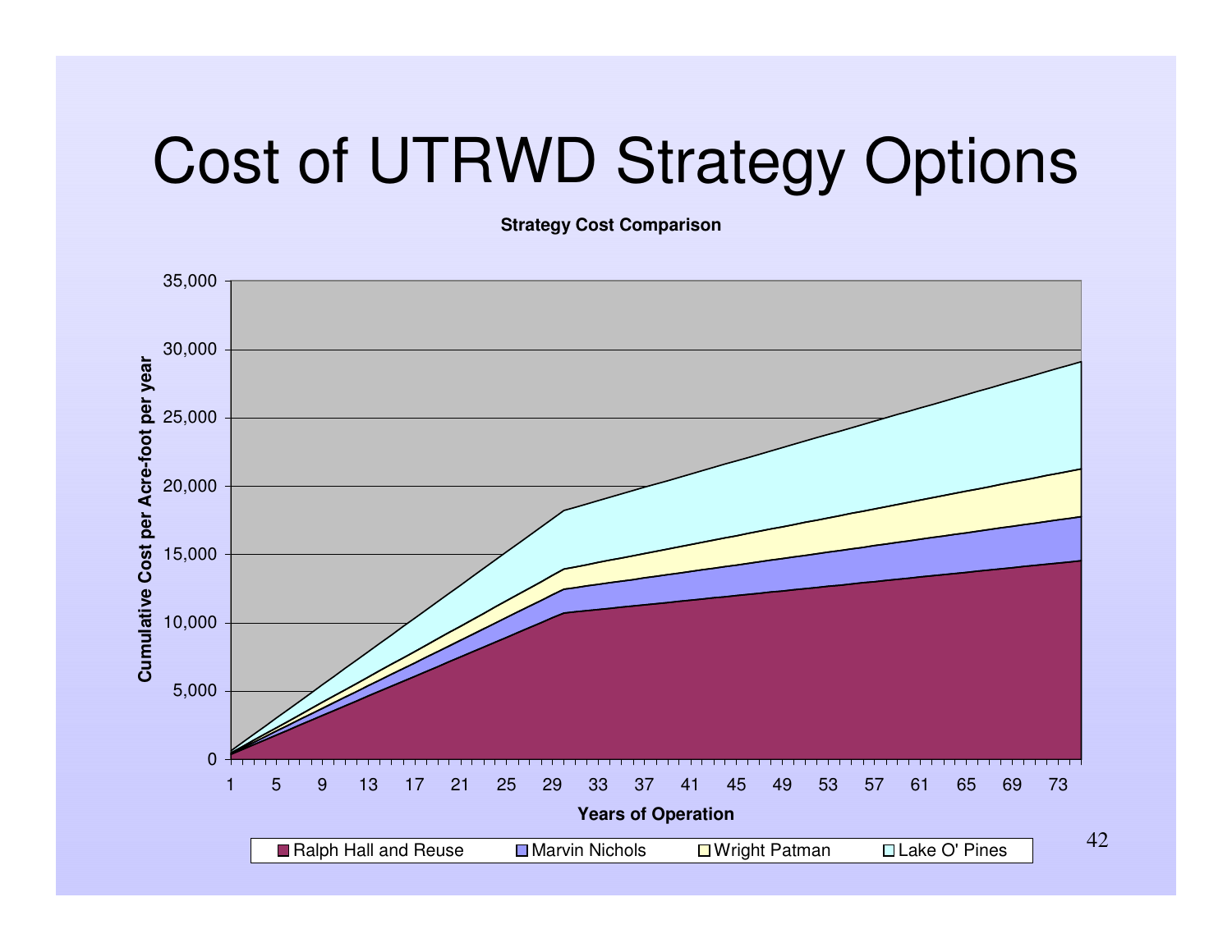# Cost of UTRWD Strategy Options

**Strategy Cost Comparison**

Cumulative Cost per Acre-foot per year

35,000
30,000
25,000
20,000
15,000
10,000
5,000
0

1 5 9 13 17 21 25 29 33 37 41 45 49 53 57 61 65 69 73

**Years of Operation**

Ralph Hall and Reuse | Marvin Nichols | Wright Patman | Lake O' Pines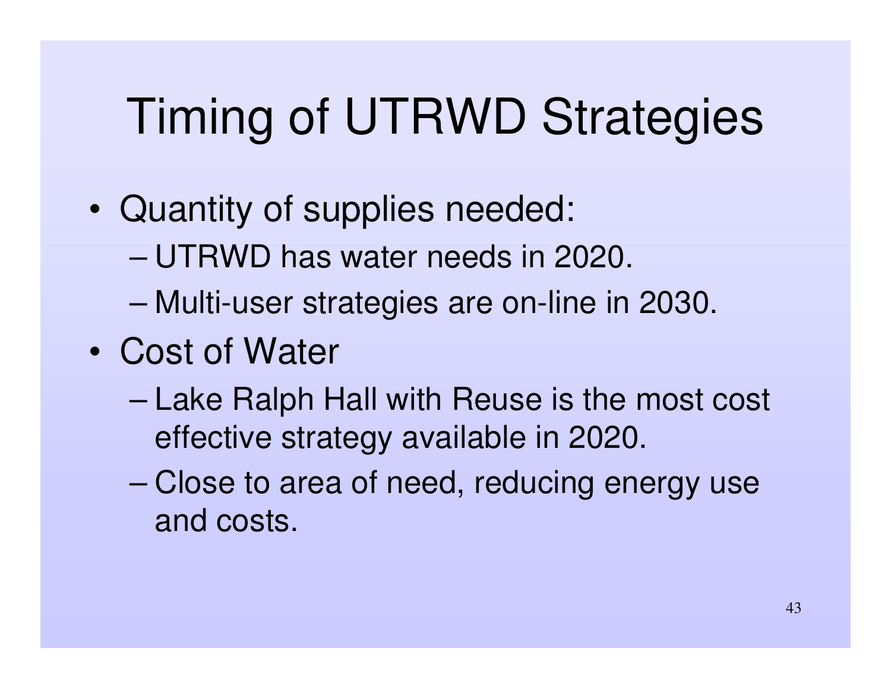# Timing of UTRWD Strategies

- Quantity of supplies needed:
  - UTRWD has water needs in 2020.
  - Multi-user strategies are on-line in 2030.
- Cost of Water
  - Lake Ralph Hall with Reuse is the most cost effective strategy available in 2020.
  - Close to area of need, reducing energy use and costs.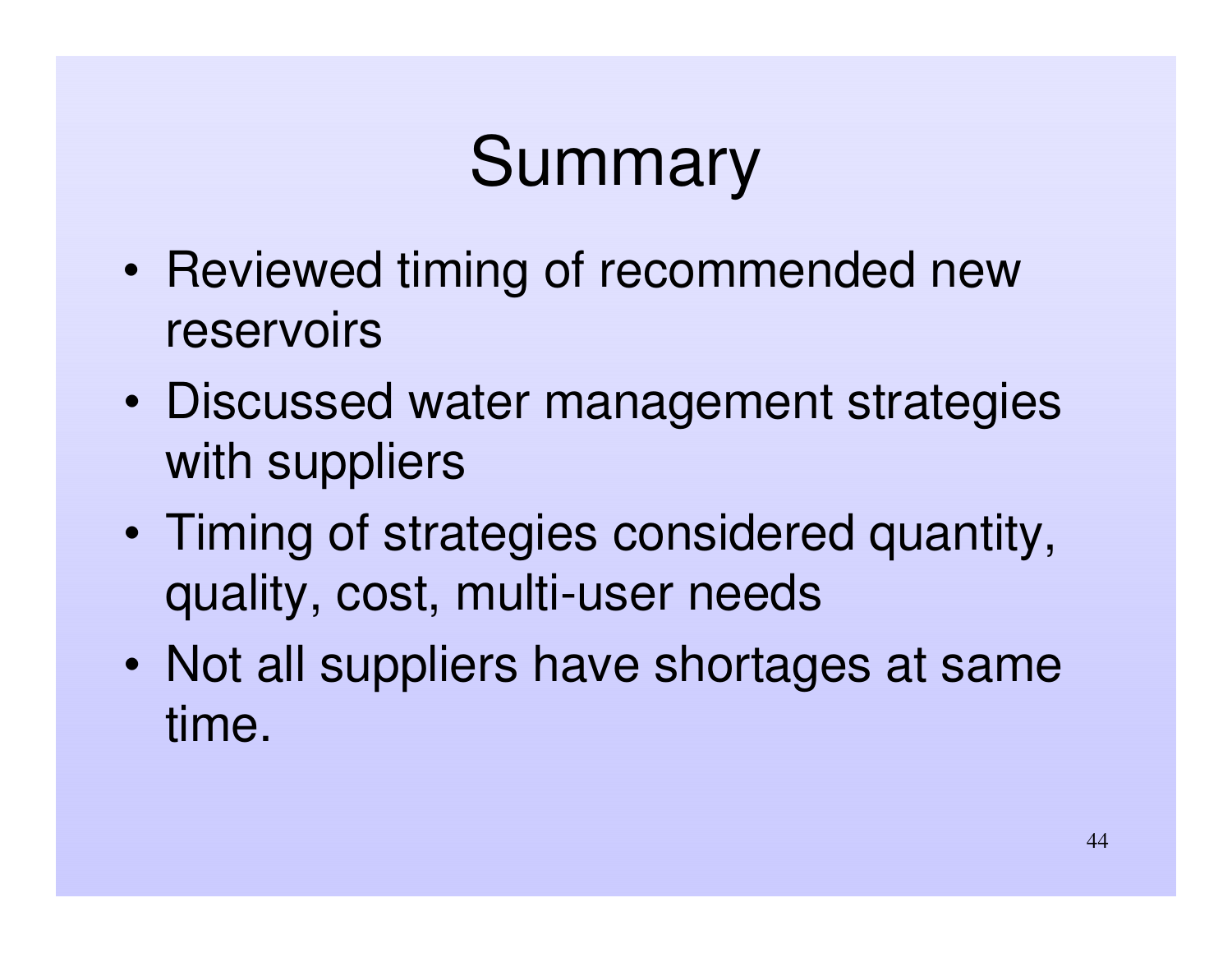# Summary

- Reviewed timing of recommended new reservoirs
- Discussed water management strategies with suppliers
- Timing of strategies considered quantity, quality, cost, multi-user needs
- Not all suppliers have shortages at same time.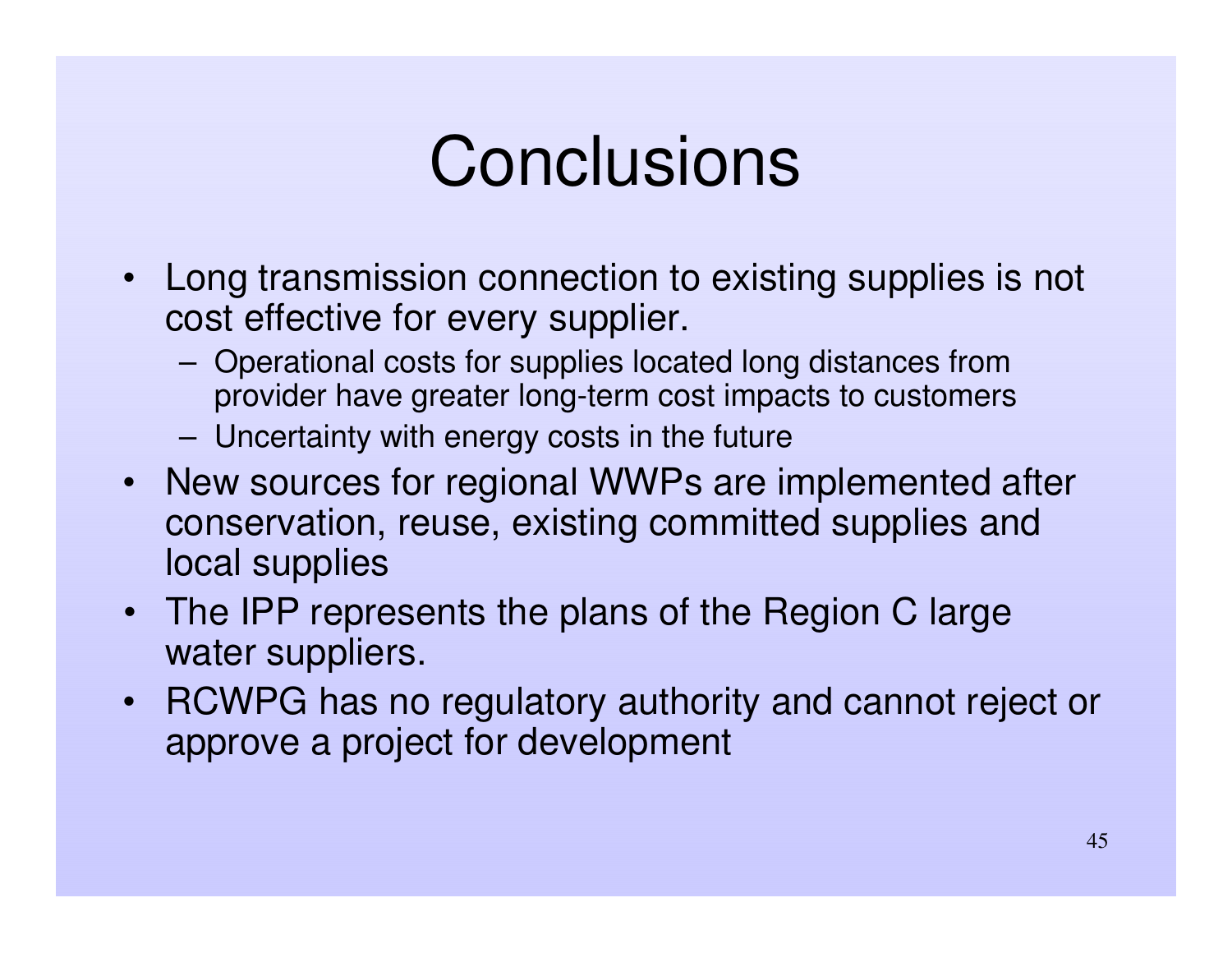# Conclusions

- Long transmission connection to existing supplies is not cost effective for every supplier.
  - Operational costs for supplies located long distances from provider have greater long-term cost impacts to customers
  - Uncertainty with energy costs in the future
- New sources for regional WWPs are implemented after conservation, reuse, existing committed supplies and local supplies
- The IPP represents the plans of the Region C large water suppliers.
- RCWPG has no regulatory authority and cannot reject or approve a project for development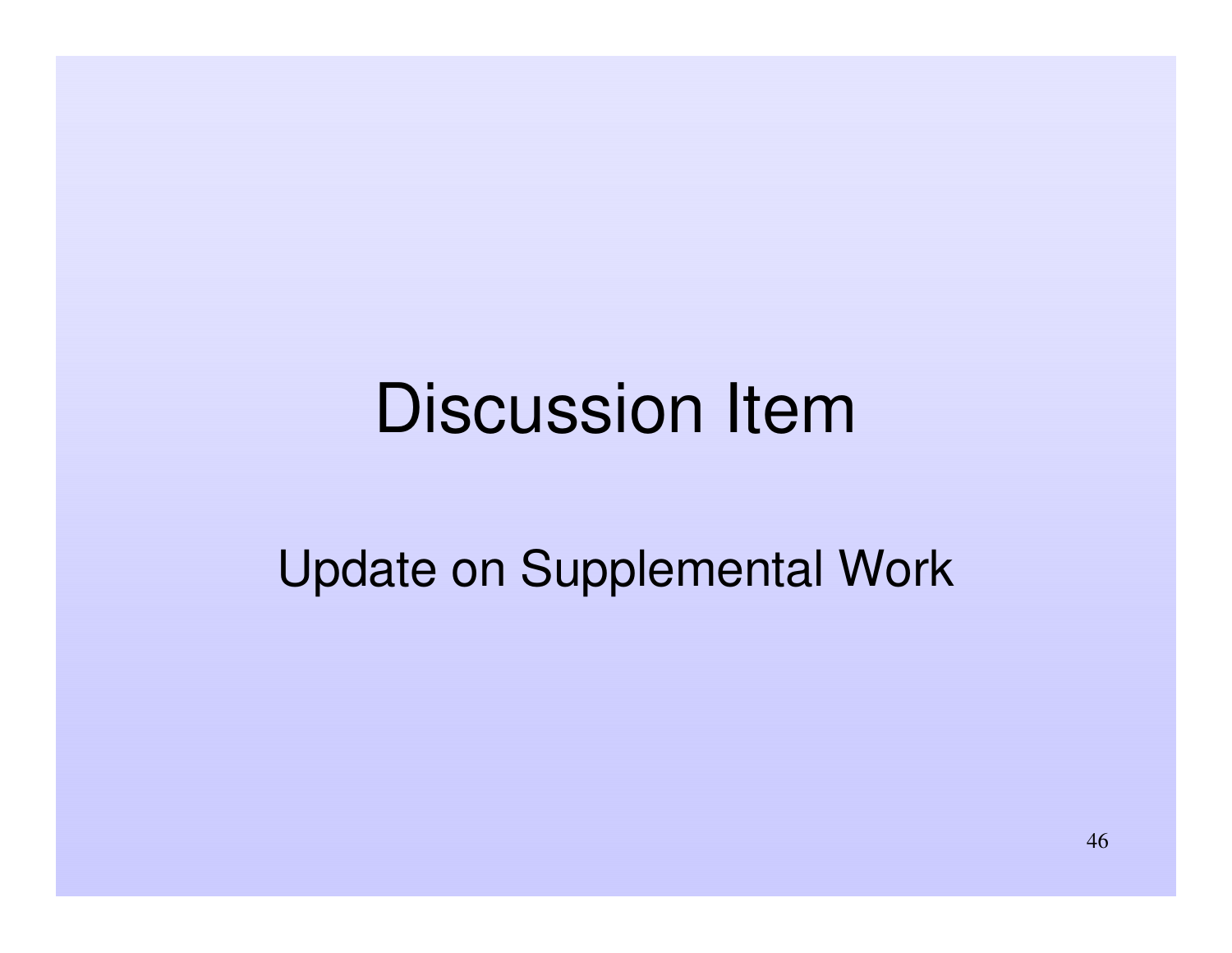# Discussion Item

Update on Supplemental Work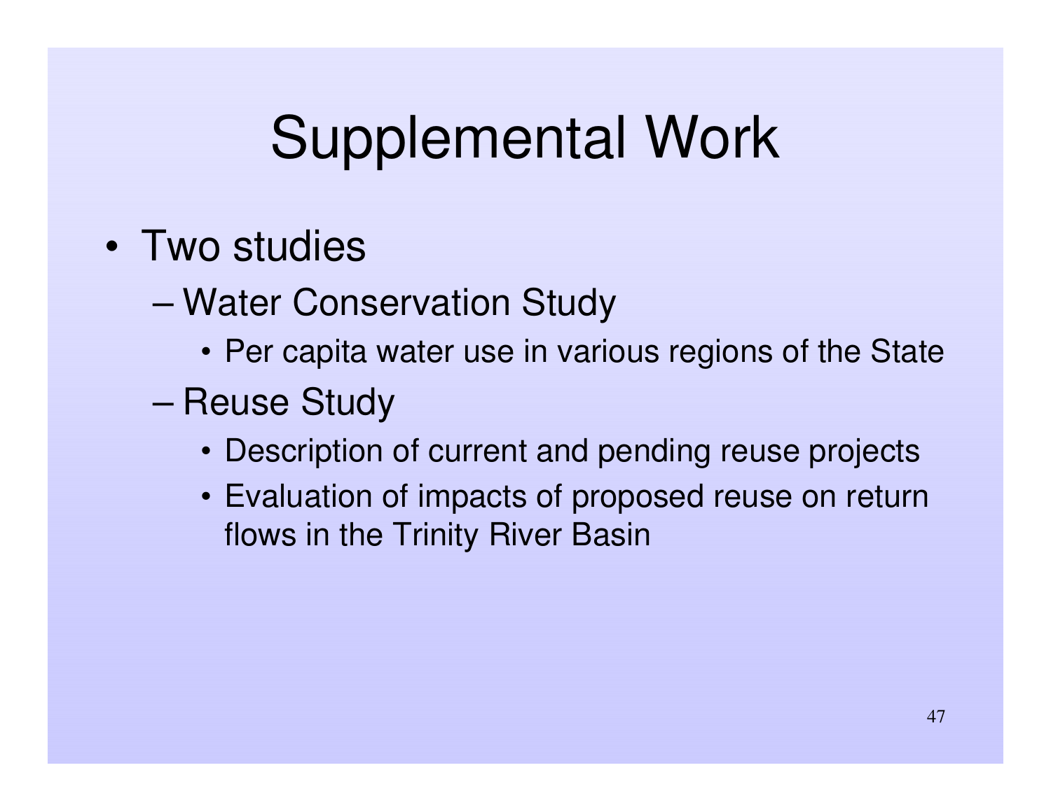# Supplemental Work

- Two studies
  - Water Conservation Study
    - Per capita water use in various regions of the State
  - Reuse Study
    - Description of current and pending reuse projects
    - Evaluation of impacts of proposed reuse on return flows in the Trinity River Basin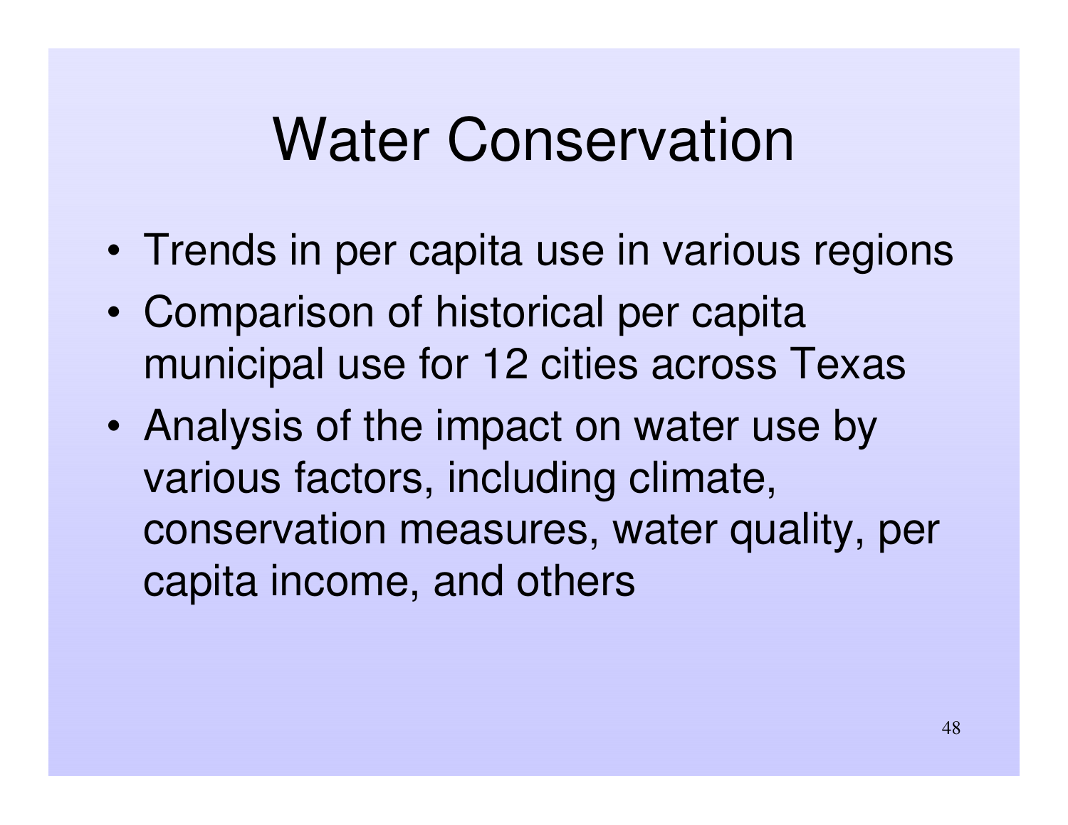# Water Conservation

- Trends in per capita use in various regions
- Comparison of historical per capita municipal use for 12 cities across Texas
- Analysis of the impact on water use by various factors, including climate, conservation measures, water quality, per capita income, and others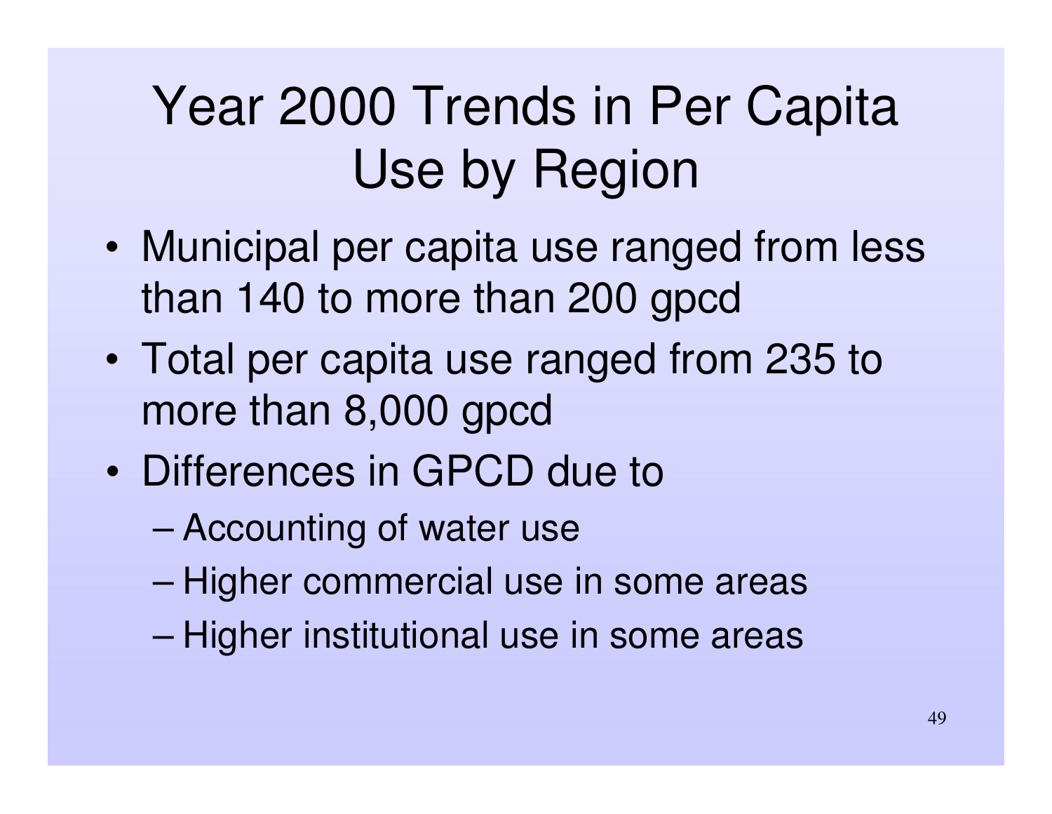# Year 2000 Trends in Per Capita Use by Region

- Municipal per capita use ranged from less than 140 to more than 200 gpcd
- Total per capita use ranged from 235 to more than 8,000 gpcd
- Differences in GPCD due to
  - Accounting of water use
  - Higher commercial use in some areas
  - Higher institutional use in some areas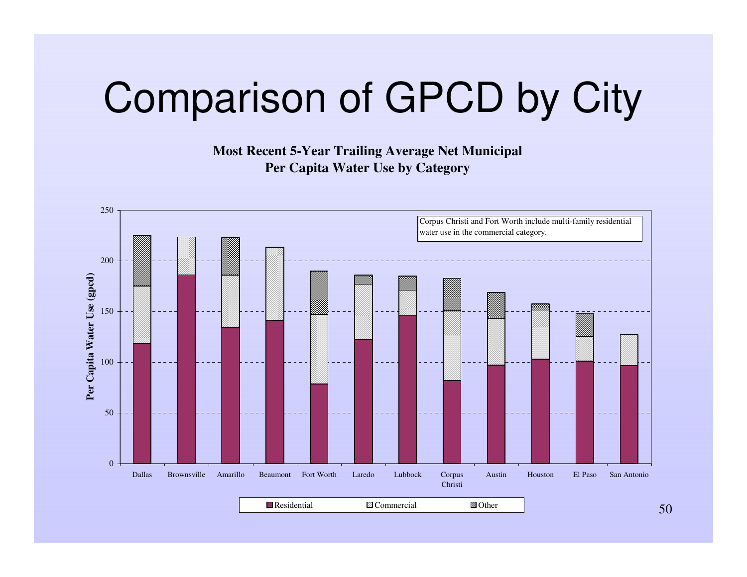# Comparison of GPCD by City

**Most Recent 5-Year Trailing Average Net Municipal Per Capita Water Use by Category**

Corpus Christi and Fort Worth include multi-family residential water use in the commercial category.

Per Capita Water Use (gpcd)

250
200
150
100
50
0

Dallas, Brownsville, Amarillo, Beaumont, Fort Worth, Laredo, Lubbock, Corpus Christi, Austin, Houston, El Paso, San Antonio

Residential | Commercial | Other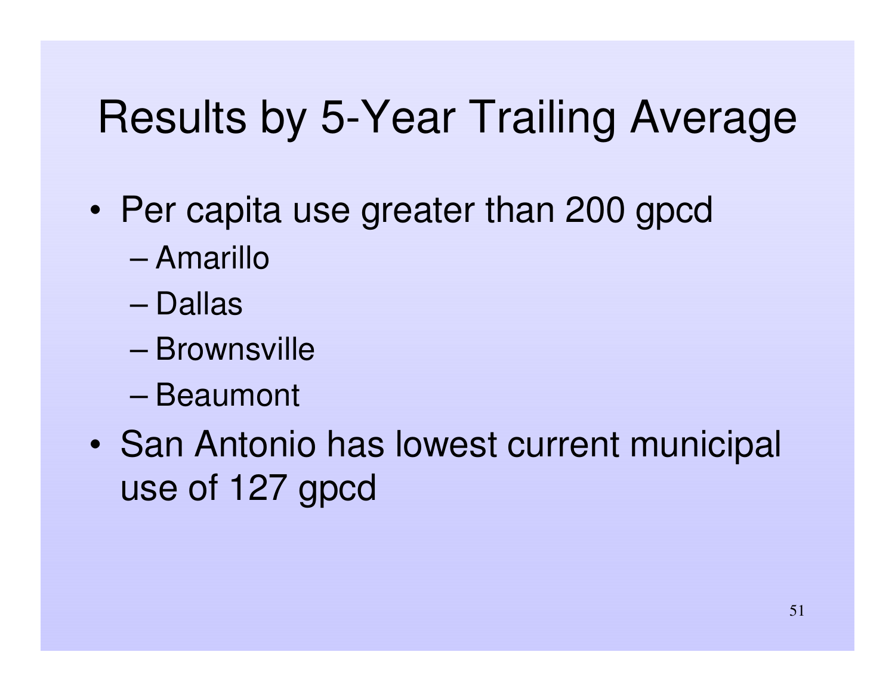# Results by 5-Year Trailing Average

- Per capita use greater than 200 gpcd
  - Amarillo
  - Dallas
  - Brownsville
  - Beaumont
- San Antonio has lowest current municipal use of 127 gpcd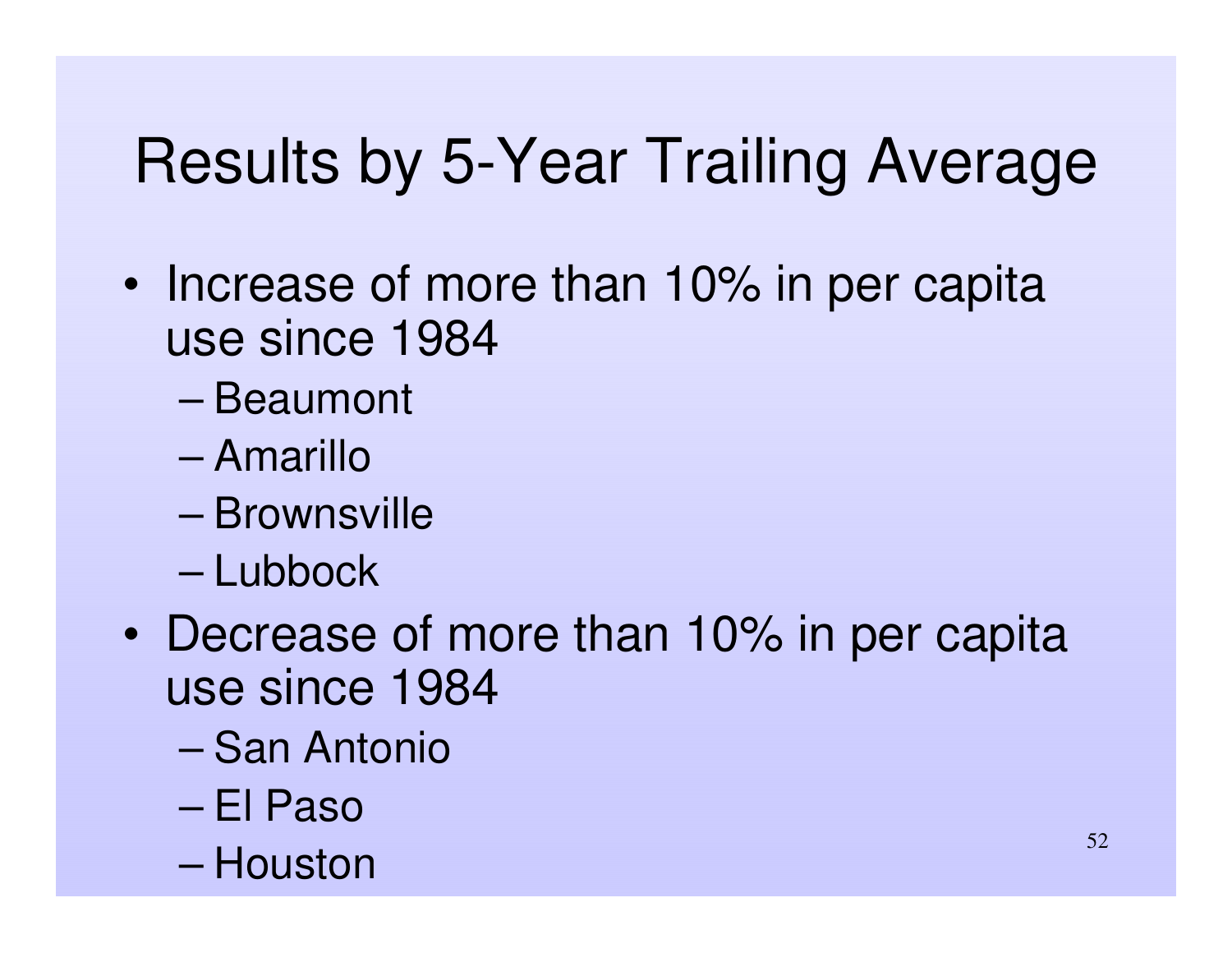# Results by 5-Year Trailing Average

- Increase of more than 10% in per capita use since 1984
  - Beaumont
  - Amarillo
  - Brownsville
  - Lubbock
- Decrease of more than 10% in per capita use since 1984
  - San Antonio
  - El Paso
  - Houston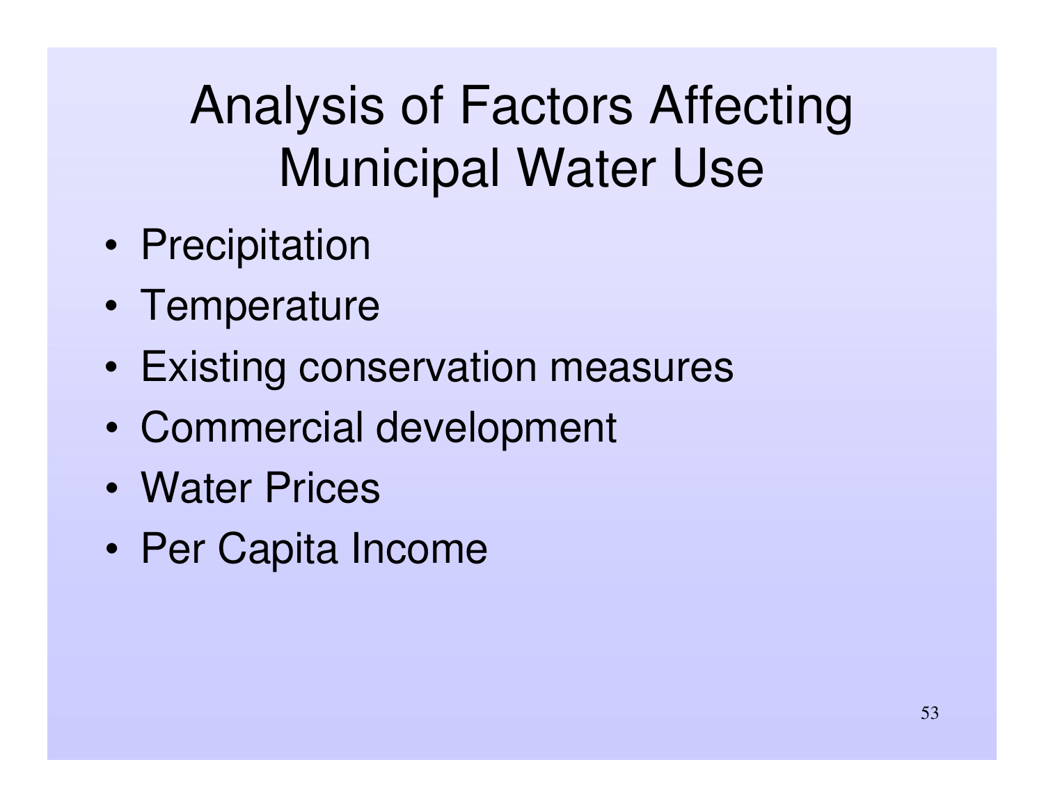# Analysis of Factors Affecting Municipal Water Use

- Precipitation
- Temperature
- Existing conservation measures
- Commercial development
- Water Prices
- Per Capita Income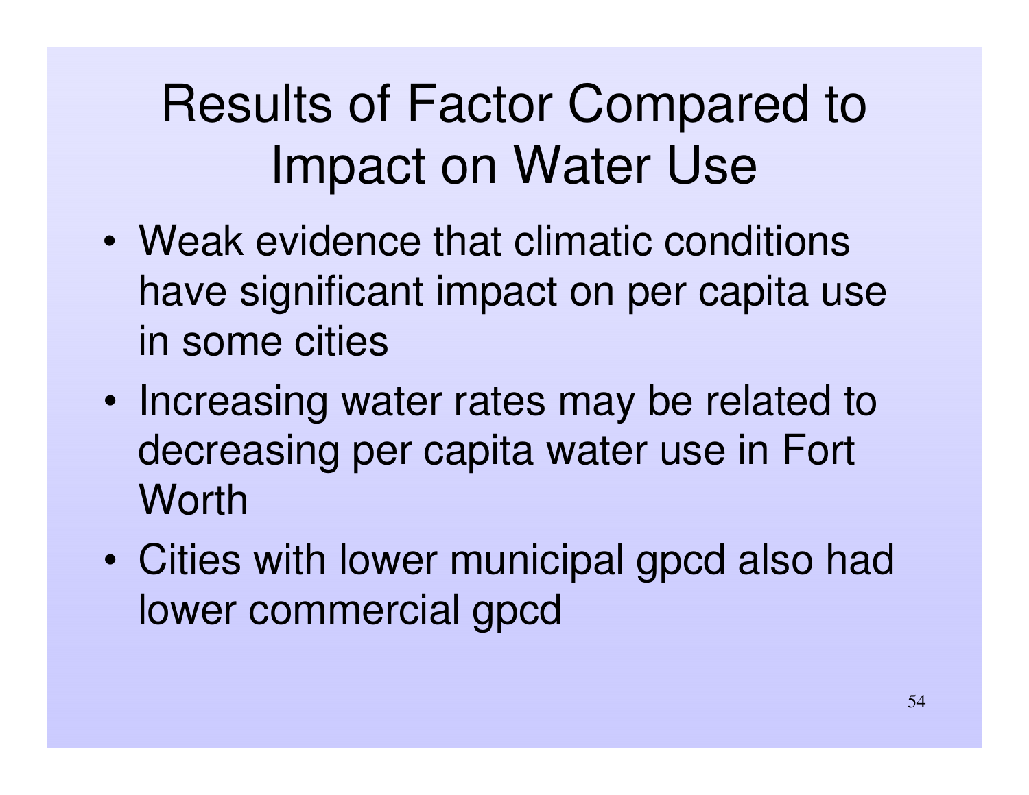# Results of Factor Compared to Impact on Water Use

- Weak evidence that climatic conditions have significant impact on per capita use in some cities
- Increasing water rates may be related to decreasing per capita water use in Fort Worth
- Cities with lower municipal gpcd also had lower commercial gpcd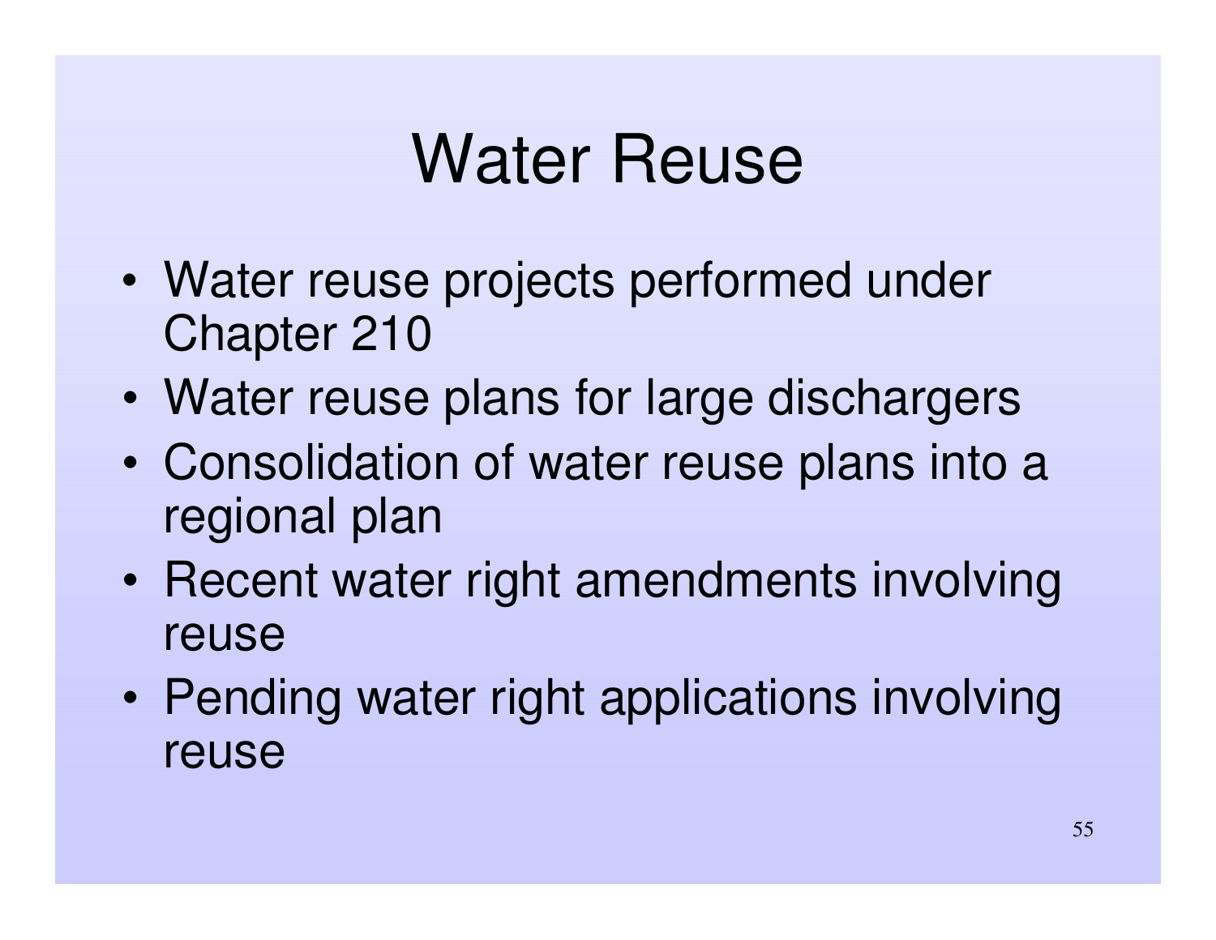# Water Reuse

- Water reuse projects performed under Chapter 210
- Water reuse plans for large dischargers
- Consolidation of water reuse plans into a regional plan
- Recent water right amendments involving reuse
- Pending water right applications involving reuse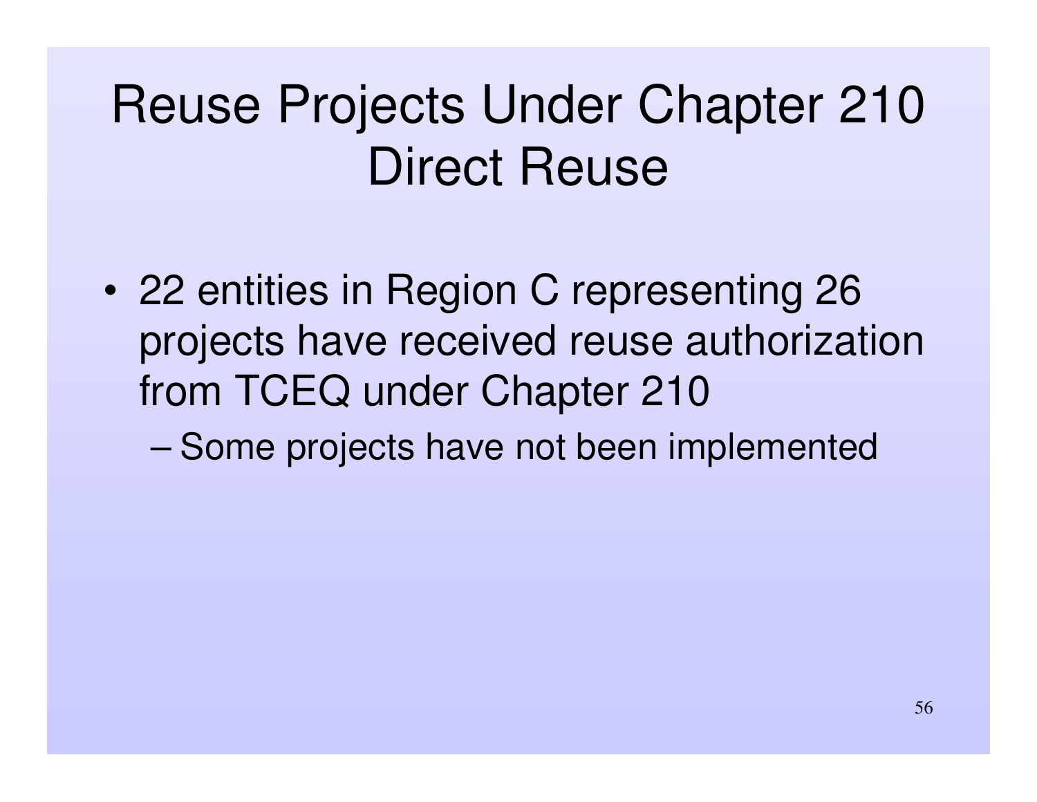# Reuse Projects Under Chapter 210 Direct Reuse

- 22 entities in Region C representing 26 projects have received reuse authorization from TCEQ under Chapter 210
  - Some projects have not been implemented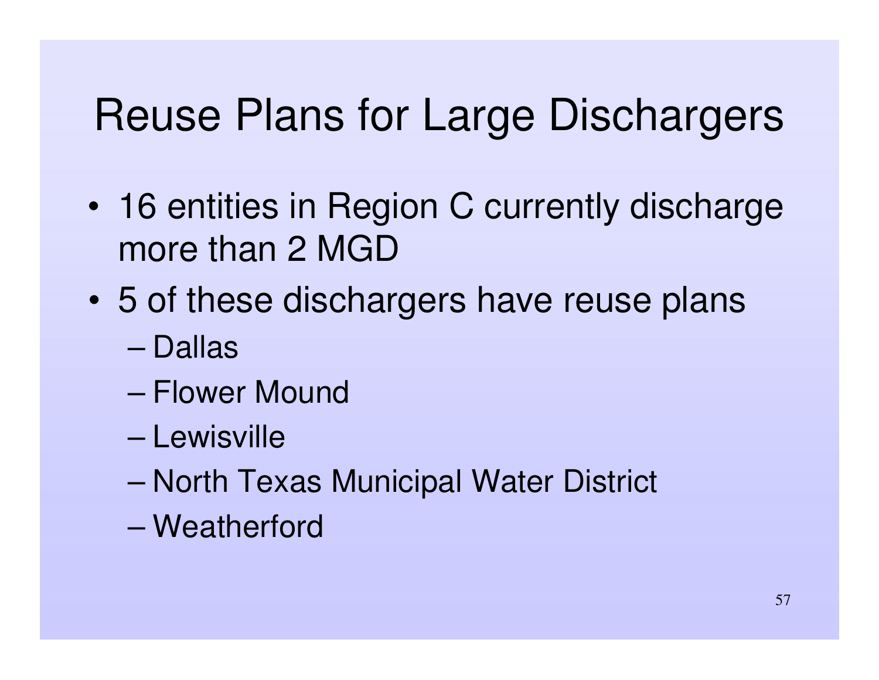# Reuse Plans for Large Dischargers

- 16 entities in Region C currently discharge more than 2 MGD
- 5 of these dischargers have reuse plans
  - Dallas
  - Flower Mound
  - Lewisville
  - North Texas Municipal Water District
  - Weatherford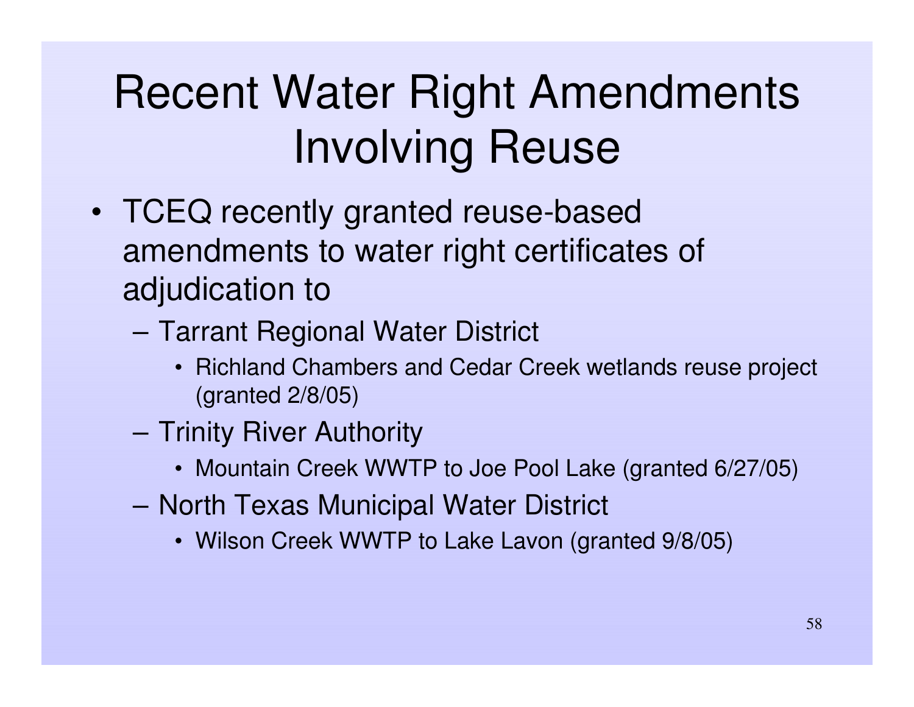# Recent Water Right Amendments Involving Reuse

- TCEQ recently granted reuse-based amendments to water right certificates of adjudication to
  - Tarrant Regional Water District
    - Richland Chambers and Cedar Creek wetlands reuse project (granted 2/8/05)
  - Trinity River Authority
    - Mountain Creek WWTP to Joe Pool Lake (granted 6/27/05)
  - North Texas Municipal Water District
    - Wilson Creek WWTP to Lake Lavon (granted 9/8/05)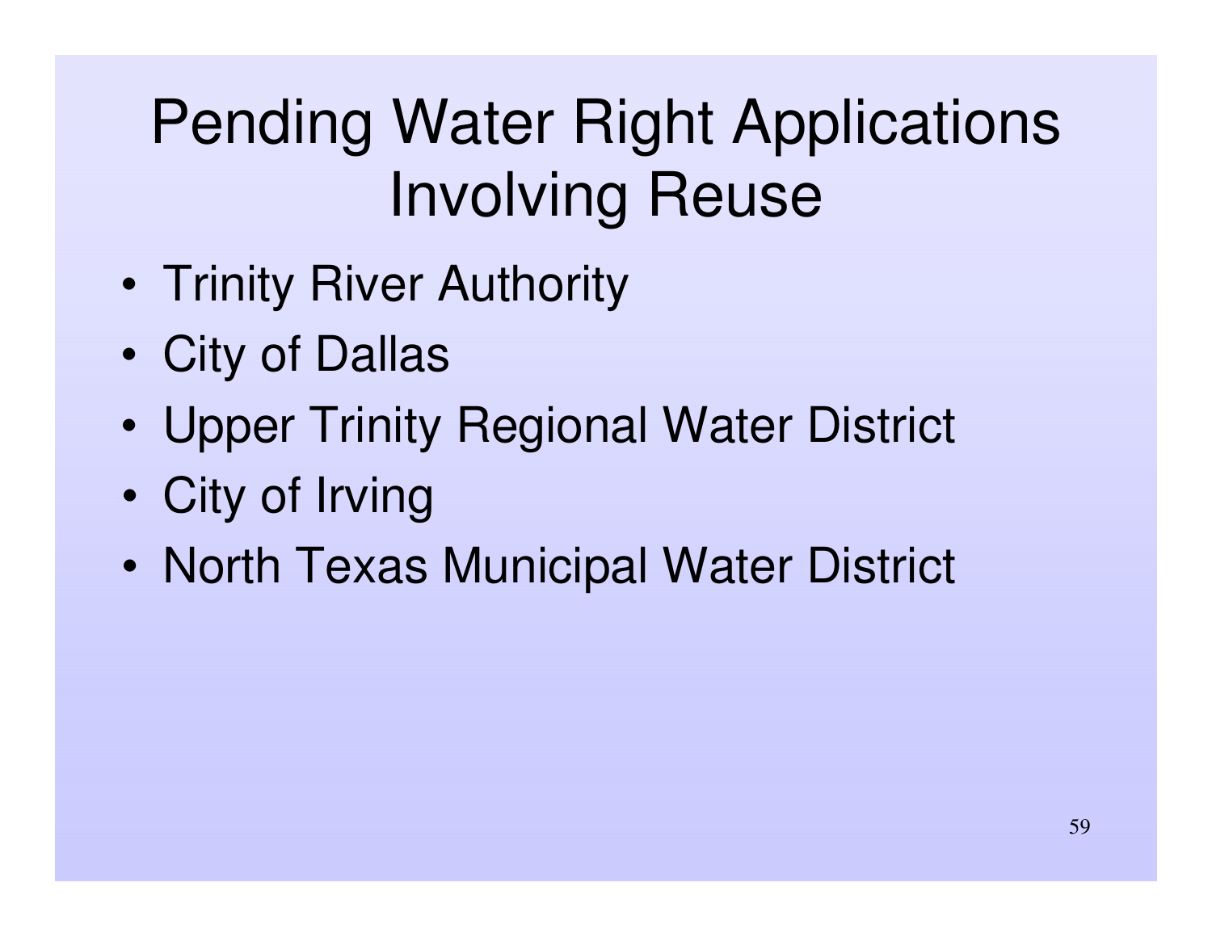# Pending Water Right Applications Involving Reuse

- Trinity River Authority
- City of Dallas
- Upper Trinity Regional Water District
- City of Irving
- North Texas Municipal Water District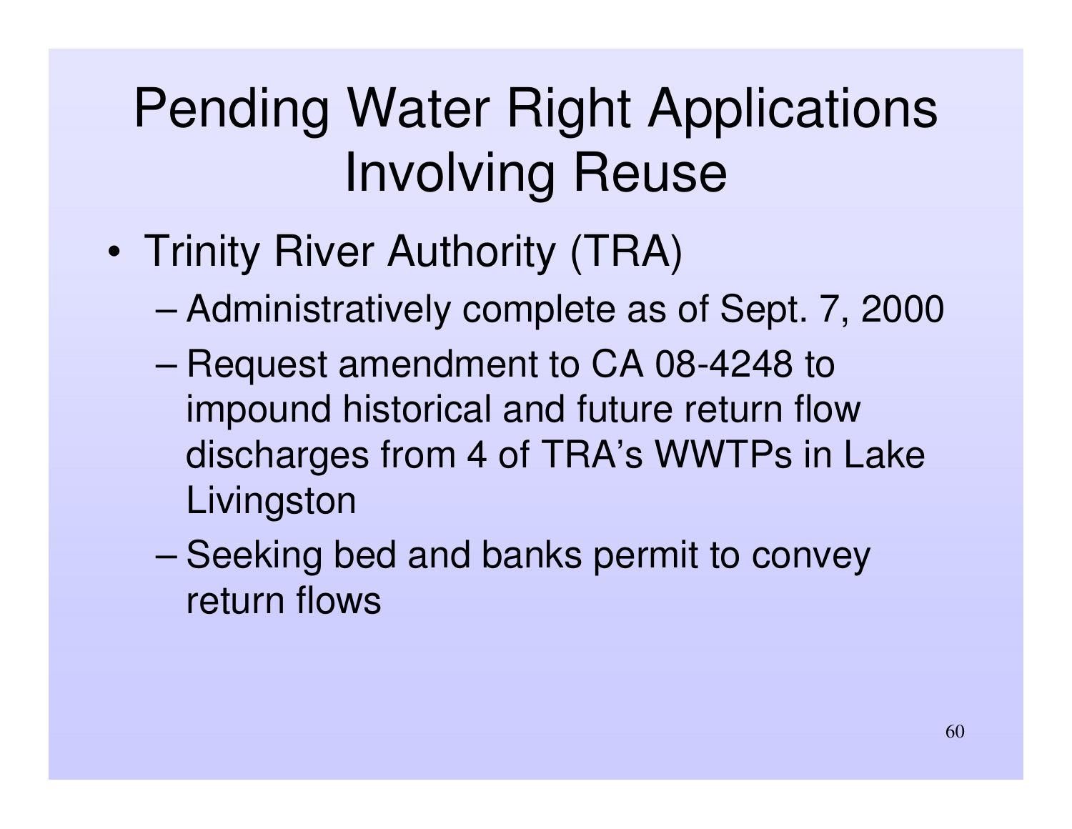# Pending Water Right Applications Involving Reuse

- Trinity River Authority (TRA)
  - Administratively complete as of Sept. 7, 2000
  - Request amendment to CA 08-4248 to impound historical and future return flow discharges from 4 of TRA's WWTPs in Lake Livingston
  - Seeking bed and banks permit to convey return flows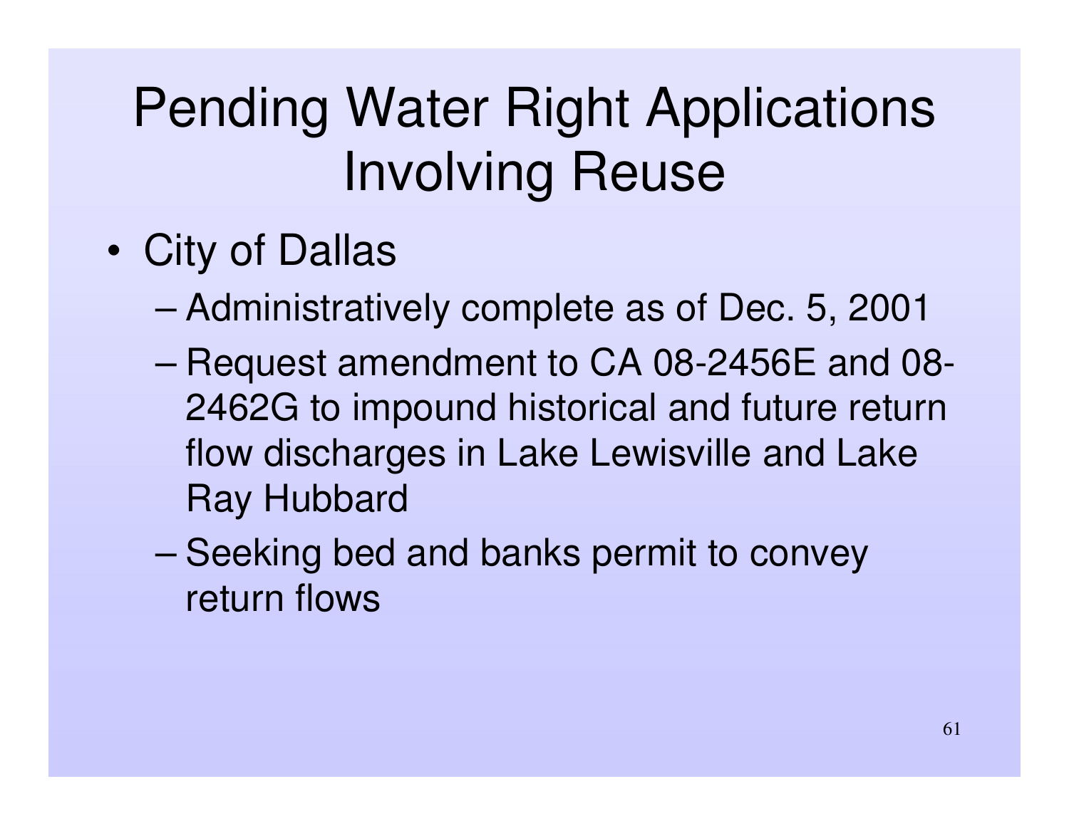# Pending Water Right Applications Involving Reuse

- City of Dallas
  - Administratively complete as of Dec. 5, 2001
  - Request amendment to CA 08-2456E and 08-2462G to impound historical and future return flow discharges in Lake Lewisville and Lake Ray Hubbard
  - Seeking bed and banks permit to convey return flows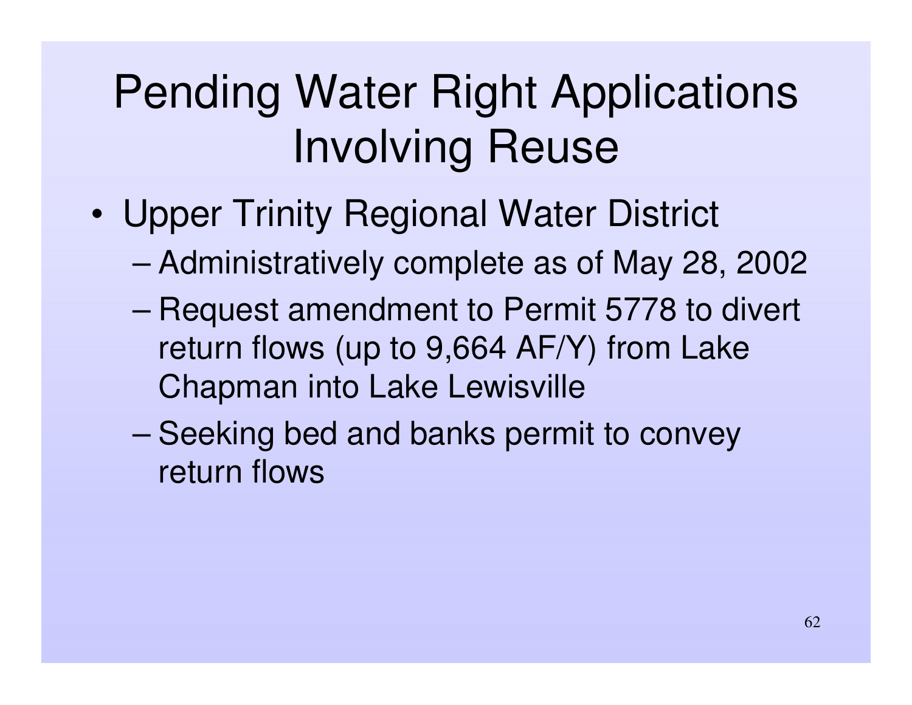# Pending Water Right Applications Involving Reuse

- Upper Trinity Regional Water District
  - Administratively complete as of May 28, 2002
  - Request amendment to Permit 5778 to divert return flows (up to 9,664 AF/Y) from Lake Chapman into Lake Lewisville
  - Seeking bed and banks permit to convey return flows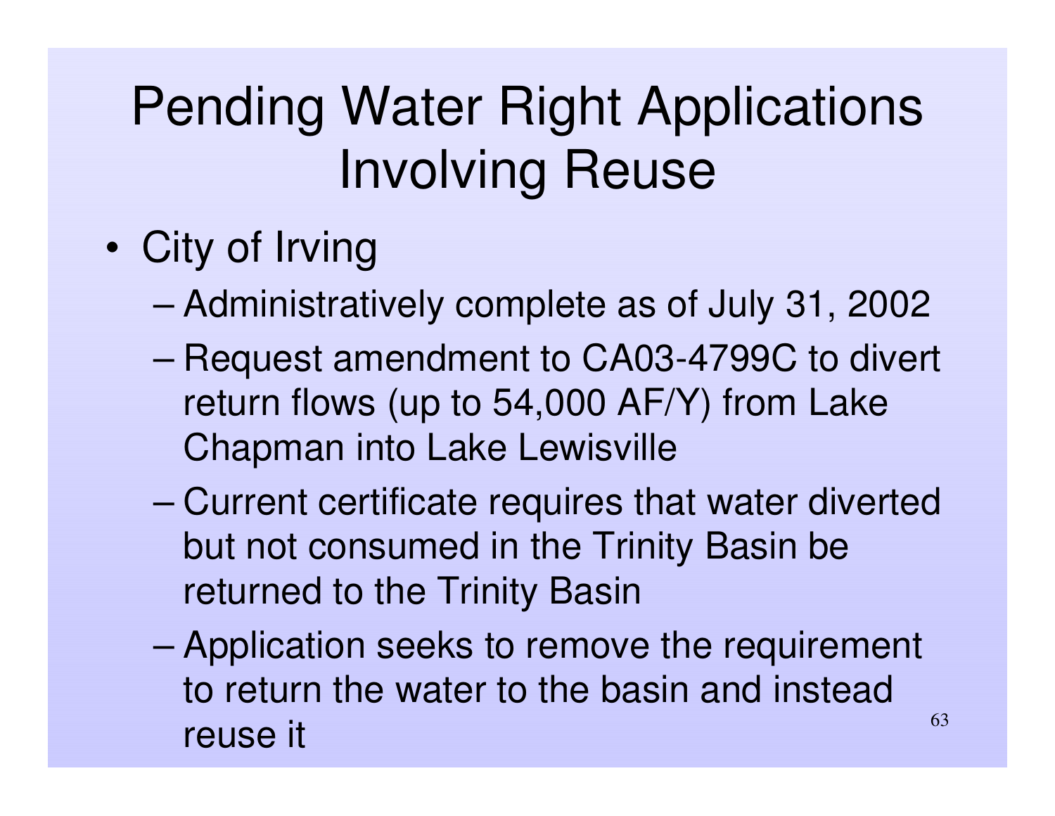# Pending Water Right Applications Involving Reuse

- City of Irving
  - Administratively complete as of July 31, 2002
  - Request amendment to CA03-4799C to divert return flows (up to 54,000 AF/Y) from Lake Chapman into Lake Lewisville
  - Current certificate requires that water diverted but not consumed in the Trinity Basin be returned to the Trinity Basin
  - Application seeks to remove the requirement to return the water to the basin and instead reuse it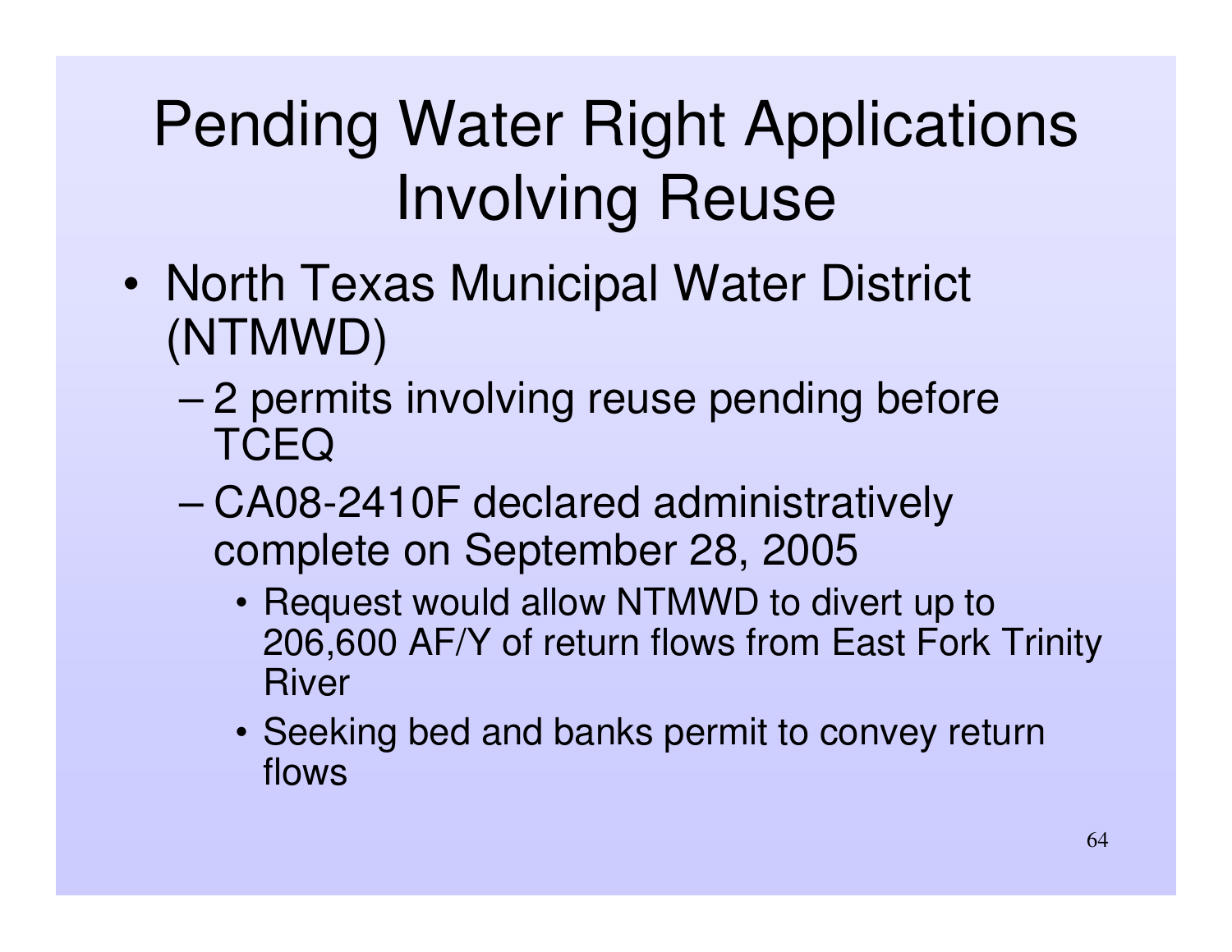# Pending Water Right Applications Involving Reuse

- North Texas Municipal Water District (NTMWD)
  - 2 permits involving reuse pending before TCEQ
  - CA08-2410F declared administratively complete on September 28, 2005
    - Request would allow NTMWD to divert up to 206,600 AF/Y of return flows from East Fork Trinity River
    - Seeking bed and banks permit to convey return flows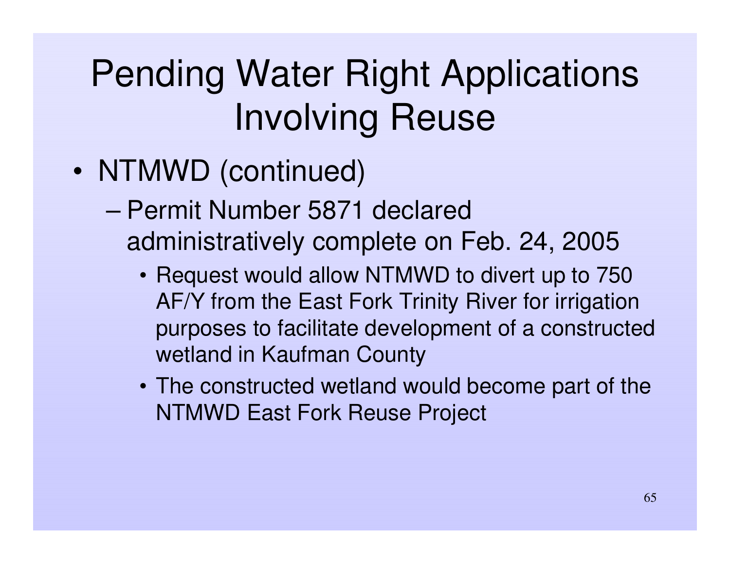# Pending Water Right Applications Involving Reuse

- NTMWD (continued)
  - Permit Number 5871 declared administratively complete on Feb. 24, 2005
    - Request would allow NTMWD to divert up to 750 AF/Y from the East Fork Trinity River for irrigation purposes to facilitate development of a constructed wetland in Kaufman County
    - The constructed wetland would become part of the NTMWD East Fork Reuse Project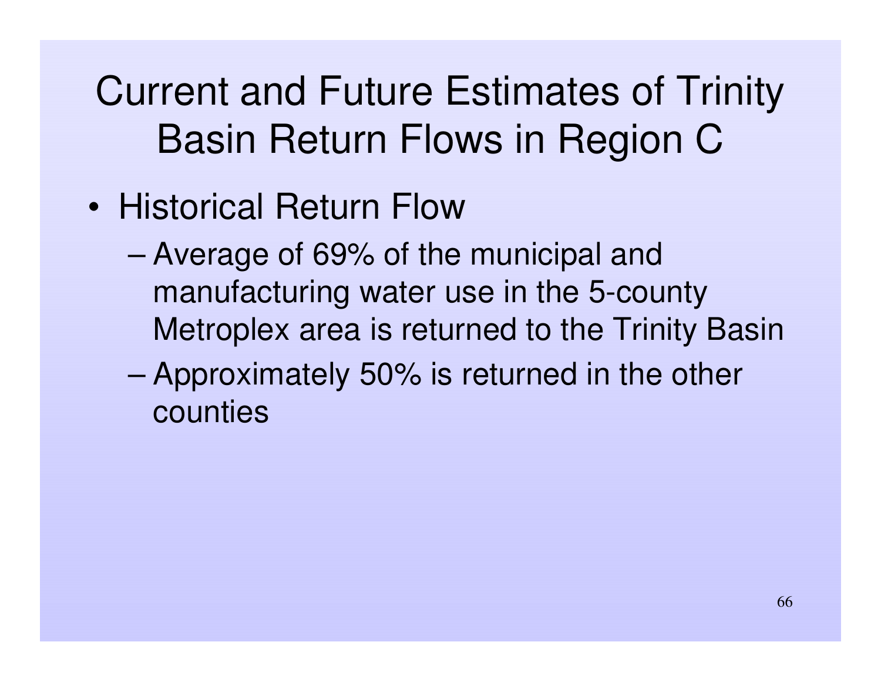# Current and Future Estimates of Trinity Basin Return Flows in Region C

- Historical Return Flow
  - Average of 69% of the municipal and manufacturing water use in the 5-county Metroplex area is returned to the Trinity Basin
  - Approximately 50% is returned in the other counties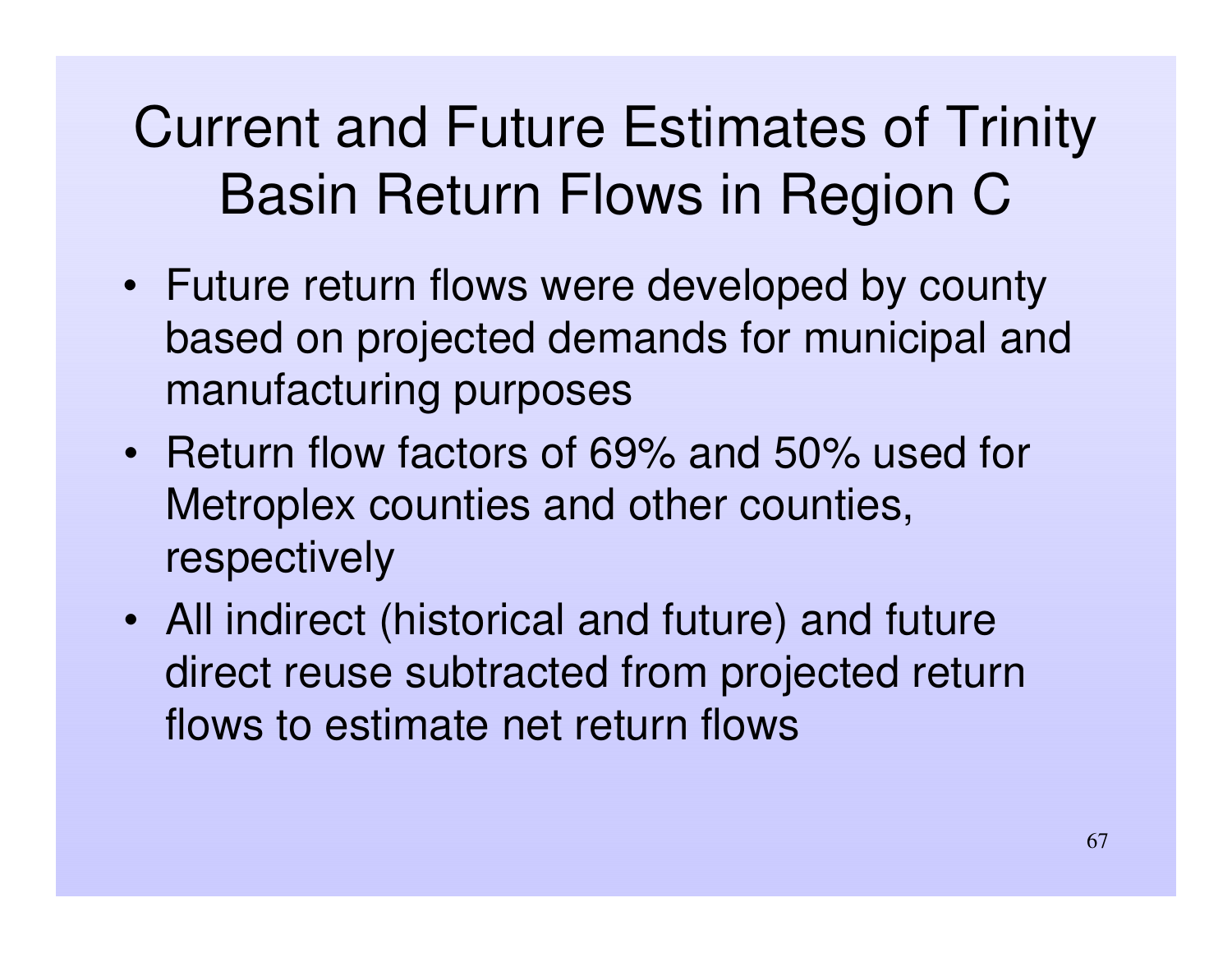# Current and Future Estimates of Trinity Basin Return Flows in Region C

- Future return flows were developed by county based on projected demands for municipal and manufacturing purposes
- Return flow factors of 69% and 50% used for Metroplex counties and other counties, respectively
- All indirect (historical and future) and future direct reuse subtracted from projected return flows to estimate net return flows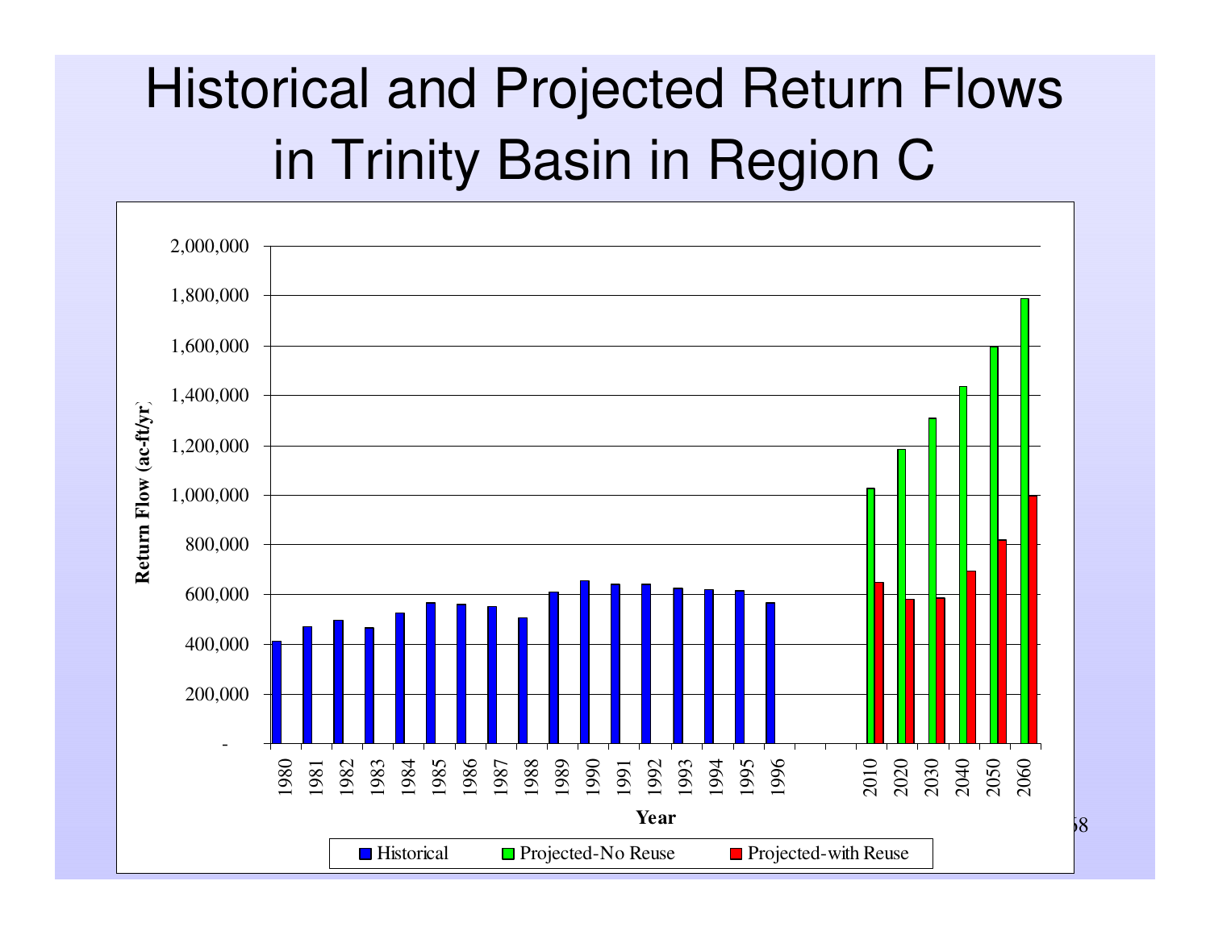# Historical and Projected Return Flows in Trinity Basin in Region C

Return Flow (ac-ft/yr)

2,000,000
1,800,000
1,600,000
1,400,000
1,200,000
1,000,000
800,000
600,000
400,000
200,000
-

1980 1981 1982 1983 1984 1985 1986 1987 1988 1989 1990 1991 1992 1993 1994 1995 1996 2010 2020 2030 2040 2050 2060

Year

Historical | Projected-No Reuse | Projected-with Reuse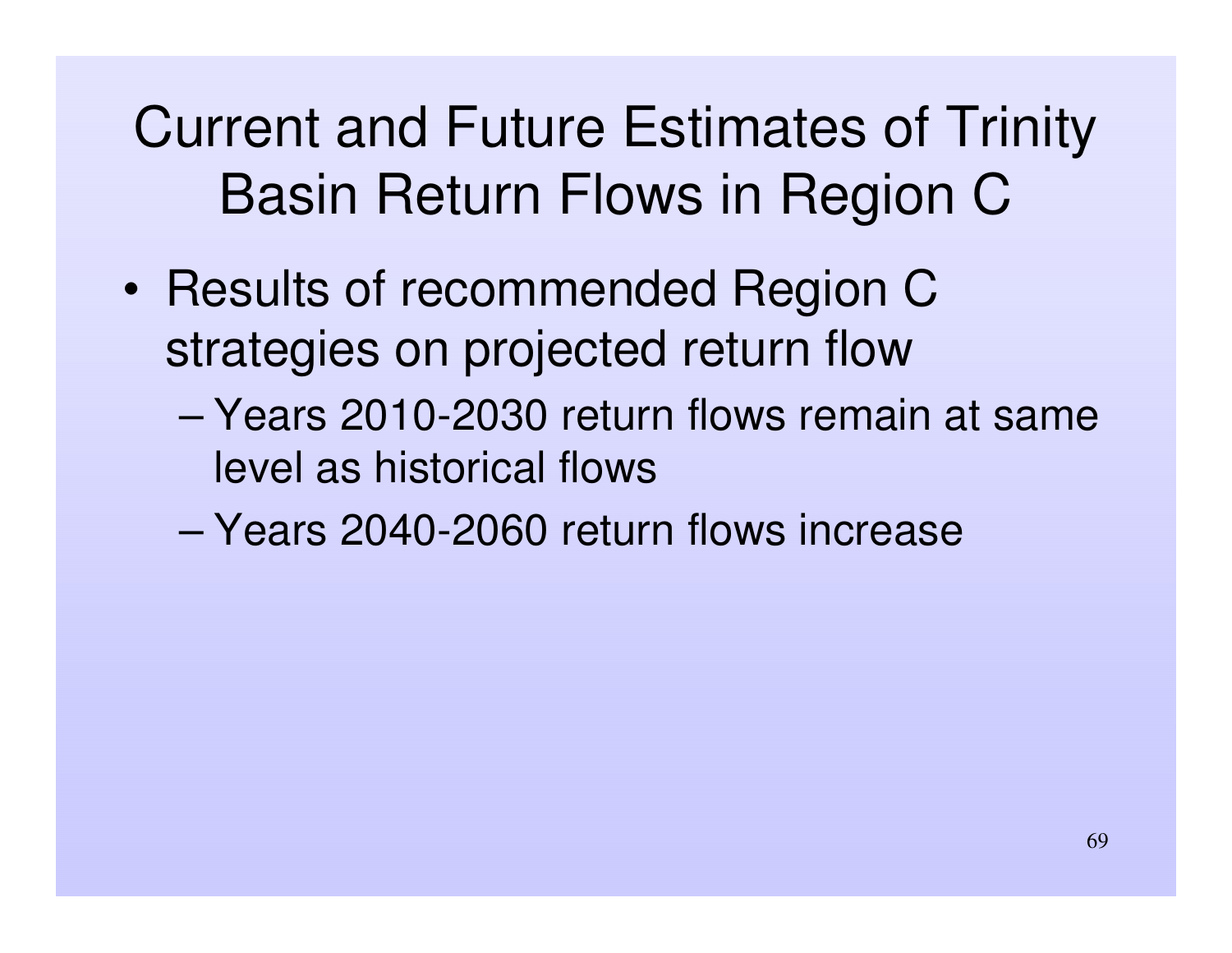# Current and Future Estimates of Trinity Basin Return Flows in Region C

- Results of recommended Region C strategies on projected return flow
  - Years 2010-2030 return flows remain at same level as historical flows
  - Years 2040-2060 return flows increase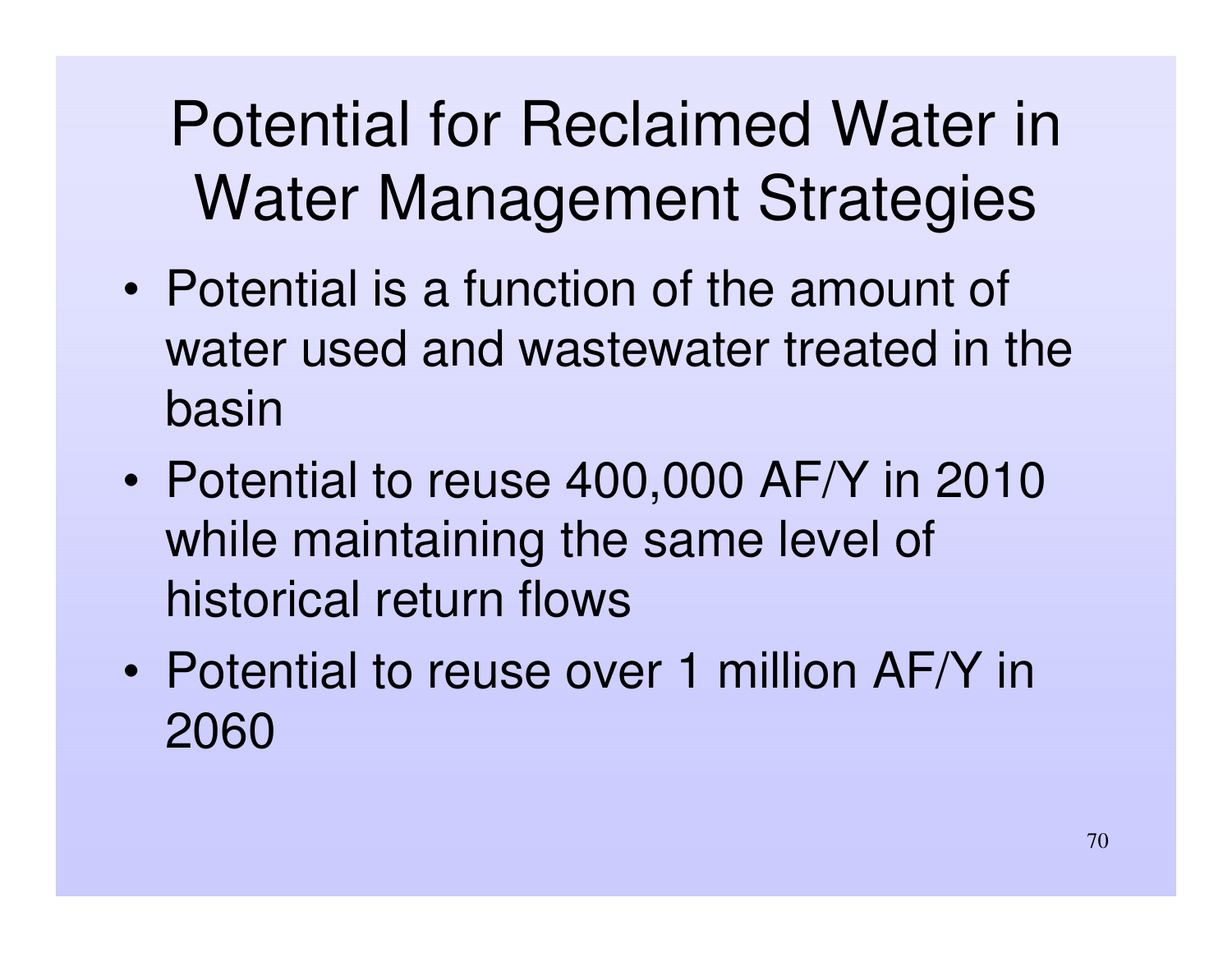# Potential for Reclaimed Water in Water Management Strategies

- Potential is a function of the amount of water used and wastewater treated in the basin
- Potential to reuse 400,000 AF/Y in 2010 while maintaining the same level of historical return flows
- Potential to reuse over 1 million AF/Y in 2060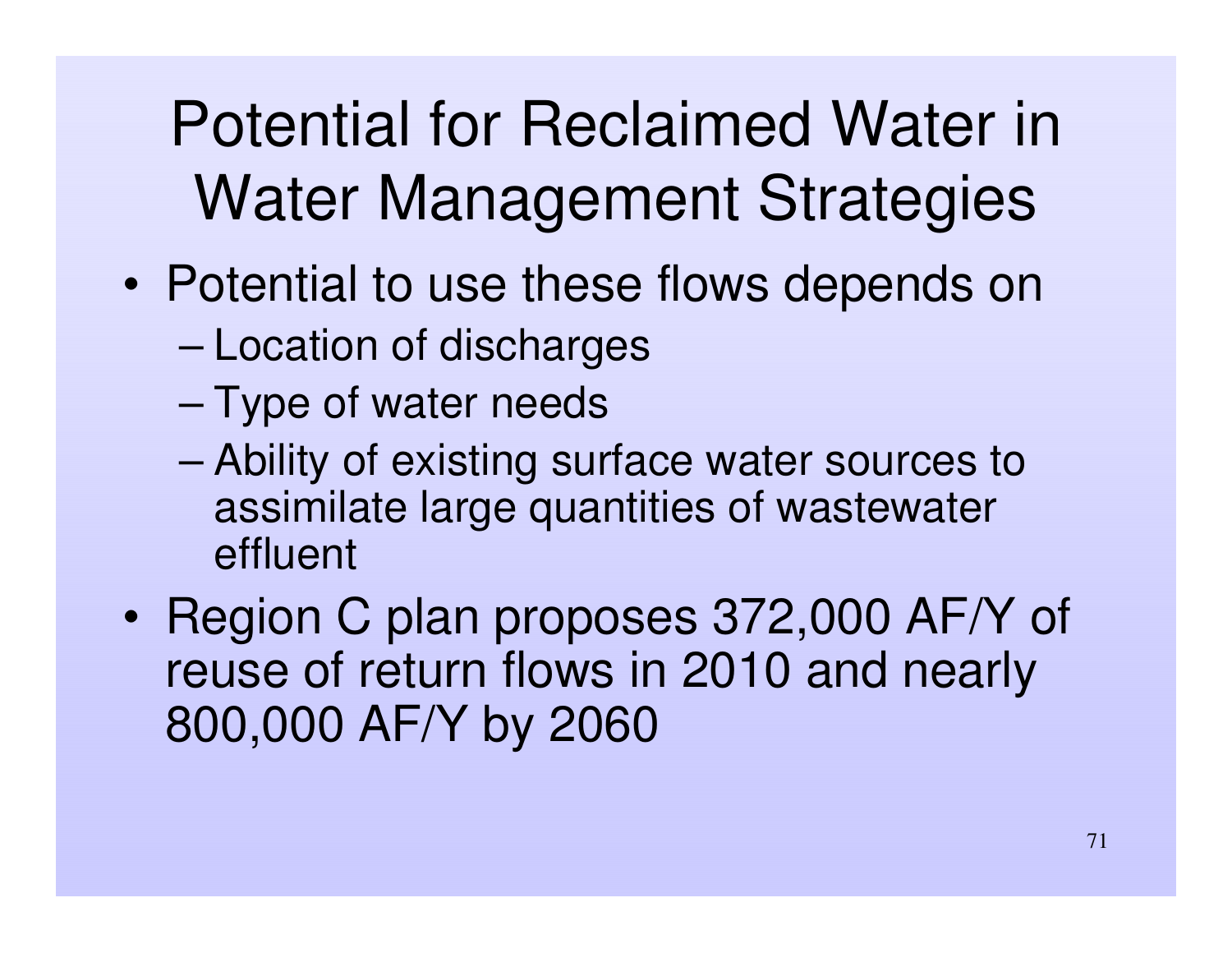# Potential for Reclaimed Water in Water Management Strategies

- Potential to use these flows depends on
  - Location of discharges
  - Type of water needs
  - Ability of existing surface water sources to assimilate large quantities of wastewater effluent
- Region C plan proposes 372,000 AF/Y of reuse of return flows in 2010 and nearly 800,000 AF/Y by 2060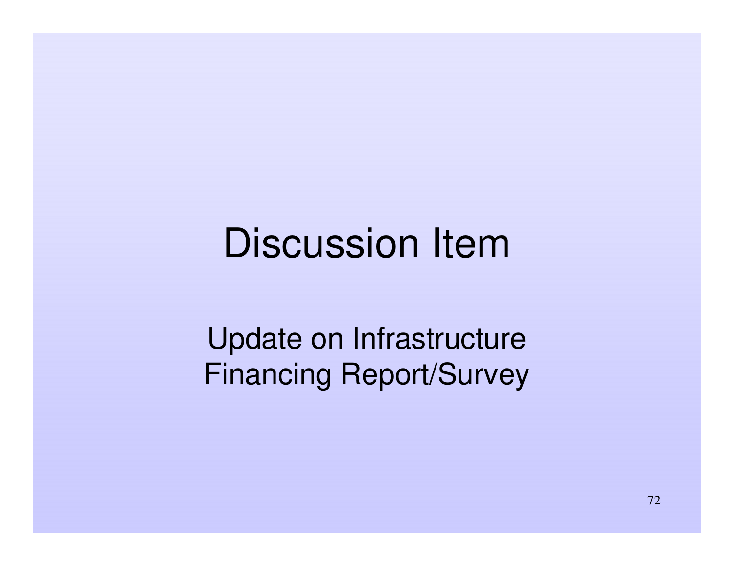# Discussion Item

Update on Infrastructure
Financing Report/Survey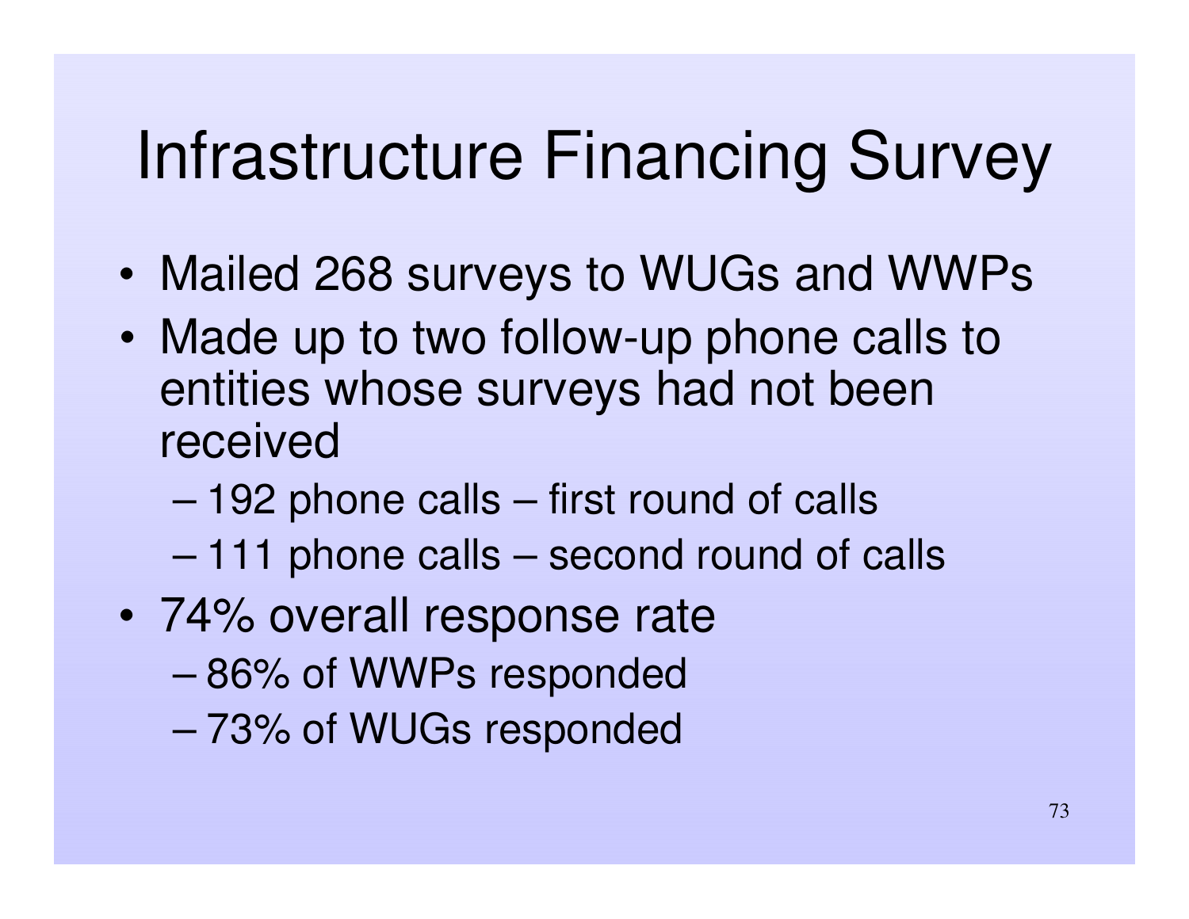# Infrastructure Financing Survey

- Mailed 268 surveys to WUGs and WWPs
- Made up to two follow-up phone calls to entities whose surveys had not been received
  - 192 phone calls – first round of calls
  - 111 phone calls – second round of calls
- 74% overall response rate
  - 86% of WWPs responded
  - 73% of WUGs responded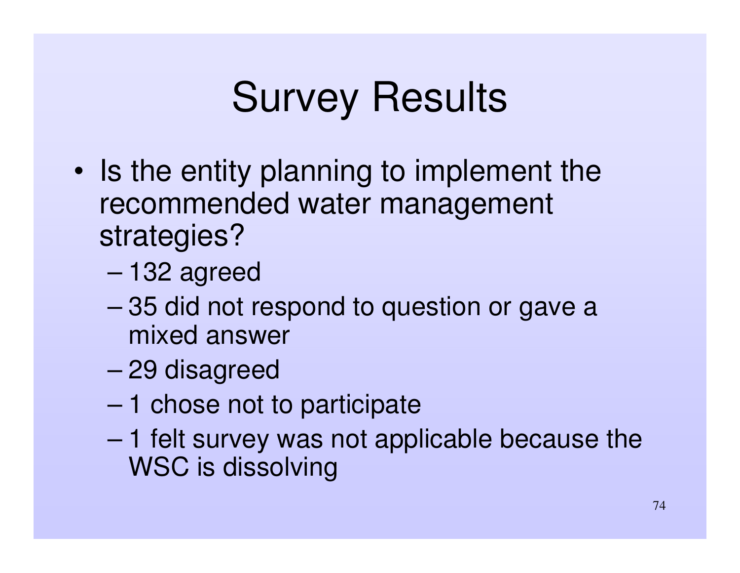# Survey Results

- Is the entity planning to implement the recommended water management strategies?
  - 132 agreed
  - 35 did not respond to question or gave a mixed answer
  - 29 disagreed
  - 1 chose not to participate
  - 1 felt survey was not applicable because the WSC is dissolving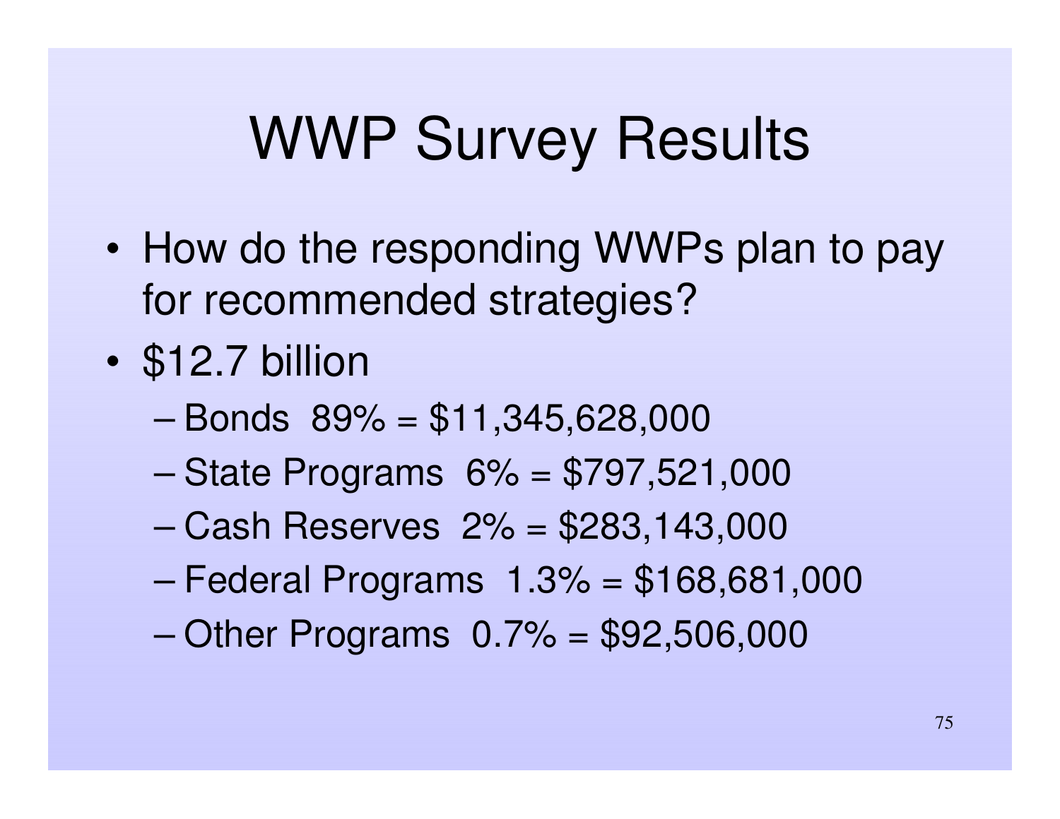# WWP Survey Results

- How do the responding WWPs plan to pay for recommended strategies?
- $12.7 billion
  - Bonds 89% = $11,345,628,000
  - State Programs 6% = $797,521,000
  - Cash Reserves 2% = $283,143,000
  - Federal Programs 1.3% = $168,681,000
  - Other Programs 0.7% = $92,506,000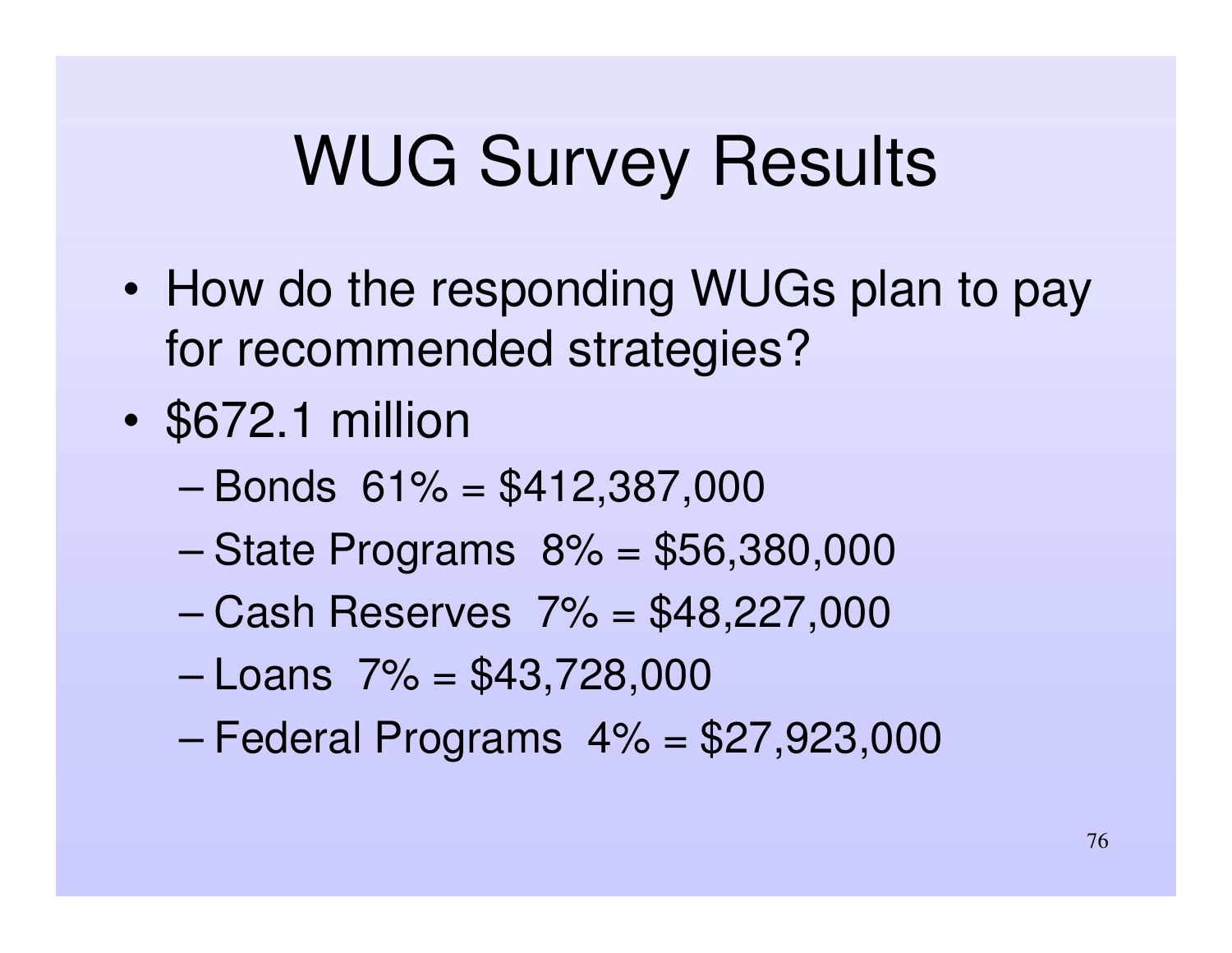# WUG Survey Results

- How do the responding WUGs plan to pay for recommended strategies?
- $672.1 million
  - Bonds 61% = $412,387,000
  - State Programs 8% = $56,380,000
  - Cash Reserves 7% = $48,227,000
  - Loans 7% = $43,728,000
  - Federal Programs 4% = $27,923,000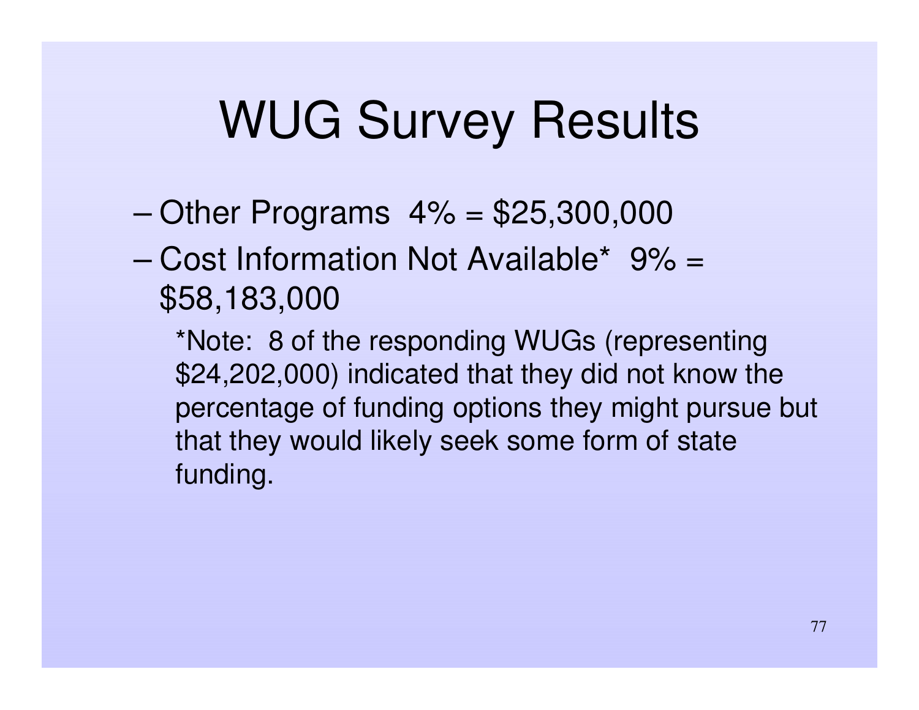# WUG Survey Results

- Other Programs 4% = $25,300,000
- Cost Information Not Available* 9% = $58,183,000

  *Note: 8 of the responding WUGs (representing $24,202,000) indicated that they did not know the percentage of funding options they might pursue but that they would likely seek some form of state funding.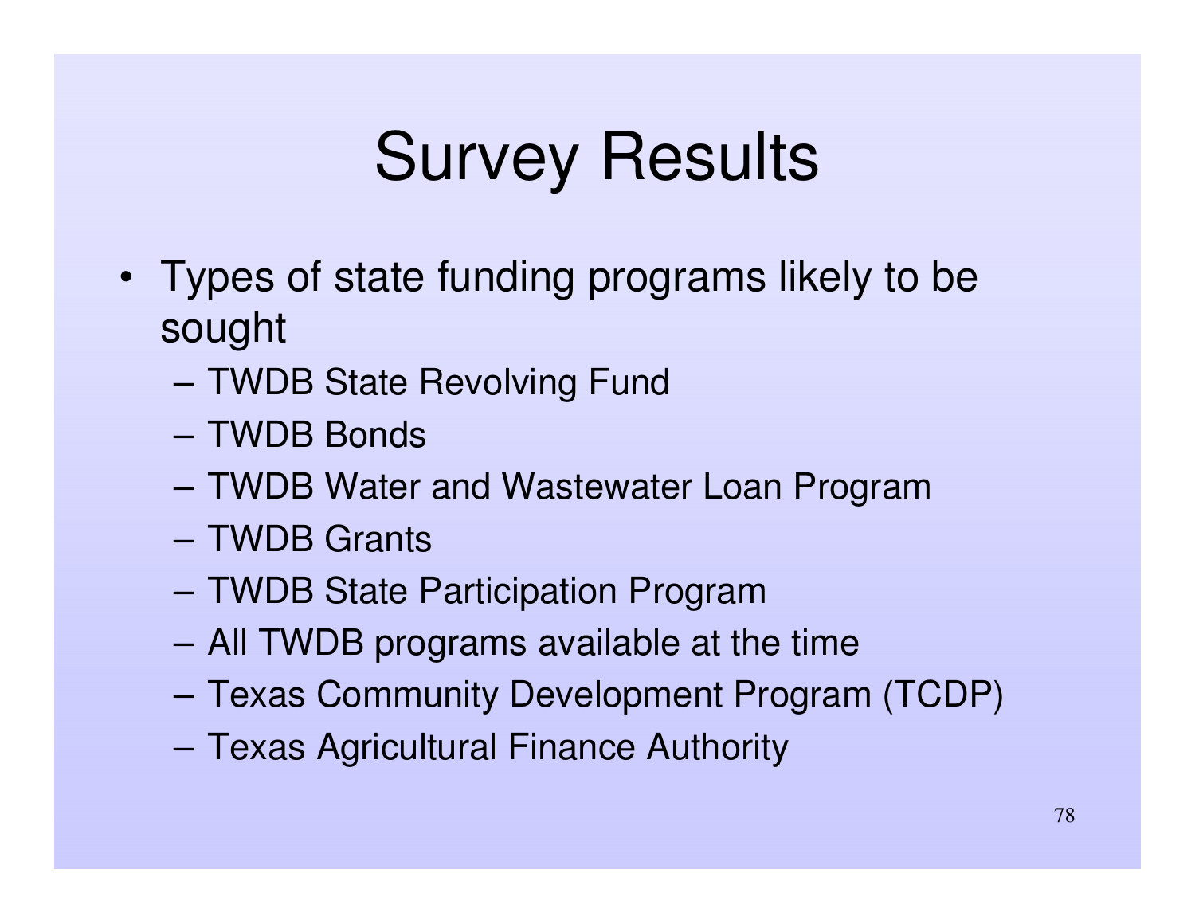# Survey Results

- Types of state funding programs likely to be sought
  - TWDB State Revolving Fund
  - TWDB Bonds
  - TWDB Water and Wastewater Loan Program
  - TWDB Grants
  - TWDB State Participation Program
  - All TWDB programs available at the time
  - Texas Community Development Program (TCDP)
  - Texas Agricultural Finance Authority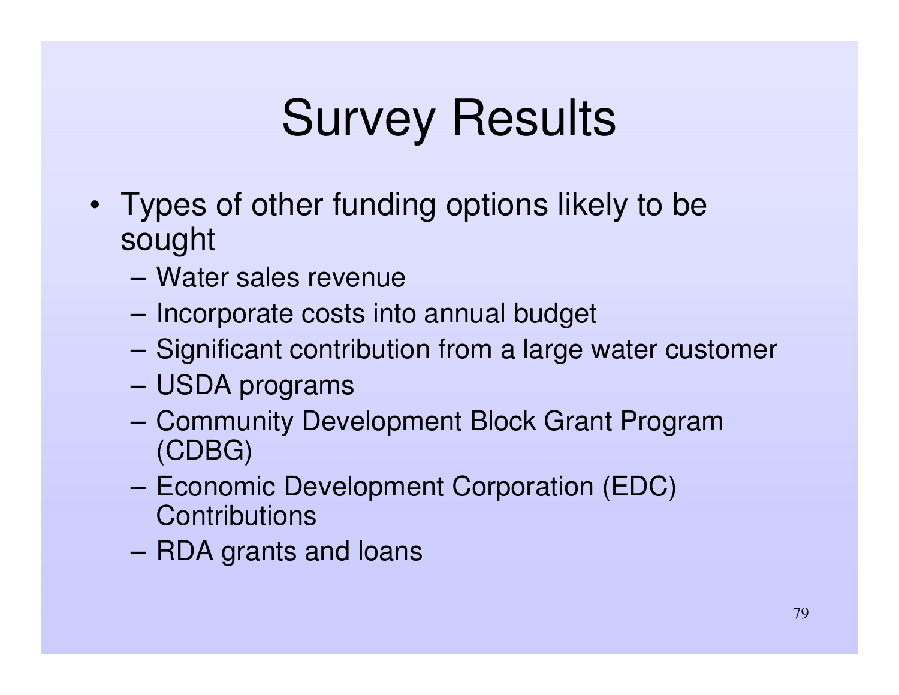# Survey Results

- Types of other funding options likely to be sought
  - Water sales revenue
  - Incorporate costs into annual budget
  - Significant contribution from a large water customer
  - USDA programs
  - Community Development Block Grant Program (CDBG)
  - Economic Development Corporation (EDC) Contributions
  - RDA grants and loans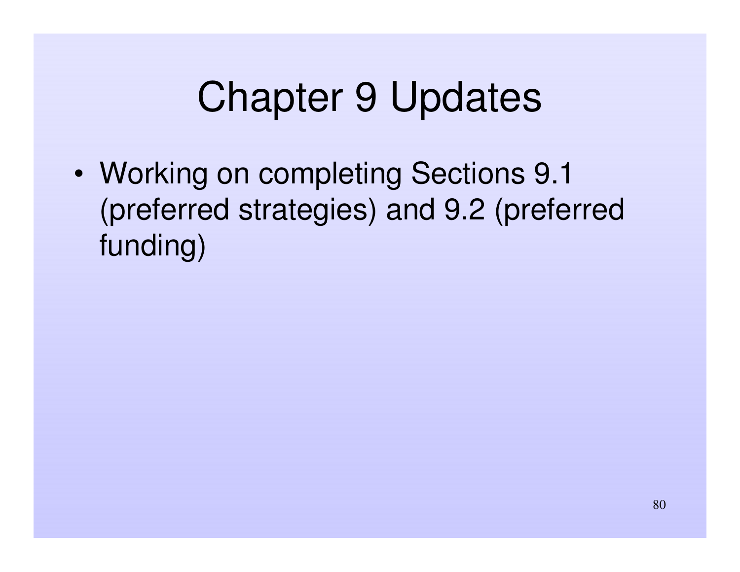# Chapter 9 Updates

- Working on completing Sections 9.1 (preferred strategies) and 9.2 (preferred funding)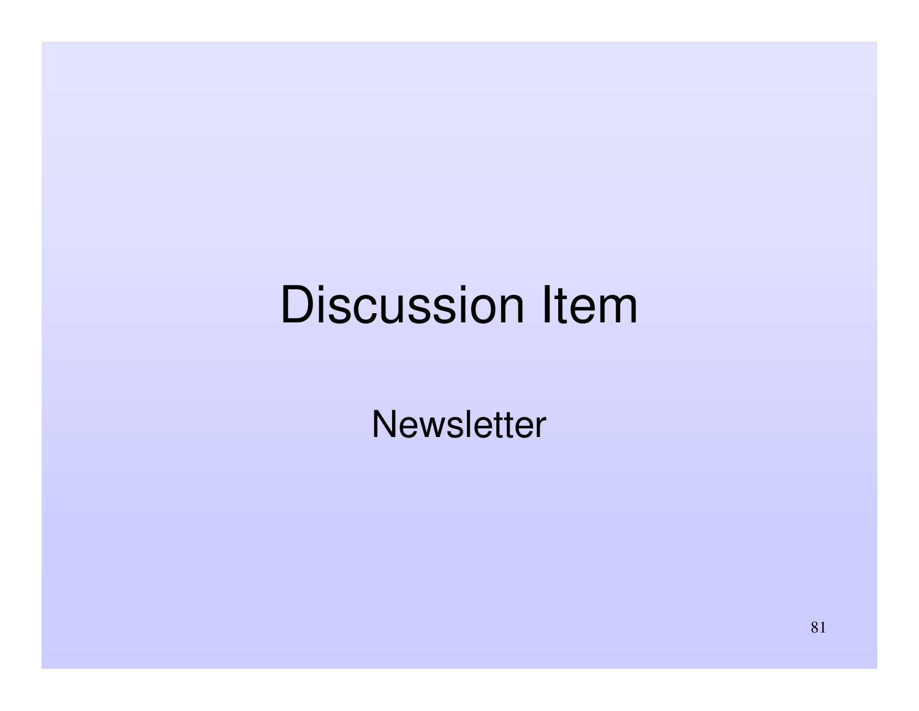# Discussion Item

Newsletter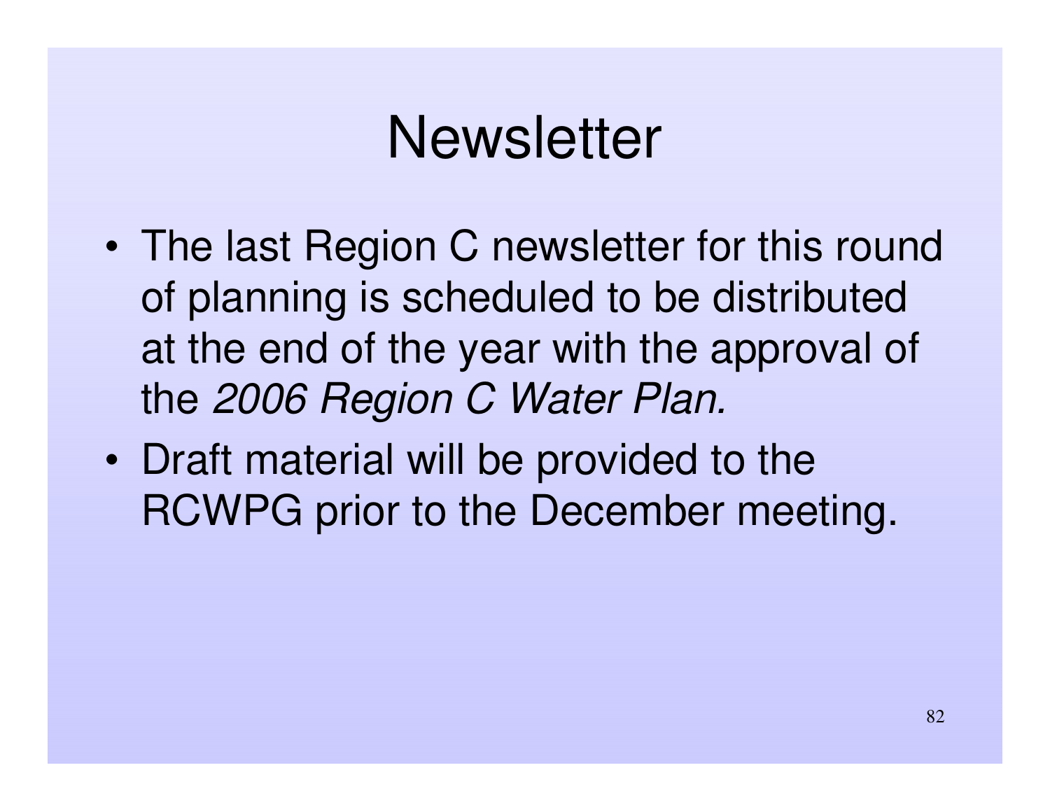# Newsletter

- The last Region C newsletter for this round of planning is scheduled to be distributed at the end of the year with the approval of the *2006 Region C Water Plan.*
- Draft material will be provided to the RCWPG prior to the December meeting.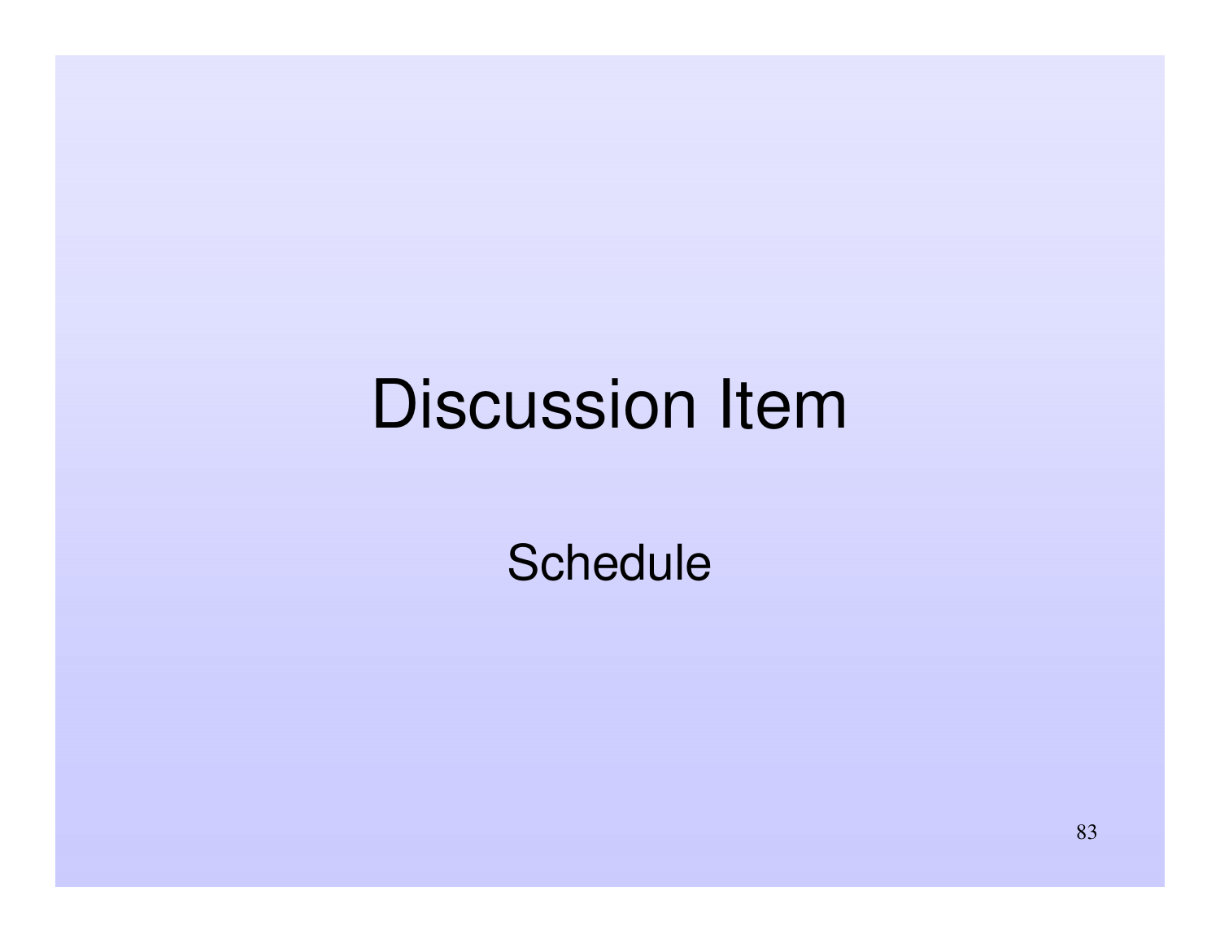# Discussion Item

Schedule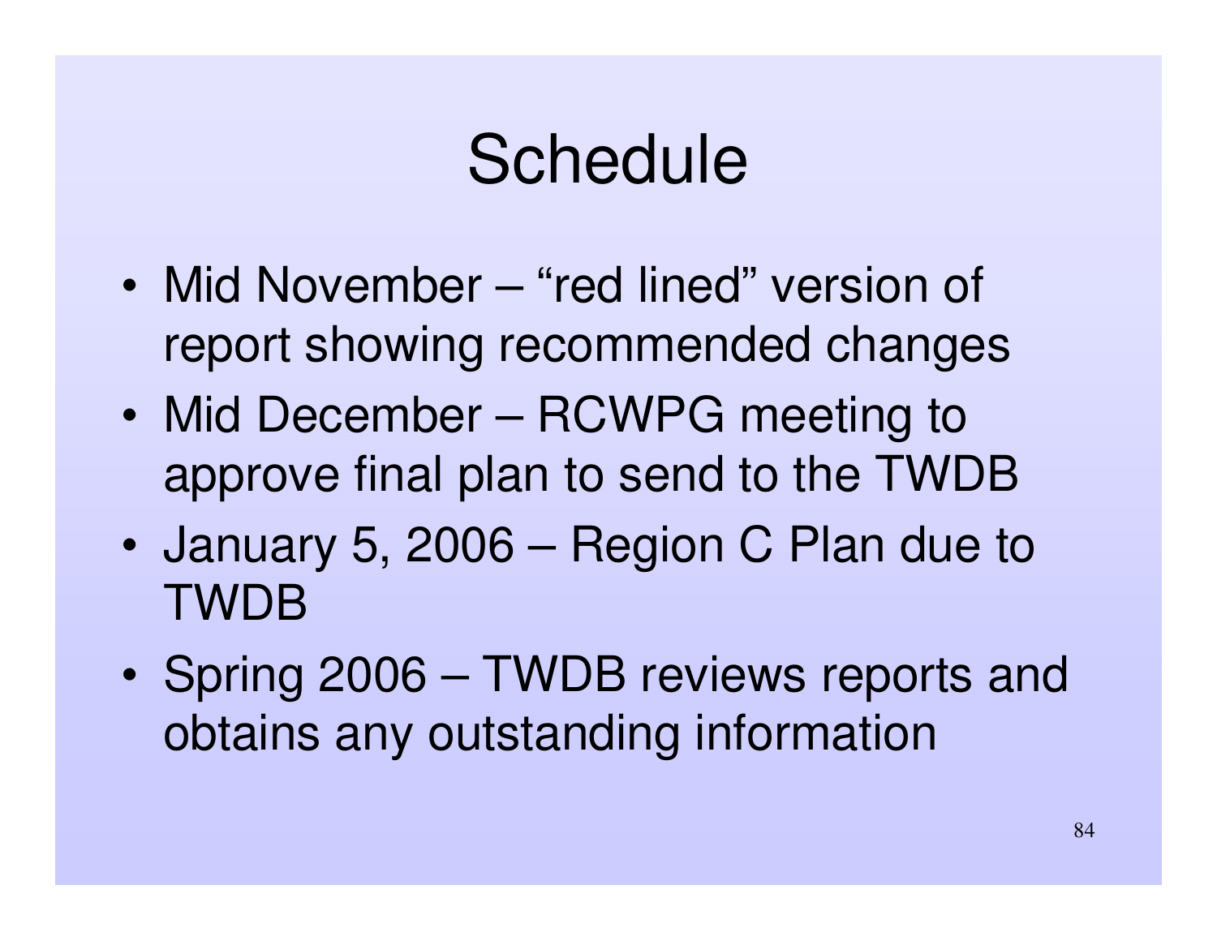# Schedule

- Mid November – “red lined” version of report showing recommended changes
- Mid December – RCWPG meeting to approve final plan to send to the TWDB
- January 5, 2006 – Region C Plan due to TWDB
- Spring 2006 – TWDB reviews reports and obtains any outstanding information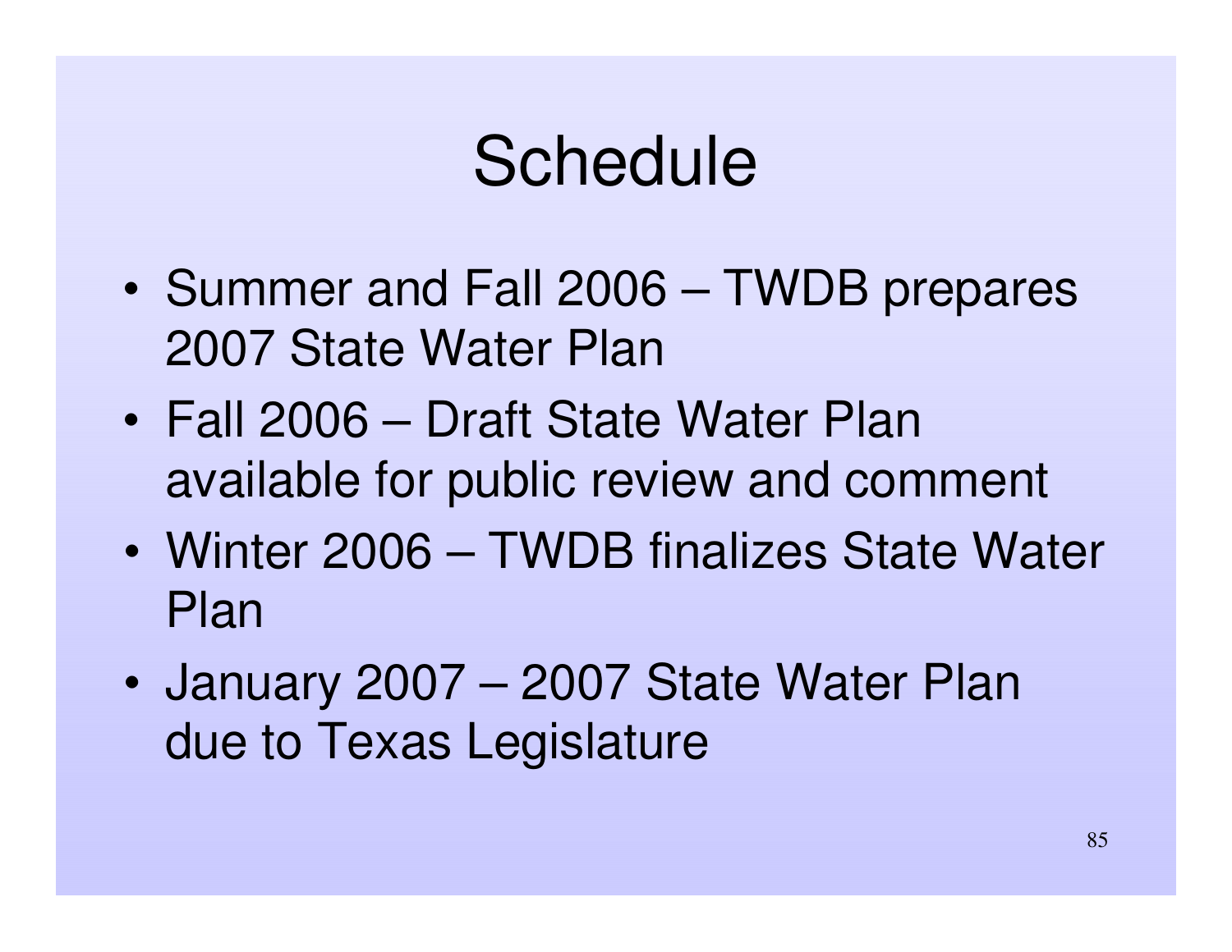# Schedule

- Summer and Fall 2006 – TWDB prepares 2007 State Water Plan
- Fall 2006 – Draft State Water Plan available for public review and comment
- Winter 2006 – TWDB finalizes State Water Plan
- January 2007 – 2007 State Water Plan due to Texas Legislature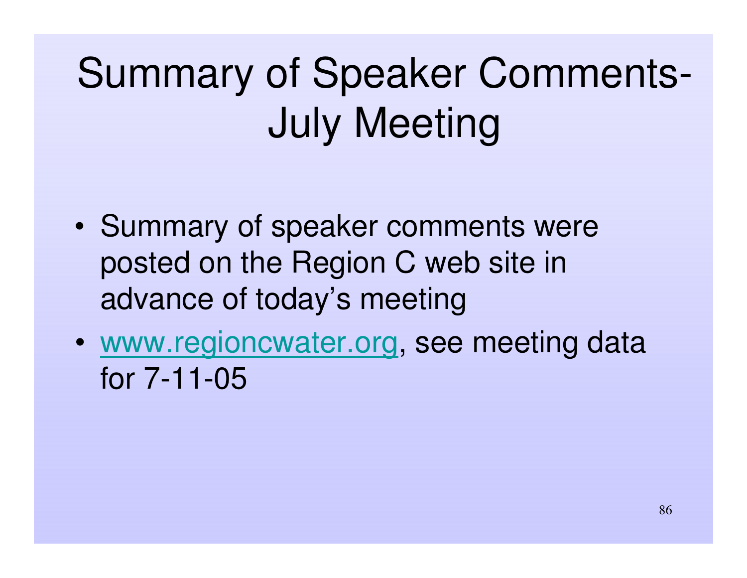# Summary of Speaker Comments-July Meeting

- Summary of speaker comments were posted on the Region C web site in advance of today's meeting
- www.regioncwater.org, see meeting data for 7-11-05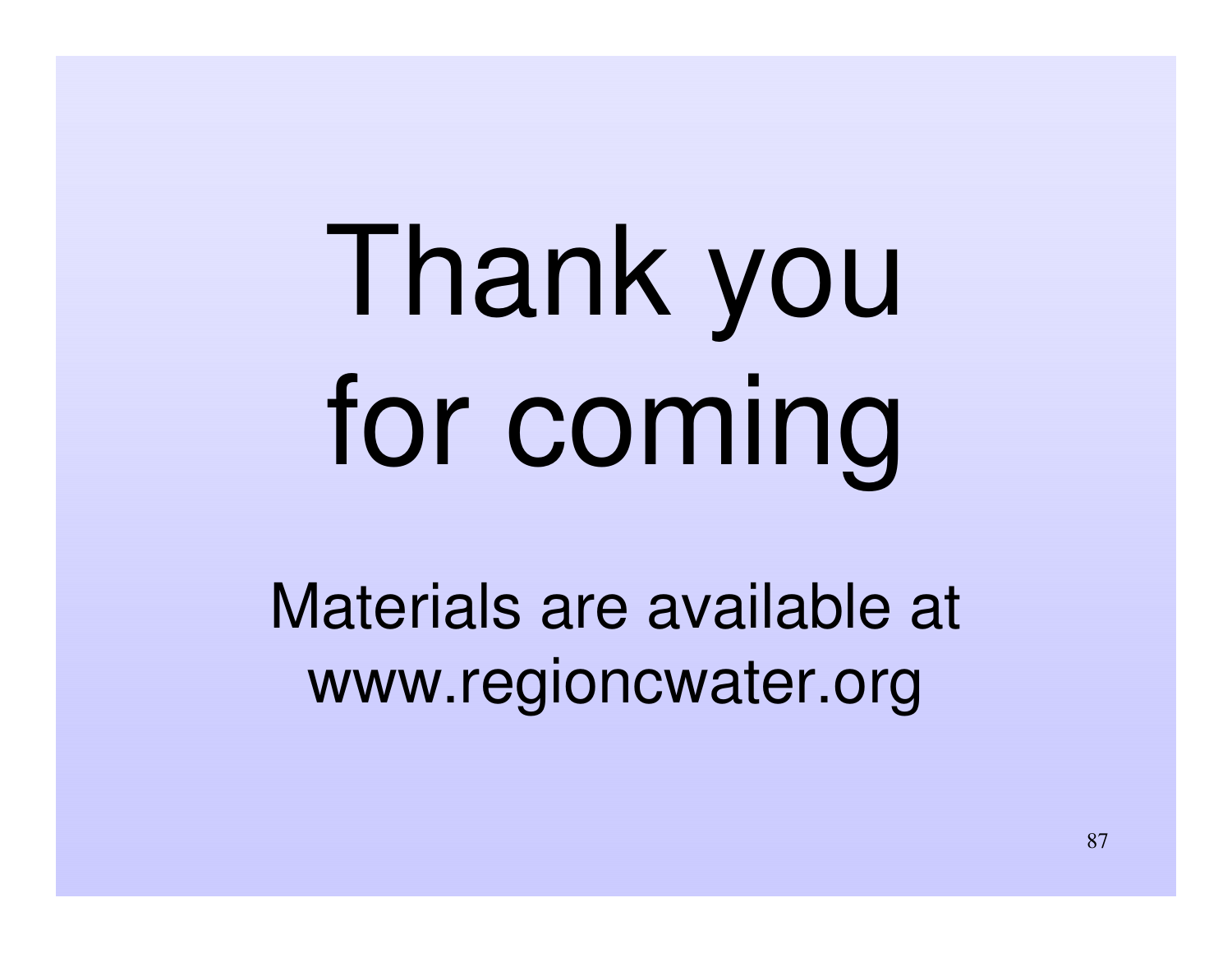# Thank you for coming

Materials are available at
www.regioncwater.org